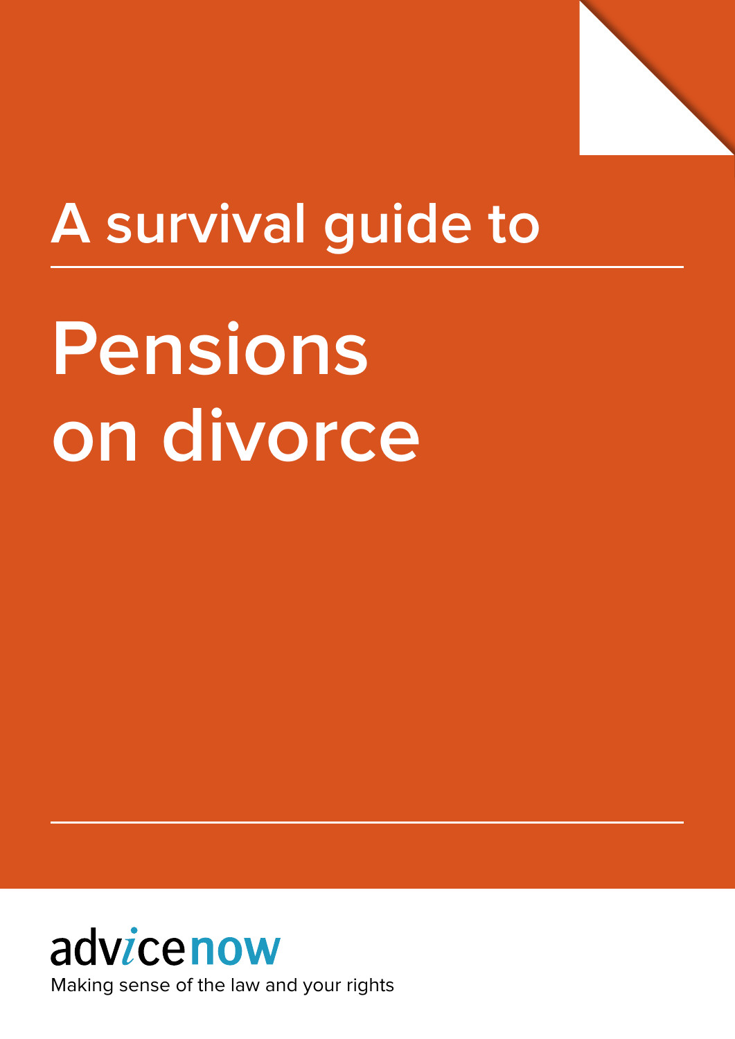A survival guide to

# Pensions on divorce

advicenow

Making sense of the law and your rights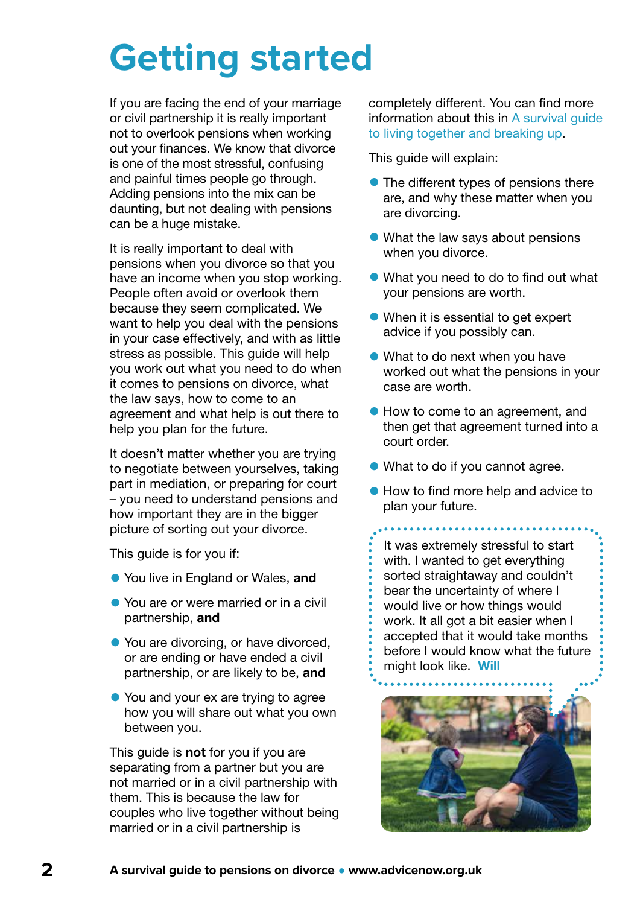# Getting started

If you are facing the end of your marriage or civil partnership it is really important not to overlook pensions when working out your finances. We know that divorce is one of the most stressful, confusing and painful times people go through. Adding pensions into the mix can be daunting, but not dealing with pensions can be a huge mistake.

It is really important to deal with pensions when you divorce so that you have an income when you stop working. People often avoid or overlook them because they seem complicated. We want to help you deal with the pensions in your case effectively, and with as little stress as possible. This guide will help you work out what you need to do when it comes to pensions on divorce, what the law says, how to come to an agreement and what help is out there to help you plan for the future.

It doesn't matter whether you are trying to negotiate between yourselves, taking part in mediation, or preparing for court – you need to understand pensions and how important they are in the bigger picture of sorting out your divorce.

This guide is for you if:

- You live in England or Wales, **and**
- You are or were married or in a civil partnership, **and**
- You are divorcing, or have divorced, or are ending or have ended a civil partnership, or are likely to be, **and**
- You and your ex are trying to agree how you will share out what you own between you.

This guide is **not** for you if you are separating from a partner but you are not married or in a civil partnership with them. This is because the law for couples who live together without being married or in a civil partnership is completely different. You can find more information about this in A survival guide to living together and breaking up.

This guide will explain:

- The different types of pensions there are, and why these matter when you are divorcing.
- What the law says about pensions when you divorce.
- What you need to do to find out what your pensions are worth.
- When it is essential to get expert advice if you possibly can.
- What to do next when you have worked out what the pensions in your case are worth.
- How to come to an agreement, and then get that agreement turned into a court order.
- What to do if you cannot agree.
- How to find more help and advice to plan your future.

It was extremely stressful to start with. I wanted to get everything sorted straightaway and couldn't bear the uncertainty of where I would live or how things would work. It all got a bit easier when I accepted that it would take months before I would know what the future might look like. **Will**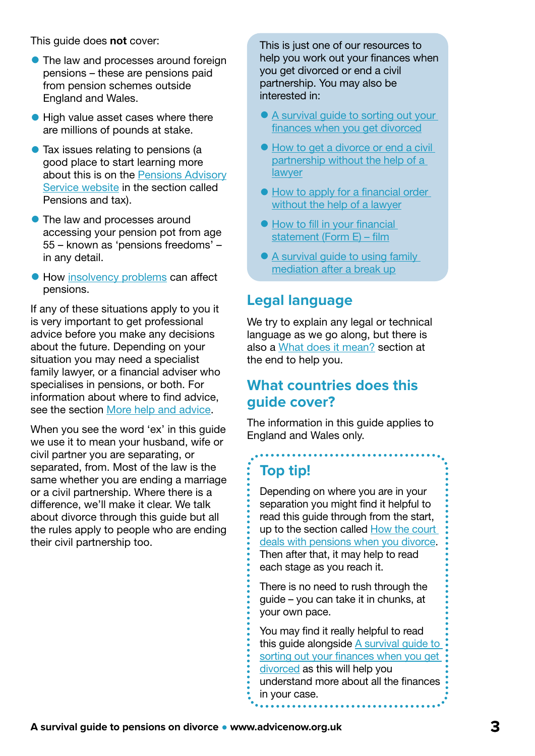This guide does **not** cover:

- The law and processes around foreign pensions – these are pensions paid from pension schemes outside England and Wales.
- High value asset cases where there are millions of pounds at stake.
- Tax issues relating to pensions (a good place to start learning more about this is on the Pensions Advisory Service website in the section called Pensions and tax).
- The law and processes around accessing your pension pot from age 55 – known as 'pensions freedoms' – in any detail.
- How insolvency problems can affect pensions.

If any of these situations apply to you it is very important to get professional advice before you make any decisions about the future. Depending on your situation you may need a specialist family lawyer, or a financial adviser who specialises in pensions, or both. For information about where to find advice, see the section More help and advice.

When you see the word 'ex' in this guide we use it to mean your husband, wife or civil partner you are separating, or separated, from. Most of the law is the same whether you are ending a marriage or a civil partnership. Where there is a difference, we'll make it clear. We talk about divorce through this guide but all the rules apply to people who are ending their civil partnership too.

This is just one of our resources to help you work out your finances when you get divorced or end a civil partnership. You may also be interested in:

- A survival guide to sorting out your finances when you get divorced
- How to get a divorce or end a civil partnership without the help of a lawyer
- How to apply for a financial order without the help of a lawyer
- How to fill in your financial statement (Form E) – film
- A survival guide to using family mediation after a break up

## Legal language

We try to explain any legal or technical language as we go along, but there is also a What does it mean? section at the end to help you.

## What countries does this guide cover?

The information in this guide applies to England and Wales only.

### Top tip!

Depending on where you are in your separation you might find it helpful to read this guide through from the start, up to the section called How the court deals with pensions when you divorce. Then after that, it may help to read each stage as you reach it.

There is no need to rush through the guide – you can take it in chunks, at your own pace.

You may find it really helpful to read this guide alongside A survival guide to sorting out your finances when you get divorced as this will help you understand more about all the finances in your case.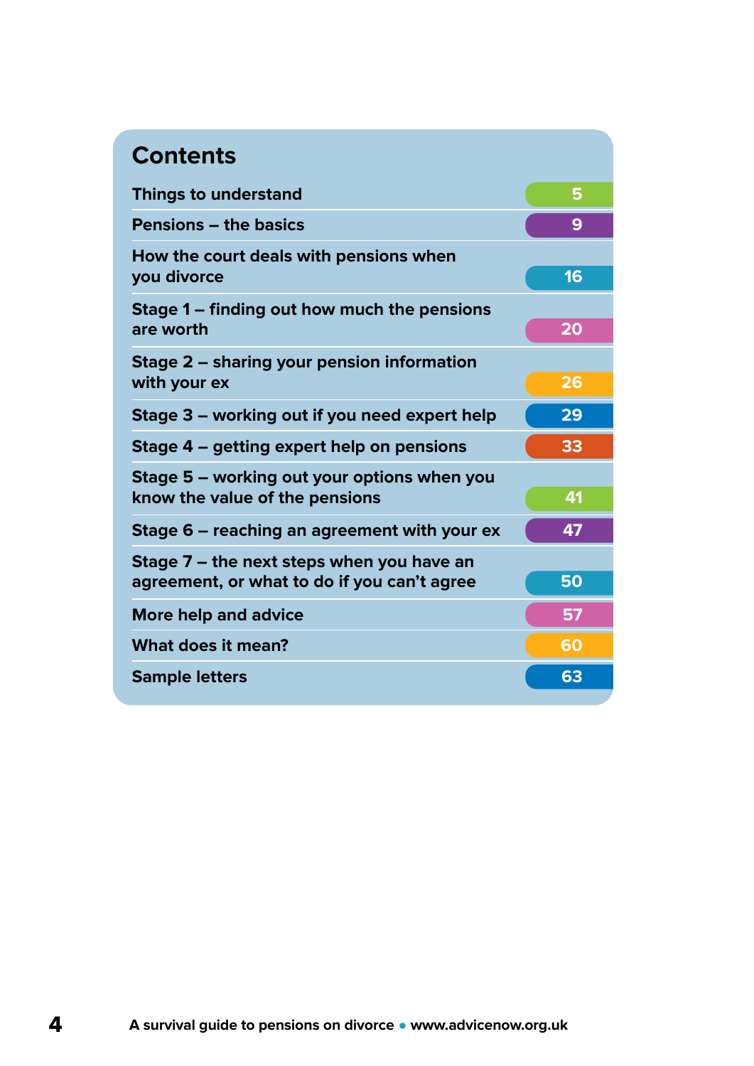# Contents

| | |
|---|---|
| Things to understand | 5 |
| Pensions – the basics | 9 |
| How the court deals with pensions when you divorce | 16 |
| Stage 1 – finding out how much the pensions are worth | 20 |
| Stage 2 – sharing your pension information with your ex | 26 |
| Stage 3 – working out if you need expert help | 29 |
| Stage 4 – getting expert help on pensions | 33 |
| Stage 5 – working out your options when you know the value of the pensions | 41 |
| Stage 6 – reaching an agreement with your ex | 47 |
| Stage 7 – the next steps when you have an agreement, or what to do if you can't agree | 50 |
| More help and advice | 57 |
| What does it mean? | 60 |
| Sample letters | 63 |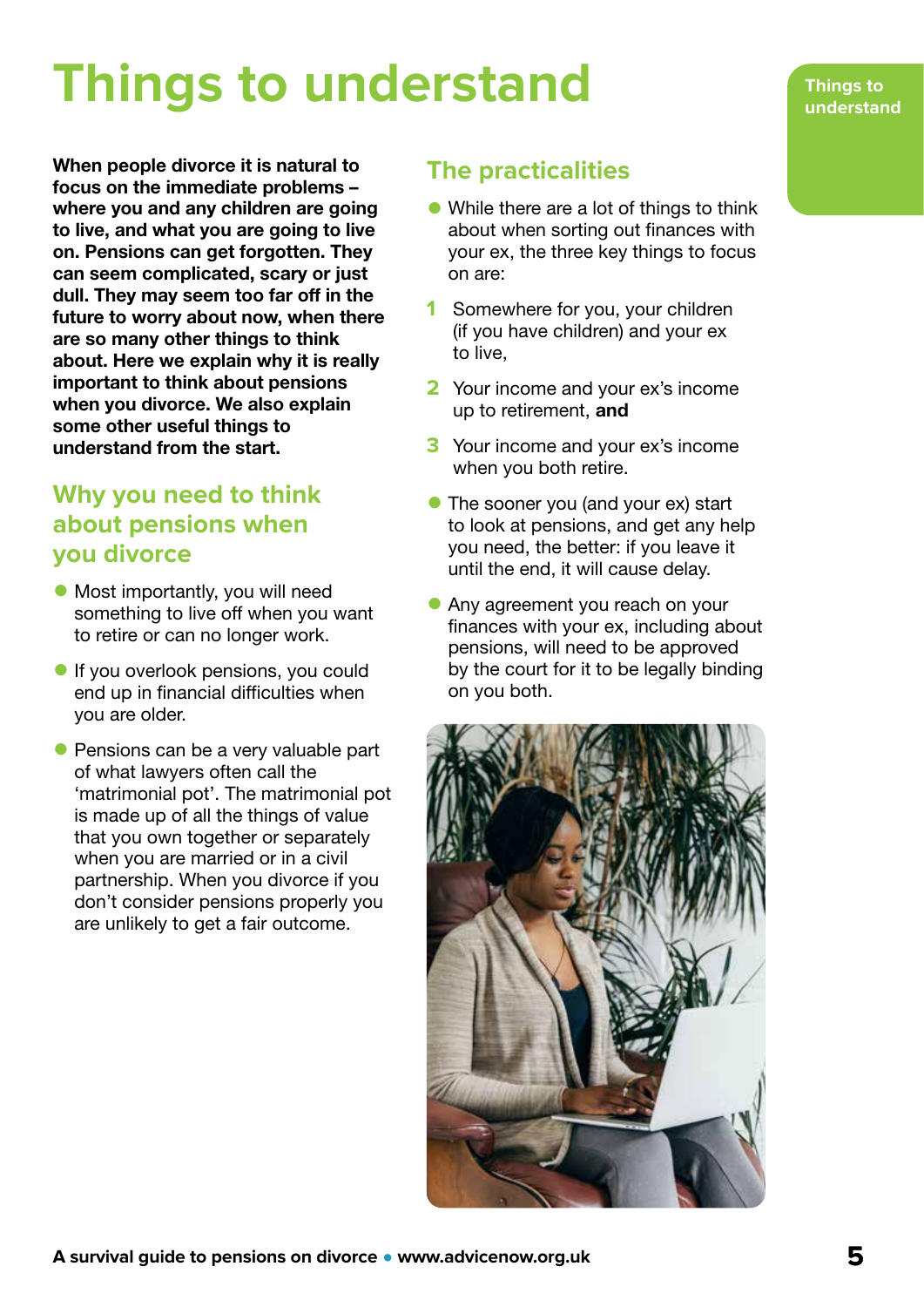# Things to understand

**When people divorce it is natural to focus on the immediate problems – where you and any children are going to live, and what you are going to live on. Pensions can get forgotten. They can seem complicated, scary or just dull. They may seem too far off in the future to worry about now, when there are so many other things to think about. Here we explain why it is really important to think about pensions when you divorce. We also explain some other useful things to understand from the start.**

## Why you need to think about pensions when you divorce

- Most importantly, you will need something to live off when you want to retire or can no longer work.
- If you overlook pensions, you could end up in financial difficulties when you are older.
- Pensions can be a very valuable part of what lawyers often call the 'matrimonial pot'. The matrimonial pot is made up of all the things of value that you own together or separately when you are married or in a civil partnership. When you divorce if you don't consider pensions properly you are unlikely to get a fair outcome.

## The practicalities

- While there are a lot of things to think about when sorting out finances with your ex, the three key things to focus on are:

1. Somewhere for you, your children (if you have children) and your ex to live,
2. Your income and your ex's income up to retirement, **and**
3. Your income and your ex's income when you both retire.

- The sooner you (and your ex) start to look at pensions, and get any help you need, the better: if you leave it until the end, it will cause delay.
- Any agreement you reach on your finances with your ex, including about pensions, will need to be approved by the court for it to be legally binding on you both.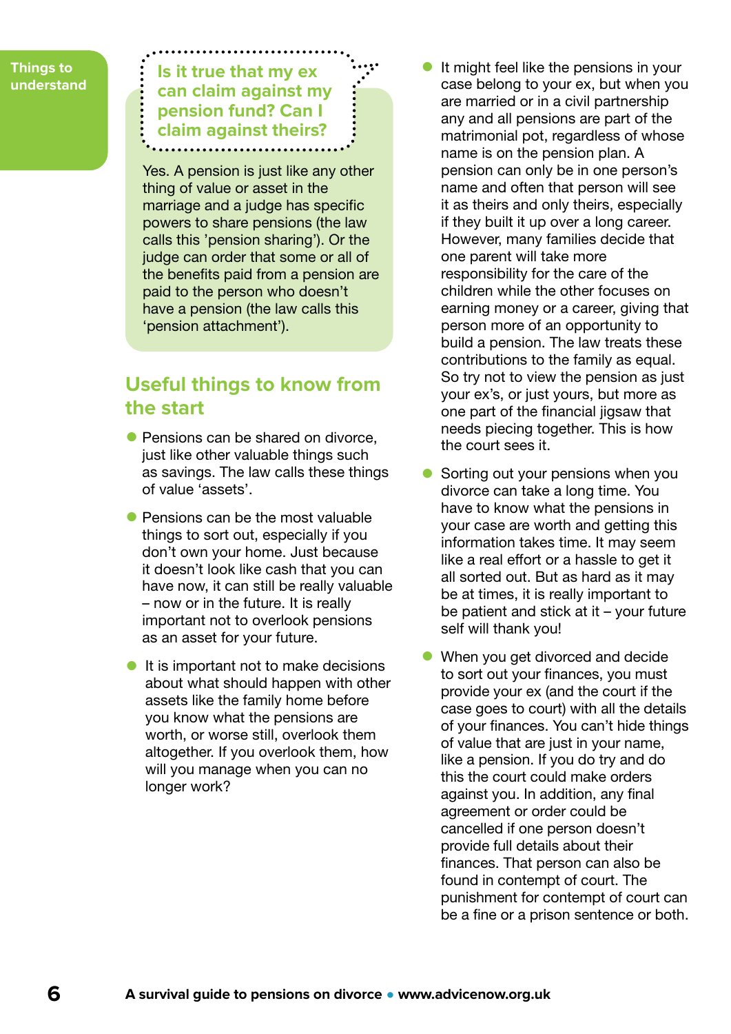Things to understand

### Is it true that my ex can claim against my pension fund? Can I claim against theirs?

Yes. A pension is just like any other thing of value or asset in the marriage and a judge has specific powers to share pensions (the law calls this 'pension sharing'). Or the judge can order that some or all of the benefits paid from a pension are paid to the person who doesn't have a pension (the law calls this 'pension attachment').

## Useful things to know from the start

- Pensions can be shared on divorce, just like other valuable things such as savings. The law calls these things of value 'assets'.
- Pensions can be the most valuable things to sort out, especially if you don't own your home. Just because it doesn't look like cash that you can have now, it can still be really valuable – now or in the future. It is really important not to overlook pensions as an asset for your future.
- It is important not to make decisions about what should happen with other assets like the family home before you know what the pensions are worth, or worse still, overlook them altogether. If you overlook them, how will you manage when you can no longer work?
- It might feel like the pensions in your case belong to your ex, but when you are married or in a civil partnership any and all pensions are part of the matrimonial pot, regardless of whose name is on the pension plan. A pension can only be in one person's name and often that person will see it as theirs and only theirs, especially if they built it up over a long career. However, many families decide that one parent will take more responsibility for the care of the children while the other focuses on earning money or a career, giving that person more of an opportunity to build a pension. The law treats these contributions to the family as equal. So try not to view the pension as just your ex's, or just yours, but more as one part of the financial jigsaw that needs piecing together. This is how the court sees it.
- Sorting out your pensions when you divorce can take a long time. You have to know what the pensions in your case are worth and getting this information takes time. It may seem like a real effort or a hassle to get it all sorted out. But as hard as it may be at times, it is really important to be patient and stick at it – your future self will thank you!
- When you get divorced and decide to sort out your finances, you must provide your ex (and the court if the case goes to court) with all the details of your finances. You can't hide things of value that are just in your name, like a pension. If you do try and do this the court could make orders against you. In addition, any final agreement or order could be cancelled if one person doesn't provide full details about their finances. That person can also be found in contempt of court. The punishment for contempt of court can be a fine or a prison sentence or both.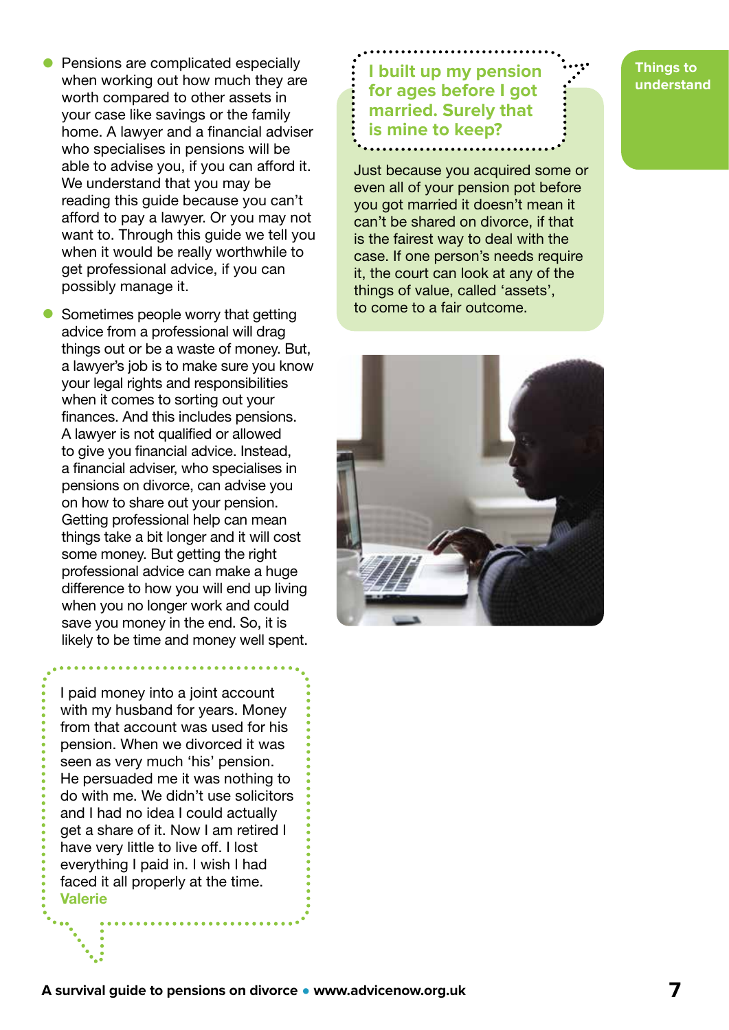- Pensions are complicated especially when working out how much they are worth compared to other assets in your case like savings or the family home. A lawyer and a financial adviser who specialises in pensions will be able to advise you, if you can afford it. We understand that you may be reading this guide because you can't afford to pay a lawyer. Or you may not want to. Through this guide we tell you when it would be really worthwhile to get professional advice, if you can possibly manage it.

- Sometimes people worry that getting advice from a professional will drag things out or be a waste of money. But, a lawyer's job is to make sure you know your legal rights and responsibilities when it comes to sorting out your finances. And this includes pensions. A lawyer is not qualified or allowed to give you financial advice. Instead, a financial adviser, who specialises in pensions on divorce, can advise you on how to share out your pension. Getting professional help can mean things take a bit longer and it will cost some money. But getting the right professional advice can make a huge difference to how you will end up living when you no longer work and could save you money in the end. So, it is likely to be time and money well spent.

> I paid money into a joint account with my husband for years. Money from that account was used for his pension. When we divorced it was seen as very much 'his' pension. He persuaded me it was nothing to do with me. We didn't use solicitors and I had no idea I could actually get a share of it. Now I am retired I have very little to live off. I lost everything I paid in. I wish I had faced it all properly at the time.
> **Valerie**

### I built up my pension for ages before I got married. Surely that is mine to keep?

Just because you acquired some or even all of your pension pot before you got married it doesn't mean it can't be shared on divorce, if that is the fairest way to deal with the case. If one person's needs require it, the court can look at any of the things of value, called 'assets', to come to a fair outcome.

**Things to understand**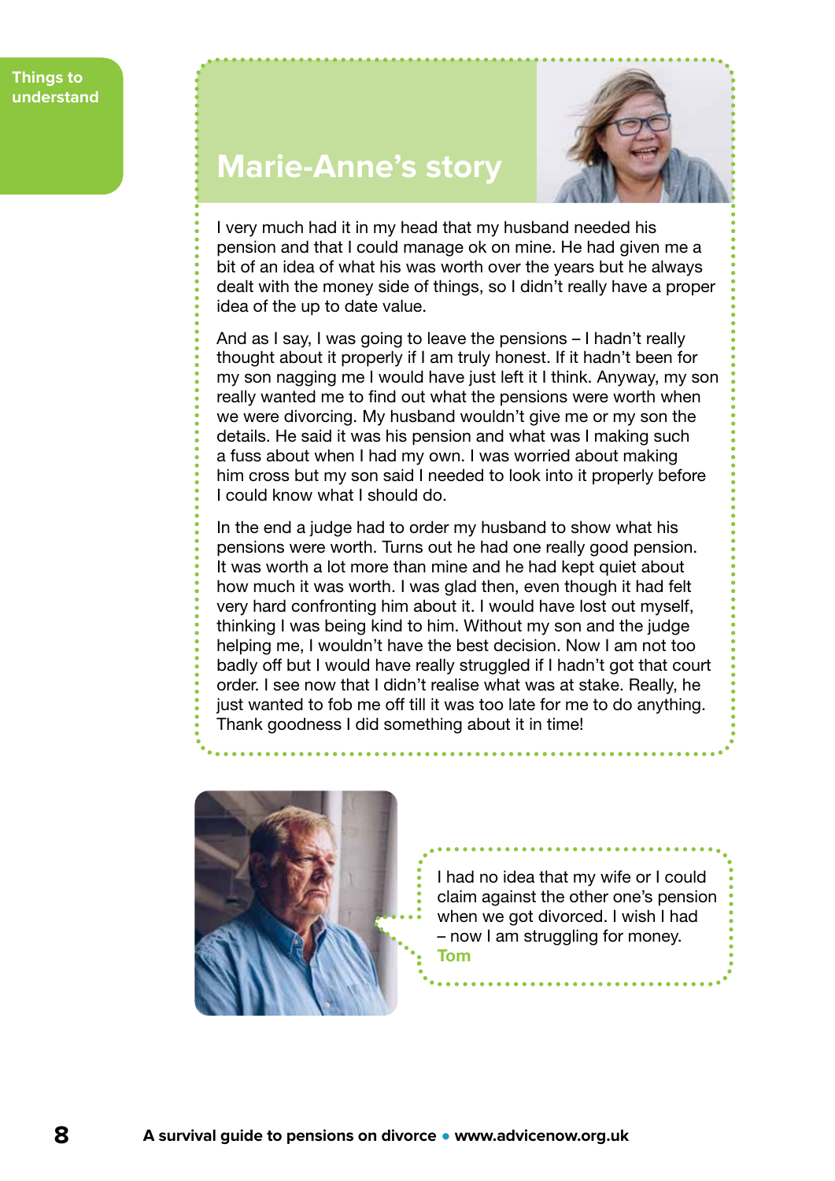Things to understand

## Marie-Anne's story

I very much had it in my head that my husband needed his pension and that I could manage ok on mine. He had given me a bit of an idea of what his was worth over the years but he always dealt with the money side of things, so I didn't really have a proper idea of the up to date value.

And as I say, I was going to leave the pensions – I hadn't really thought about it properly if I am truly honest. If it hadn't been for my son nagging me I would have just left it I think. Anyway, my son really wanted me to find out what the pensions were worth when we were divorcing. My husband wouldn't give me or my son the details. He said it was his pension and what was I making such a fuss about when I had my own. I was worried about making him cross but my son said I needed to look into it properly before I could know what I should do.

In the end a judge had to order my husband to show what his pensions were worth. Turns out he had one really good pension. It was worth a lot more than mine and he had kept quiet about how much it was worth. I was glad then, even though it had felt very hard confronting him about it. I would have lost out myself, thinking I was being kind to him. Without my son and the judge helping me, I wouldn't have the best decision. Now I am not too badly off but I would have really struggled if I hadn't got that court order. I see now that I didn't realise what was at stake. Really, he just wanted to fob me off till it was too late for me to do anything. Thank goodness I did something about it in time!

I had no idea that my wife or I could claim against the other one's pension when we got divorced. I wish I had – now I am struggling for money.
**Tom**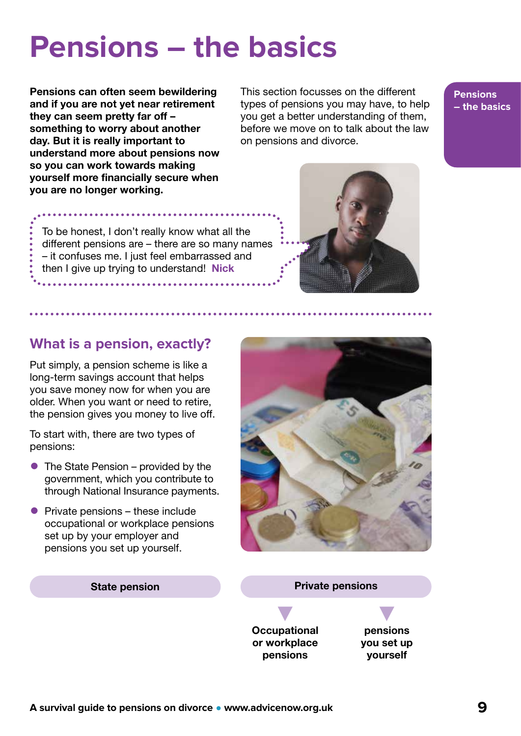# Pensions – the basics

**Pensions can often seem bewildering and if you are not yet near retirement they can seem pretty far off – something to worry about another day. But it is really important to understand more about pensions now so you can work towards making yourself more financially secure when you are no longer working.**

This section focusses on the different types of pensions you may have, to help you get a better understanding of them, before we move on to talk about the law on pensions and divorce.

> To be honest, I don't really know what all the different pensions are – there are so many names – it confuses me. I just feel embarrassed and then I give up trying to understand! **Nick**

## What is a pension, exactly?

Put simply, a pension scheme is like a long-term savings account that helps you save money now for when you are older. When you want or need to retire, the pension gives you money to live off.

To start with, there are two types of pensions:

- The State Pension – provided by the government, which you contribute to through National Insurance payments.
- Private pensions – these include occupational or workplace pensions set up by your employer and pensions you set up yourself.

**State pension**

**Private pensions**

- **Occupational or workplace pensions**
- **pensions you set up yourself**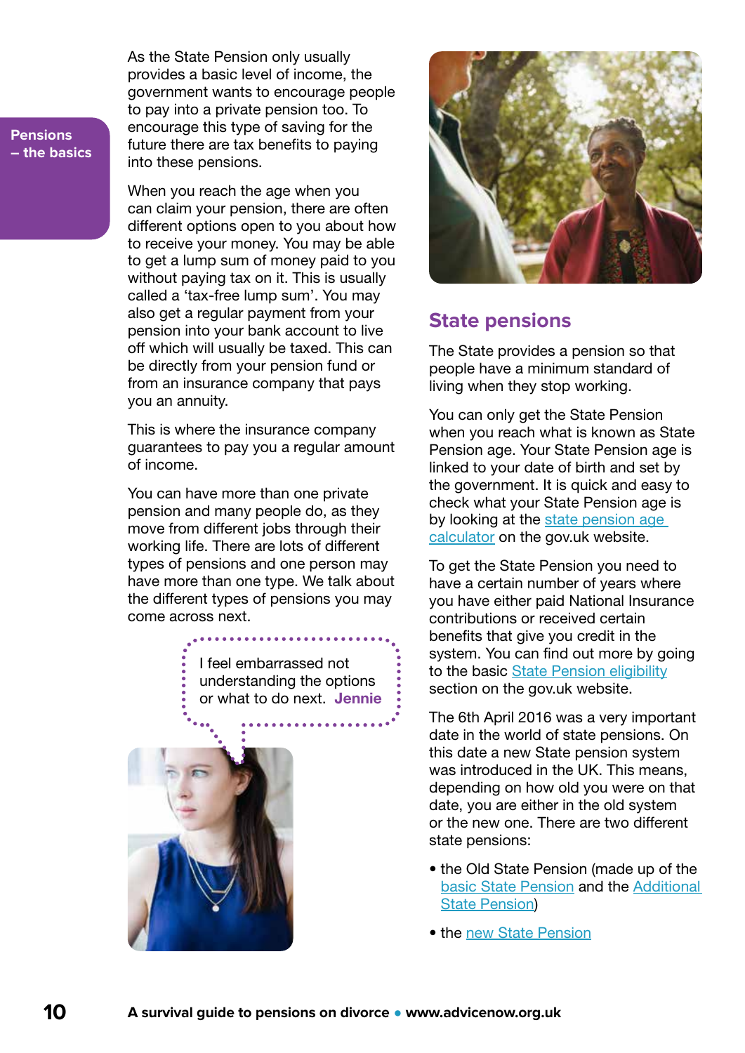As the State Pension only usually provides a basic level of income, the government wants to encourage people to pay into a private pension too. To encourage this type of saving for the future there are tax benefits to paying into these pensions.

When you reach the age when you can claim your pension, there are often different options open to you about how to receive your money. You may be able to get a lump sum of money paid to you without paying tax on it. This is usually called a 'tax-free lump sum'. You may also get a regular payment from your pension into your bank account to live off which will usually be taxed. This can be directly from your pension fund or from an insurance company that pays you an annuity.

This is where the insurance company guarantees to pay you a regular amount of income.

You can have more than one private pension and many people do, as they move from different jobs through their working life. There are lots of different types of pensions and one person may have more than one type. We talk about the different types of pensions you may come across next.

I feel embarrassed not understanding the options or what to do next. **Jennie**

## State pensions

The State provides a pension so that people have a minimum standard of living when they stop working.

You can only get the State Pension when you reach what is known as State Pension age. Your State Pension age is linked to your date of birth and set by the government. It is quick and easy to check what your State Pension age is by looking at the state pension age calculator on the gov.uk website.

To get the State Pension you need to have a certain number of years where you have either paid National Insurance contributions or received certain benefits that give you credit in the system. You can find out more by going to the basic State Pension eligibility section on the gov.uk website.

The 6th April 2016 was a very important date in the world of state pensions. On this date a new State pension system was introduced in the UK. This means, depending on how old you were on that date, you are either in the old system or the new one. There are two different state pensions:

- the Old State Pension (made up of the basic State Pension and the Additional State Pension)
- the new State Pension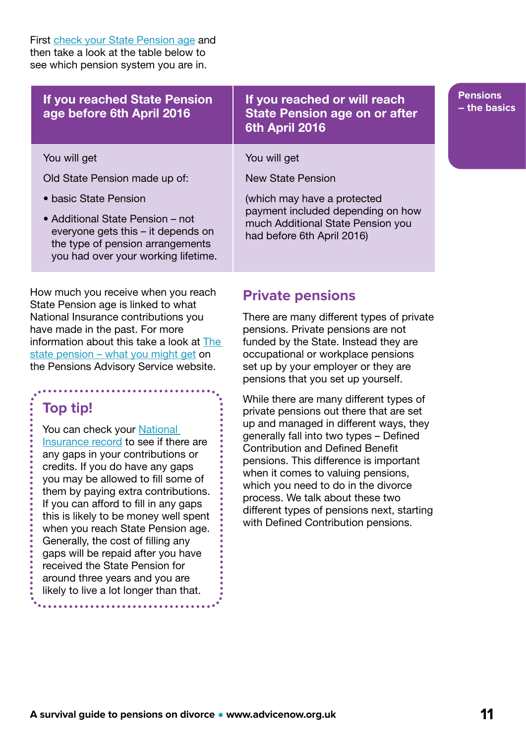First check your State Pension age and then take a look at the table below to see which pension system you are in.

| If you reached State Pension age before 6th April 2016 | If you reached or will reach State Pension age on or after 6th April 2016 |
| --- | --- |
| You will get<br><br>Old State Pension made up of:<br><br>• basic State Pension<br><br>• Additional State Pension – not everyone gets this – it depends on the type of pension arrangements you had over your working lifetime. | You will get<br><br>New State Pension<br><br>(which may have a protected payment included depending on how much Additional State Pension you had before 6th April 2016) |

How much you receive when you reach State Pension age is linked to what National Insurance contributions you have made in the past. For more information about this take a look at The state pension – what you might get on the Pensions Advisory Service website.

> **Top tip!**
>
> You can check your National Insurance record to see if there are any gaps in your contributions or credits. If you do have any gaps you may be allowed to fill some of them by paying extra contributions. If you can afford to fill in any gaps this is likely to be money well spent when you reach State Pension age. Generally, the cost of filling any gaps will be repaid after you have received the State Pension for around three years and you are likely to live a lot longer than that.

## Private pensions

There are many different types of private pensions. Private pensions are not funded by the State. Instead they are occupational or workplace pensions set up by your employer or they are pensions that you set up yourself.

While there are many different types of private pensions out there that are set up and managed in different ways, they generally fall into two types – Defined Contribution and Defined Benefit pensions. This difference is important when it comes to valuing pensions, which you need to do in the divorce process. We talk about these two different types of pensions next, starting with Defined Contribution pensions.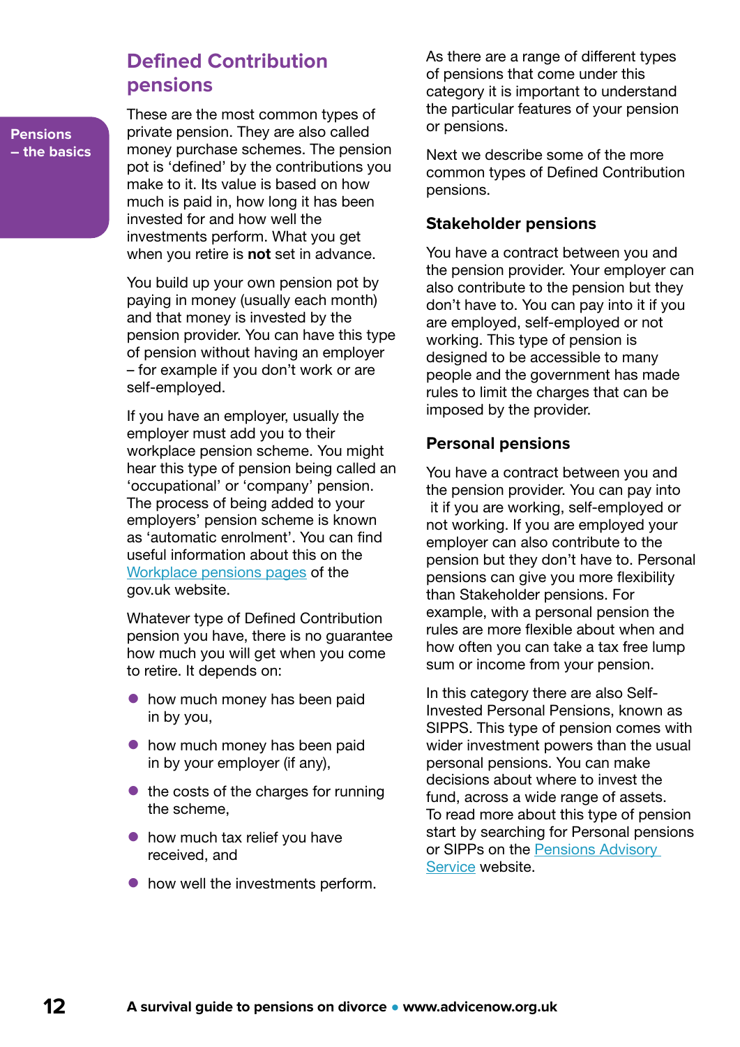## Defined Contribution pensions

These are the most common types of private pension. They are also called money purchase schemes. The pension pot is 'defined' by the contributions you make to it. Its value is based on how much is paid in, how long it has been invested for and how well the investments perform. What you get when you retire is **not** set in advance.

You build up your own pension pot by paying in money (usually each month) and that money is invested by the pension provider. You can have this type of pension without having an employer – for example if you don't work or are self-employed.

If you have an employer, usually the employer must add you to their workplace pension scheme. You might hear this type of pension being called an 'occupational' or 'company' pension. The process of being added to your employers' pension scheme is known as 'automatic enrolment'. You can find useful information about this on the [Workplace pensions pages] of the gov.uk website.

Whatever type of Defined Contribution pension you have, there is no guarantee how much you will get when you come to retire. It depends on:

- how much money has been paid in by you,
- how much money has been paid in by your employer (if any),
- the costs of the charges for running the scheme,
- how much tax relief you have received, and
- how well the investments perform.

As there are a range of different types of pensions that come under this category it is important to understand the particular features of your pension or pensions.

Next we describe some of the more common types of Defined Contribution pensions.

### Stakeholder pensions

You have a contract between you and the pension provider. Your employer can also contribute to the pension but they don't have to. You can pay into it if you are employed, self-employed or not working. This type of pension is designed to be accessible to many people and the government has made rules to limit the charges that can be imposed by the provider.

### Personal pensions

You have a contract between you and the pension provider. You can pay into it if you are working, self-employed or not working. If you are employed your employer can also contribute to the pension but they don't have to. Personal pensions can give you more flexibility than Stakeholder pensions. For example, with a personal pension the rules are more flexible about when and how often you can take a tax free lump sum or income from your pension.

In this category there are also Self-Invested Personal Pensions, known as SIPPS. This type of pension comes with wider investment powers than the usual personal pensions. You can make decisions about where to invest the fund, across a wide range of assets. To read more about this type of pension start by searching for Personal pensions or SIPPs on the [Pensions Advisory Service] website.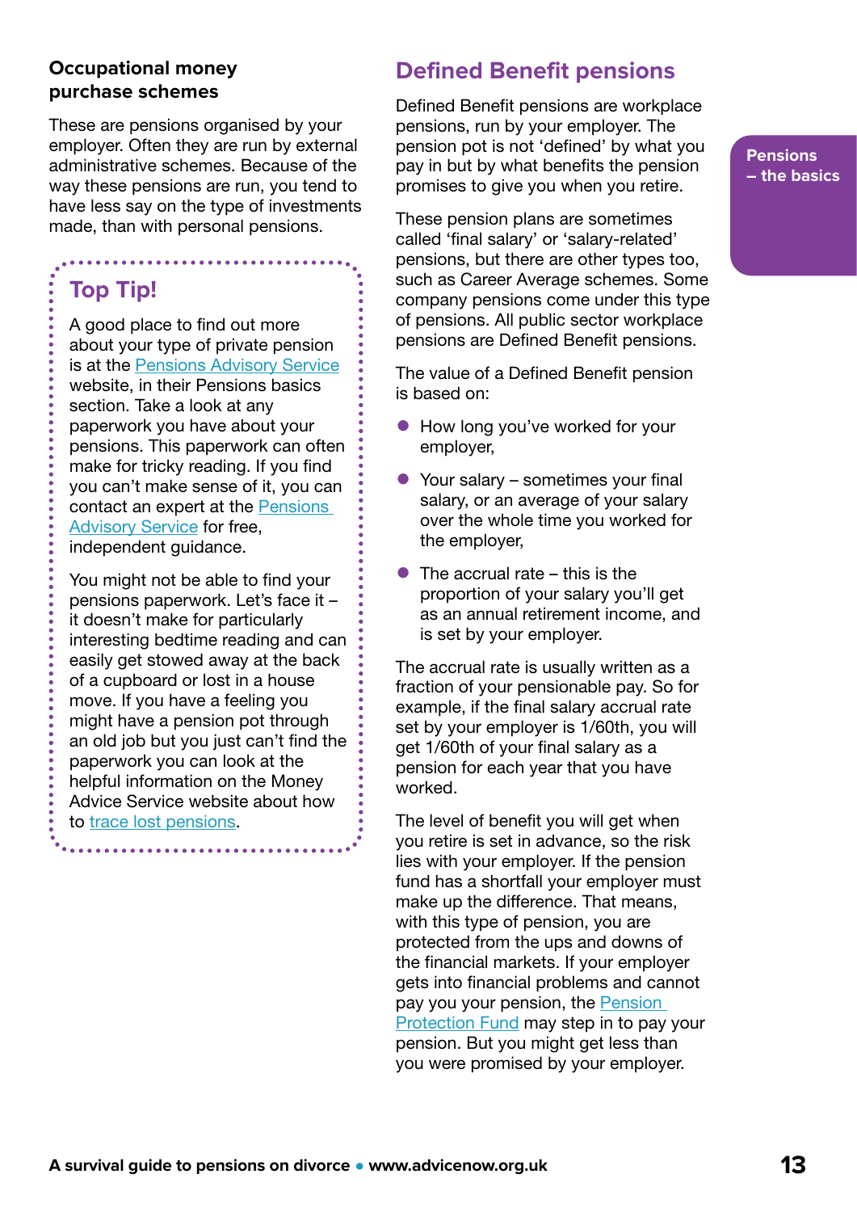### Occupational money purchase schemes

These are pensions organised by your employer. Often they are run by external administrative schemes. Because of the way these pensions are run, you tend to have less say on the type of investments made, than with personal pensions.

> **Top Tip!**
>
> A good place to find out more about your type of private pension is at the Pensions Advisory Service website, in their Pensions basics section. Take a look at any paperwork you have about your pensions. This paperwork can often make for tricky reading. If you find you can't make sense of it, you can contact an expert at the Pensions Advisory Service for free, independent guidance.
>
> You might not be able to find your pensions paperwork. Let's face it – it doesn't make for particularly interesting bedtime reading and can easily get stowed away at the back of a cupboard or lost in a house move. If you have a feeling you might have a pension pot through an old job but you just can't find the paperwork you can look at the helpful information on the Money Advice Service website about how to trace lost pensions.

## Defined Benefit pensions

Defined Benefit pensions are workplace pensions, run by your employer. The pension pot is not 'defined' by what you pay in but by what benefits the pension promises to give you when you retire.

These pension plans are sometimes called 'final salary' or 'salary-related' pensions, but there are other types too, such as Career Average schemes. Some company pensions come under this type of pensions. All public sector workplace pensions are Defined Benefit pensions.

The value of a Defined Benefit pension is based on:

- How long you've worked for your employer,
- Your salary – sometimes your final salary, or an average of your salary over the whole time you worked for the employer,
- The accrual rate – this is the proportion of your salary you'll get as an annual retirement income, and is set by your employer.

The accrual rate is usually written as a fraction of your pensionable pay. So for example, if the final salary accrual rate set by your employer is 1/60th, you will get 1/60th of your final salary as a pension for each year that you have worked.

The level of benefit you will get when you retire is set in advance, so the risk lies with your employer. If the pension fund has a shortfall your employer must make up the difference. That means, with this type of pension, you are protected from the ups and downs of the financial markets. If your employer gets into financial problems and cannot pay you your pension, the Pension Protection Fund may step in to pay your pension. But you might get less than you were promised by your employer.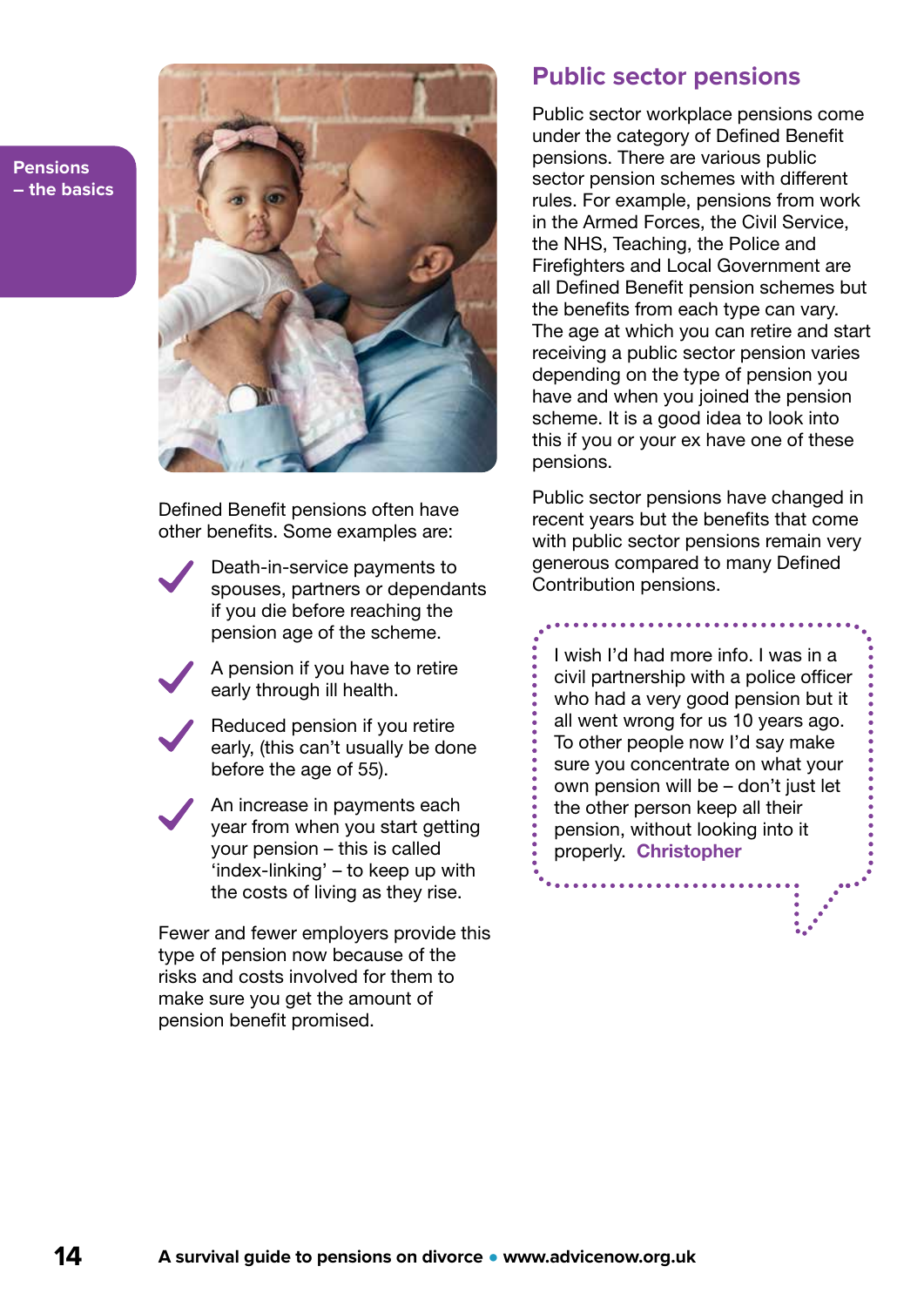Defined Benefit pensions often have other benefits. Some examples are:

- Death-in-service payments to spouses, partners or dependants if you die before reaching the pension age of the scheme.
- A pension if you have to retire early through ill health.
- Reduced pension if you retire early, (this can't usually be done before the age of 55).
- An increase in payments each year from when you start getting your pension – this is called 'index-linking' – to keep up with the costs of living as they rise.

Fewer and fewer employers provide this type of pension now because of the risks and costs involved for them to make sure you get the amount of pension benefit promised.

## Public sector pensions

Public sector workplace pensions come under the category of Defined Benefit pensions. There are various public sector pension schemes with different rules. For example, pensions from work in the Armed Forces, the Civil Service, the NHS, Teaching, the Police and Firefighters and Local Government are all Defined Benefit pension schemes but the benefits from each type can vary. The age at which you can retire and start receiving a public sector pension varies depending on the type of pension you have and when you joined the pension scheme. It is a good idea to look into this if you or your ex have one of these pensions.

Public sector pensions have changed in recent years but the benefits that come with public sector pensions remain very generous compared to many Defined Contribution pensions.

> I wish I'd had more info. I was in a civil partnership with a police officer who had a very good pension but it all went wrong for us 10 years ago. To other people now I'd say make sure you concentrate on what your own pension will be – don't just let the other person keep all their pension, without looking into it properly. **Christopher**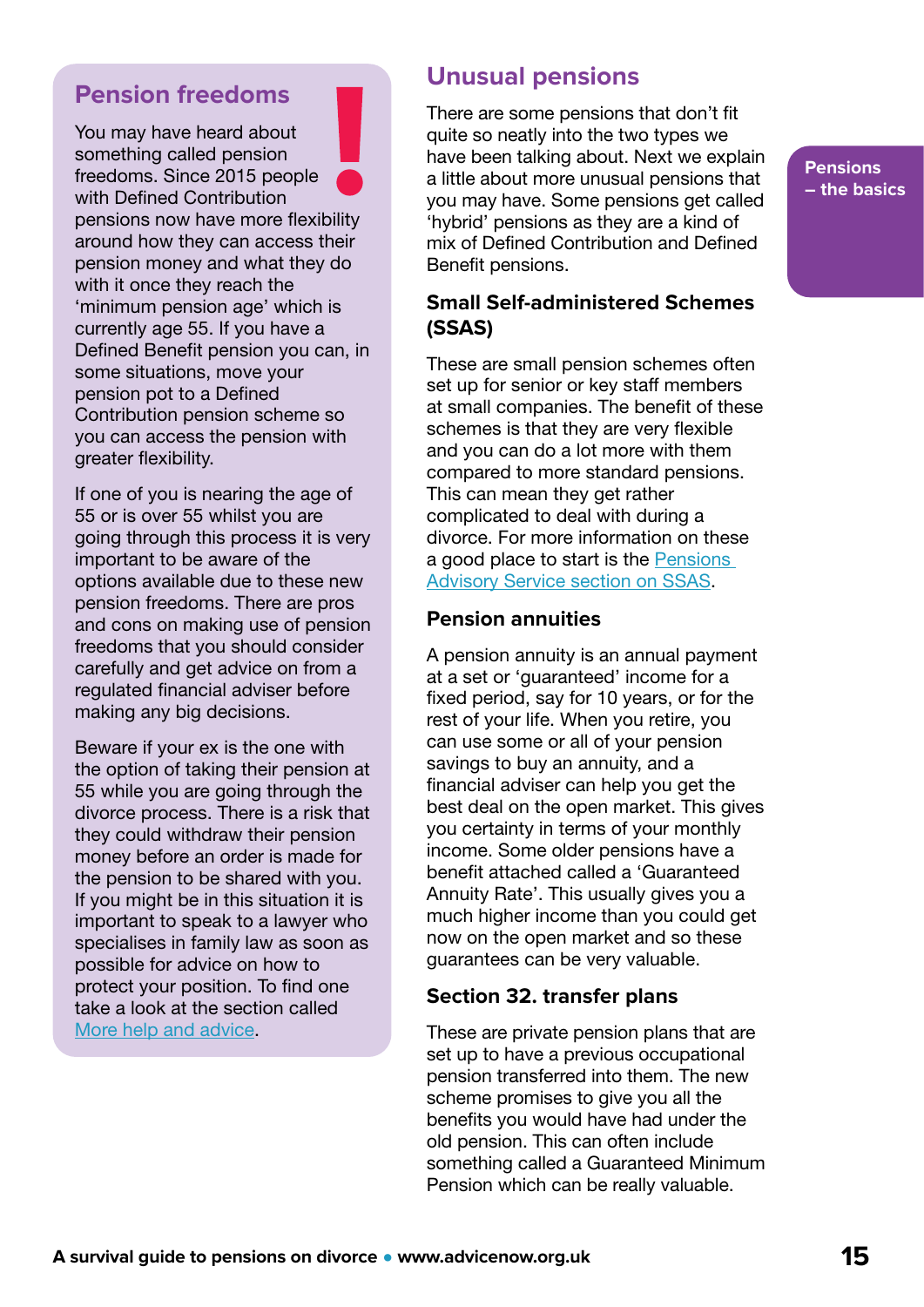## Pension freedoms

You may have heard about something called pension freedoms. Since 2015 people with Defined Contribution pensions now have more flexibility around how they can access their pension money and what they do with it once they reach the 'minimum pension age' which is currently age 55. If you have a Defined Benefit pension you can, in some situations, move your pension pot to a Defined Contribution pension scheme so you can access the pension with greater flexibility.

If one of you is nearing the age of 55 or is over 55 whilst you are going through this process it is very important to be aware of the options available due to these new pension freedoms. There are pros and cons on making use of pension freedoms that you should consider carefully and get advice on from a regulated financial adviser before making any big decisions.

Beware if your ex is the one with the option of taking their pension at 55 while you are going through the divorce process. There is a risk that they could withdraw their pension money before an order is made for the pension to be shared with you. If you might be in this situation it is important to speak to a lawyer who specialises in family law as soon as possible for advice on how to protect your position. To find one take a look at the section called [More help and advice](#).

## Unusual pensions

There are some pensions that don't fit quite so neatly into the two types we have been talking about. Next we explain a little about more unusual pensions that you may have. Some pensions get called 'hybrid' pensions as they are a kind of mix of Defined Contribution and Defined Benefit pensions.

### Small Self-administered Schemes (SSAS)

These are small pension schemes often set up for senior or key staff members at small companies. The benefit of these schemes is that they are very flexible and you can do a lot more with them compared to more standard pensions. This can mean they get rather complicated to deal with during a divorce. For more information on these a good place to start is the [Pensions Advisory Service section on SSAS](#).

### Pension annuities

A pension annuity is an annual payment at a set or 'guaranteed' income for a fixed period, say for 10 years, or for the rest of your life. When you retire, you can use some or all of your pension savings to buy an annuity, and a financial adviser can help you get the best deal on the open market. This gives you certainty in terms of your monthly income. Some older pensions have a benefit attached called a 'Guaranteed Annuity Rate'. This usually gives you a much higher income than you could get now on the open market and so these guarantees can be very valuable.

### Section 32. transfer plans

These are private pension plans that are set up to have a previous occupational pension transferred into them. The new scheme promises to give you all the benefits you would have had under the old pension. This can often include something called a Guaranteed Minimum Pension which can be really valuable.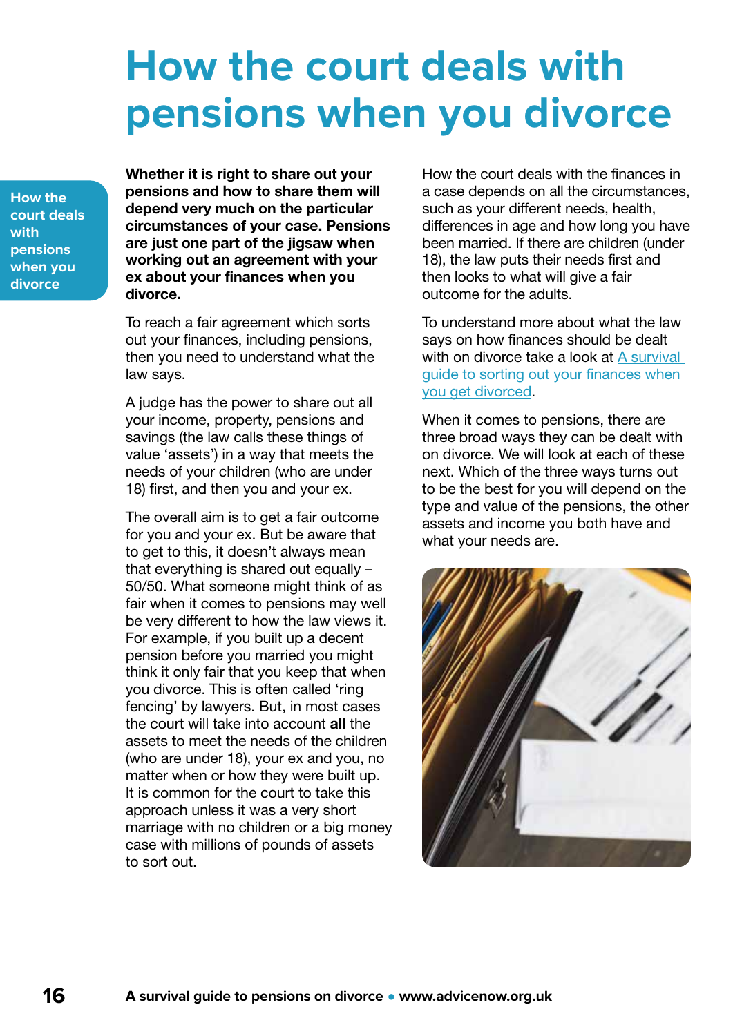# How the court deals with pensions when you divorce

**Whether it is right to share out your pensions and how to share them will depend very much on the particular circumstances of your case. Pensions are just one part of the jigsaw when working out an agreement with your ex about your finances when you divorce.**

To reach a fair agreement which sorts out your finances, including pensions, then you need to understand what the law says.

A judge has the power to share out all your income, property, pensions and savings (the law calls these things of value 'assets') in a way that meets the needs of your children (who are under 18) first, and then you and your ex.

The overall aim is to get a fair outcome for you and your ex. But be aware that to get to this, it doesn't always mean that everything is shared out equally – 50/50. What someone might think of as fair when it comes to pensions may well be very different to how the law views it. For example, if you built up a decent pension before you married you might think it only fair that you keep that when you divorce. This is often called 'ring fencing' by lawyers. But, in most cases the court will take into account **all** the assets to meet the needs of the children (who are under 18), your ex and you, no matter when or how they were built up. It is common for the court to take this approach unless it was a very short marriage with no children or a big money case with millions of pounds of assets to sort out.

How the court deals with the finances in a case depends on all the circumstances, such as your different needs, health, differences in age and how long you have been married. If there are children (under 18), the law puts their needs first and then looks to what will give a fair outcome for the adults.

To understand more about what the law says on how finances should be dealt with on divorce take a look at A survival guide to sorting out your finances when you get divorced.

When it comes to pensions, there are three broad ways they can be dealt with on divorce. We will look at each of these next. Which of the three ways turns out to be the best for you will depend on the type and value of the pensions, the other assets and income you both have and what your needs are.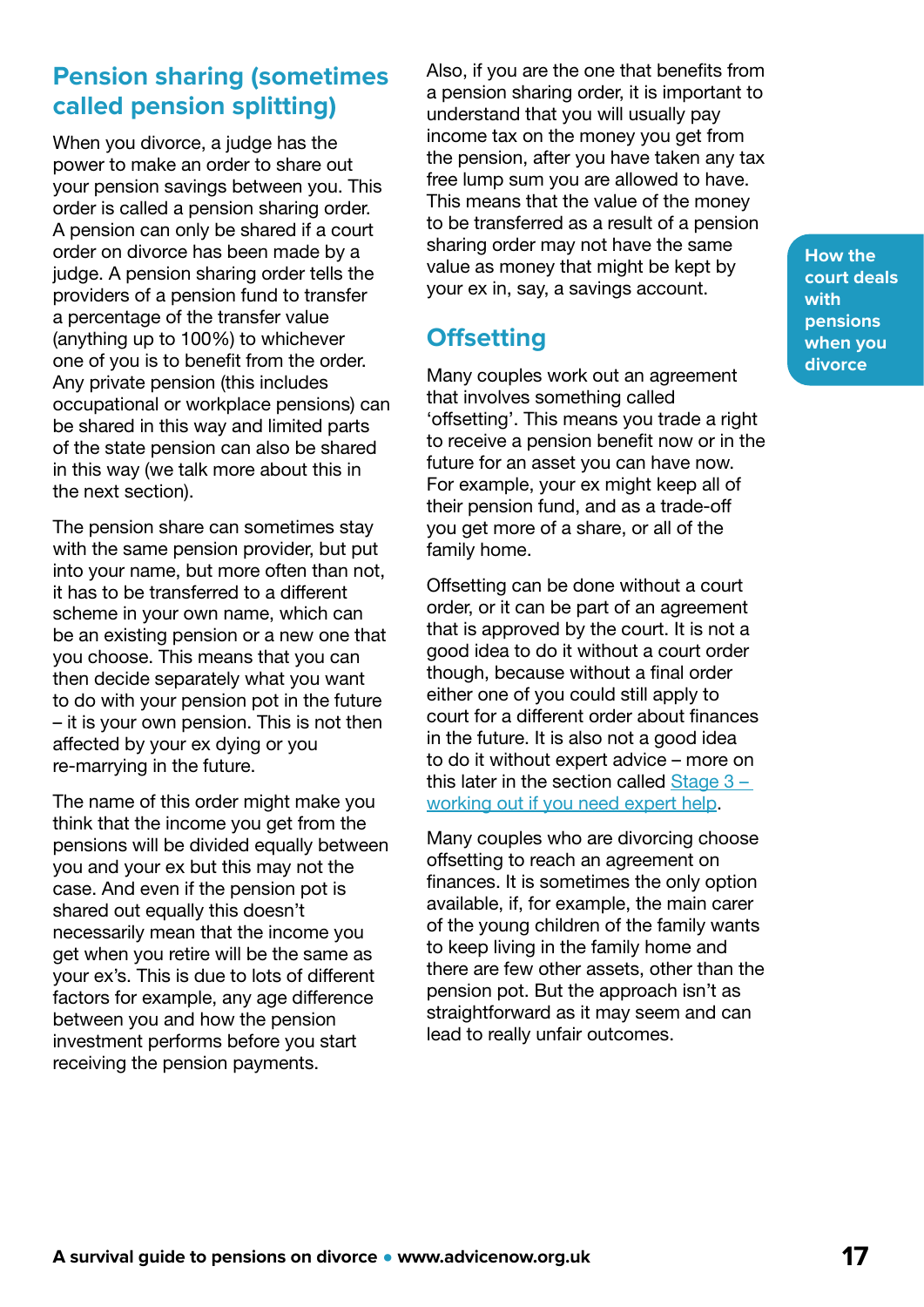## Pension sharing (sometimes called pension splitting)

When you divorce, a judge has the power to make an order to share out your pension savings between you. This order is called a pension sharing order. A pension can only be shared if a court order on divorce has been made by a judge. A pension sharing order tells the providers of a pension fund to transfer a percentage of the transfer value (anything up to 100%) to whichever one of you is to benefit from the order. Any private pension (this includes occupational or workplace pensions) can be shared in this way and limited parts of the state pension can also be shared in this way (we talk more about this in the next section).

The pension share can sometimes stay with the same pension provider, but put into your name, but more often than not, it has to be transferred to a different scheme in your own name, which can be an existing pension or a new one that you choose. This means that you can then decide separately what you want to do with your pension pot in the future – it is your own pension. This is not then affected by your ex dying or you re-marrying in the future.

The name of this order might make you think that the income you get from the pensions will be divided equally between you and your ex but this may not the case. And even if the pension pot is shared out equally this doesn't necessarily mean that the income you get when you retire will be the same as your ex's. This is due to lots of different factors for example, any age difference between you and how the pension investment performs before you start receiving the pension payments.

Also, if you are the one that benefits from a pension sharing order, it is important to understand that you will usually pay income tax on the money you get from the pension, after you have taken any tax free lump sum you are allowed to have. This means that the value of the money to be transferred as a result of a pension sharing order may not have the same value as money that might be kept by your ex in, say, a savings account.

## Offsetting

Many couples work out an agreement that involves something called 'offsetting'. This means you trade a right to receive a pension benefit now or in the future for an asset you can have now. For example, your ex might keep all of their pension fund, and as a trade-off you get more of a share, or all of the family home.

Offsetting can be done without a court order, or it can be part of an agreement that is approved by the court. It is not a good idea to do it without a court order though, because without a final order either one of you could still apply to court for a different order about finances in the future. It is also not a good idea to do it without expert advice – more on this later in the section called Stage 3 – working out if you need expert help.

Many couples who are divorcing choose offsetting to reach an agreement on finances. It is sometimes the only option available, if, for example, the main carer of the young children of the family wants to keep living in the family home and there are few other assets, other than the pension pot. But the approach isn't as straightforward as it may seem and can lead to really unfair outcomes.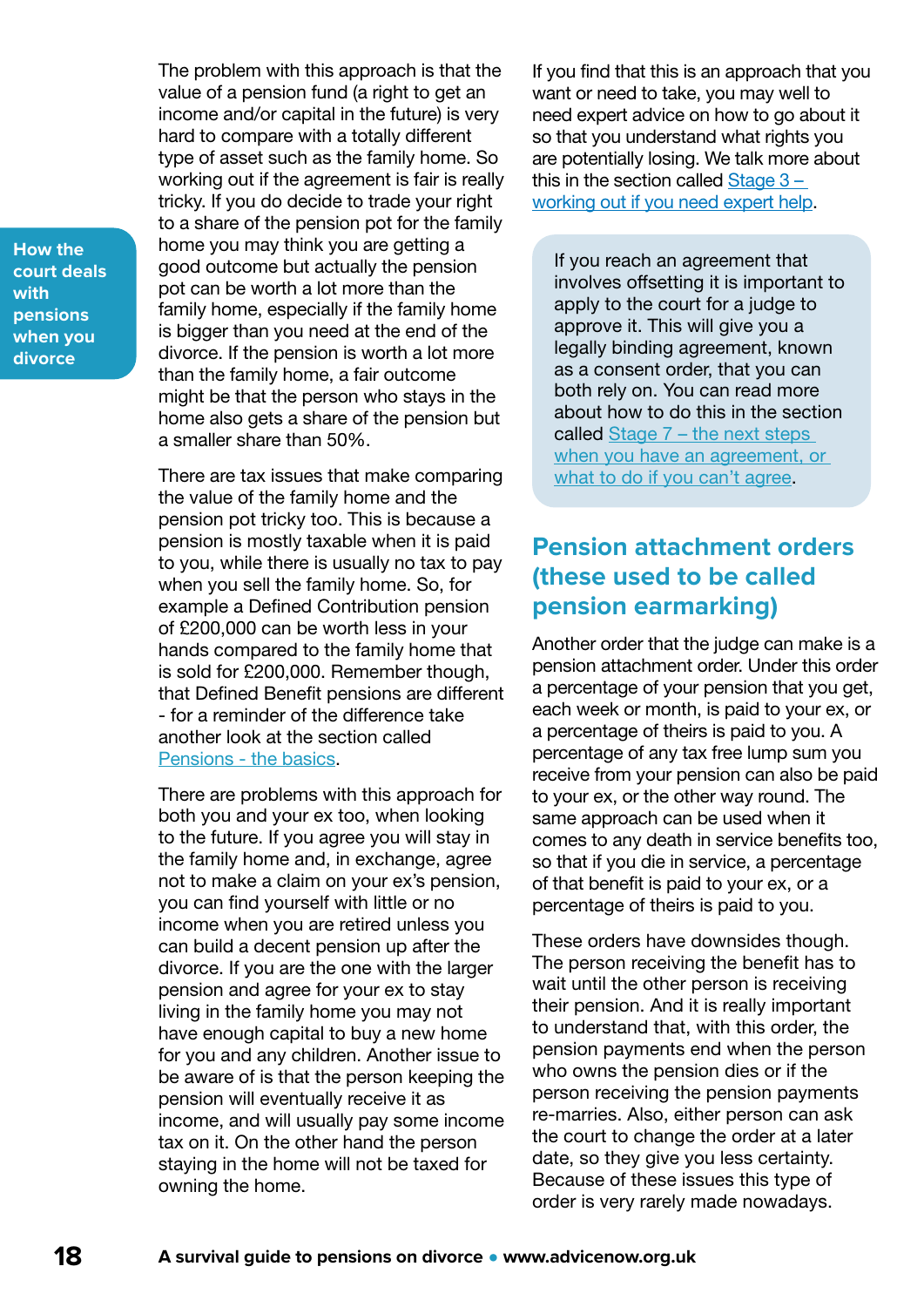The problem with this approach is that the value of a pension fund (a right to get an income and/or capital in the future) is very hard to compare with a totally different type of asset such as the family home. So working out if the agreement is fair is really tricky. If you do decide to trade your right to a share of the pension pot for the family home you may think you are getting a good outcome but actually the pension pot can be worth a lot more than the family home, especially if the family home is bigger than you need at the end of the divorce. If the pension is worth a lot more than the family home, a fair outcome might be that the person who stays in the home also gets a share of the pension but a smaller share than 50%.

There are tax issues that make comparing the value of the family home and the pension pot tricky too. This is because a pension is mostly taxable when it is paid to you, while there is usually no tax to pay when you sell the family home. So, for example a Defined Contribution pension of £200,000 can be worth less in your hands compared to the family home that is sold for £200,000. Remember though, that Defined Benefit pensions are different - for a reminder of the difference take another look at the section called Pensions - the basics.

There are problems with this approach for both you and your ex too, when looking to the future. If you agree you will stay in the family home and, in exchange, agree not to make a claim on your ex's pension, you can find yourself with little or no income when you are retired unless you can build a decent pension up after the divorce. If you are the one with the larger pension and agree for your ex to stay living in the family home you may not have enough capital to buy a new home for you and any children. Another issue to be aware of is that the person keeping the pension will eventually receive it as income, and will usually pay some income tax on it. On the other hand the person staying in the home will not be taxed for owning the home.

If you find that this is an approach that you want or need to take, you may well to need expert advice on how to go about it so that you understand what rights you are potentially losing. We talk more about this in the section called Stage 3 – working out if you need expert help.

> If you reach an agreement that involves offsetting it is important to apply to the court for a judge to approve it. This will give you a legally binding agreement, known as a consent order, that you can both rely on. You can read more about how to do this in the section called Stage 7 – the next steps when you have an agreement, or what to do if you can't agree.

## Pension attachment orders (these used to be called pension earmarking)

Another order that the judge can make is a pension attachment order. Under this order a percentage of your pension that you get, each week or month, is paid to your ex, or a percentage of theirs is paid to you. A percentage of any tax free lump sum you receive from your pension can also be paid to your ex, or the other way round. The same approach can be used when it comes to any death in service benefits too, so that if you die in service, a percentage of that benefit is paid to your ex, or a percentage of theirs is paid to you.

These orders have downsides though. The person receiving the benefit has to wait until the other person is receiving their pension. And it is really important to understand that, with this order, the pension payments end when the person who owns the pension dies or if the person receiving the pension payments re-marries. Also, either person can ask the court to change the order at a later date, so they give you less certainty. Because of these issues this type of order is very rarely made nowadays.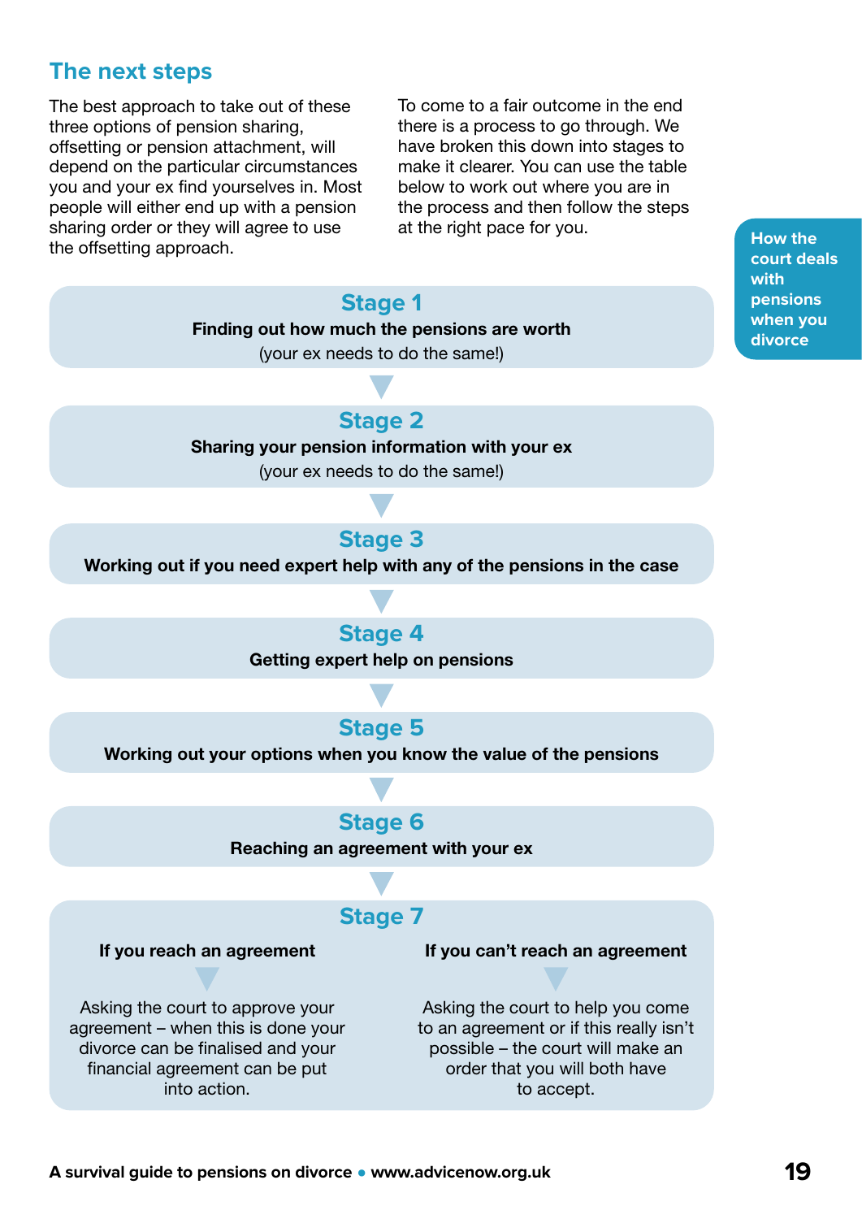## The next steps

The best approach to take out of these three options of pension sharing, offsetting or pension attachment, will depend on the particular circumstances you and your ex find yourselves in. Most people will either end up with a pension sharing order or they will agree to use the offsetting approach.

To come to a fair outcome in the end there is a process to go through. We have broken this down into stages to make it clearer. You can use the table below to work out where you are in the process and then follow the steps at the right pace for you.

How the court deals with pensions when you divorce

### Stage 1

**Finding out how much the pensions are worth**

(your ex needs to do the same!)

### Stage 2

**Sharing your pension information with your ex**

(your ex needs to do the same!)

### Stage 3

**Working out if you need expert help with any of the pensions in the case**

### Stage 4

**Getting expert help on pensions**

### Stage 5

**Working out your options when you know the value of the pensions**

### Stage 6

**Reaching an agreement with your ex**

### Stage 7

**If you reach an agreement**

Asking the court to approve your agreement – when this is done your divorce can be finalised and your financial agreement can be put into action.

**If you can't reach an agreement**

Asking the court to help you come to an agreement or if this really isn't possible – the court will make an order that you will both have to accept.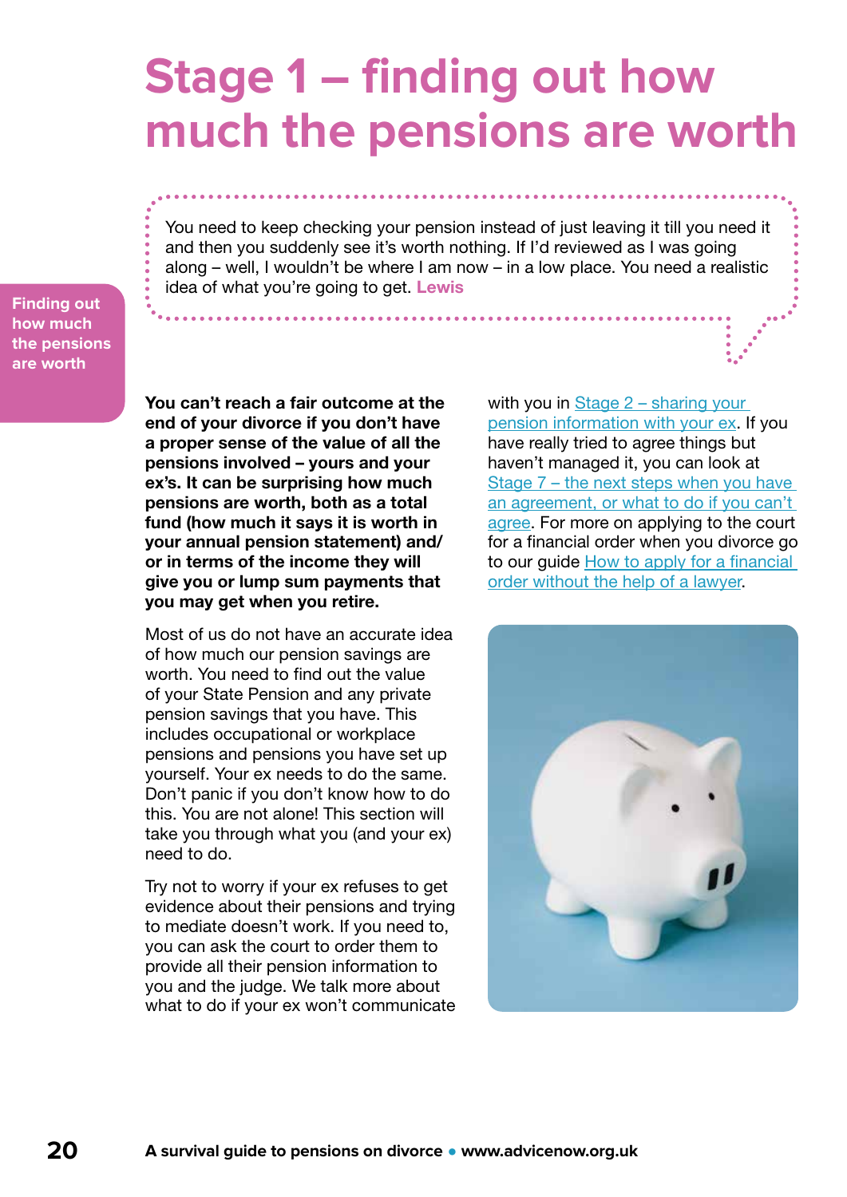# Stage 1 – finding out how much the pensions are worth

> You need to keep checking your pension instead of just leaving it till you need it and then you suddenly see it's worth nothing. If I'd reviewed as I was going along – well, I wouldn't be where I am now – in a low place. You need a realistic idea of what you're going to get. **Lewis**

**You can't reach a fair outcome at the end of your divorce if you don't have a proper sense of the value of all the pensions involved – yours and your ex's. It can be surprising how much pensions are worth, both as a total fund (how much it says it is worth in your annual pension statement) and/or in terms of the income they will give you or lump sum payments that you may get when you retire.**

Most of us do not have an accurate idea of how much our pension savings are worth. You need to find out the value of your State Pension and any private pension savings that you have. This includes occupational or workplace pensions and pensions you have set up yourself. Your ex needs to do the same. Don't panic if you don't know how to do this. You are not alone! This section will take you through what you (and your ex) need to do.

Try not to worry if your ex refuses to get evidence about their pensions and trying to mediate doesn't work. If you need to, you can ask the court to order them to provide all their pension information to you and the judge. We talk more about what to do if your ex won't communicate with you in Stage 2 – sharing your pension information with your ex. If you have really tried to agree things but haven't managed it, you can look at Stage 7 – the next steps when you have an agreement, or what to do if you can't agree. For more on applying to the court for a financial order when you divorce go to our guide How to apply for a financial order without the help of a lawyer.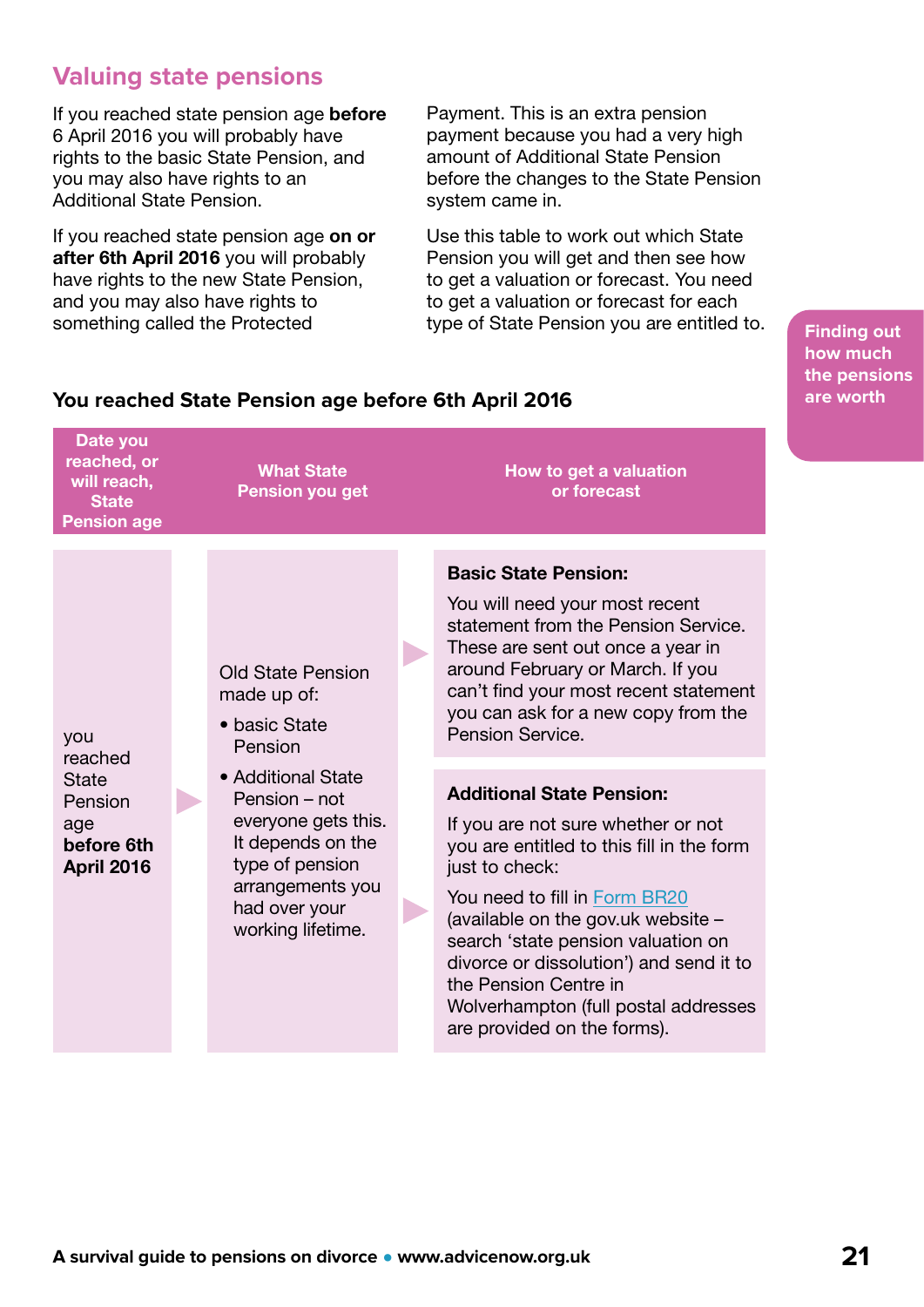## Valuing state pensions

If you reached state pension age **before** 6 April 2016 you will probably have rights to the basic State Pension, and you may also have rights to an Additional State Pension.

If you reached state pension age **on or after 6th April 2016** you will probably have rights to the new State Pension, and you may also have rights to something called the Protected Payment. This is an extra pension payment because you had a very high amount of Additional State Pension before the changes to the State Pension system came in.

Use this table to work out which State Pension you will get and then see how to get a valuation or forecast. You need to get a valuation or forecast for each type of State Pension you are entitled to.

Finding out how much the pensions are worth

### You reached State Pension age before 6th April 2016

| Date you reached, or will reach, State Pension age | What State Pension you get | How to get a valuation or forecast |
|---|---|---|
| you reached State Pension age **before 6th April 2016** | Old State Pension made up of:<br>• basic State Pension<br>• Additional State Pension – not everyone gets this. It depends on the type of pension arrangements you had over your working lifetime. | **Basic State Pension:**<br>You will need your most recent statement from the Pension Service. These are sent out once a year in around February or March. If you can't find your most recent statement you can ask for a new copy from the Pension Service.<br><br>**Additional State Pension:**<br>If you are not sure whether or not you are entitled to this fill in the form just to check:<br>You need to fill in Form BR20 (available on the gov.uk website – search 'state pension valuation on divorce or dissolution') and send it to the Pension Centre in Wolverhampton (full postal addresses are provided on the forms). |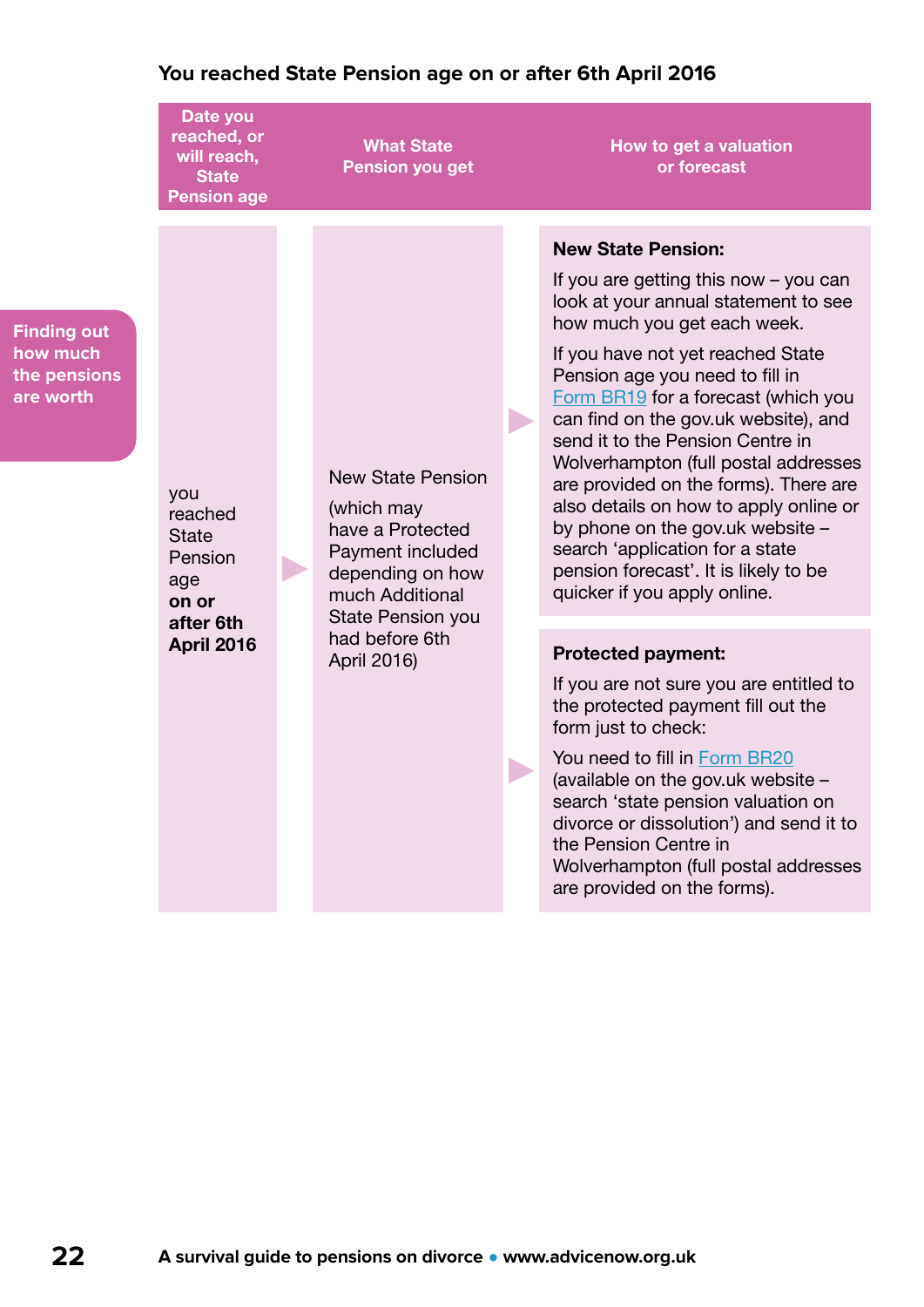## You reached State Pension age on or after 6th April 2016

Finding out how much the pensions are worth

| Date you reached, or will reach, State Pension age | What State Pension you get | How to get a valuation or forecast |
|---|---|---|
| you reached State Pension age **on or after 6th April 2016** | New State Pension (which may have a Protected Payment included depending on how much Additional State Pension you had before 6th April 2016) | **New State Pension:** If you are getting this now – you can look at your annual statement to see how much you get each week. If you have not yet reached State Pension age you need to fill in Form BR19 for a forecast (which you can find on the gov.uk website), and send it to the Pension Centre in Wolverhampton (full postal addresses are provided on the forms). There are also details on how to apply online or by phone on the gov.uk website – search 'application for a state pension forecast'. It is likely to be quicker if you apply online. |
| | | **Protected payment:** If you are not sure you are entitled to the protected payment fill out the form just to check: You need to fill in Form BR20 (available on the gov.uk website – search 'state pension valuation on divorce or dissolution') and send it to the Pension Centre in Wolverhampton (full postal addresses are provided on the forms). |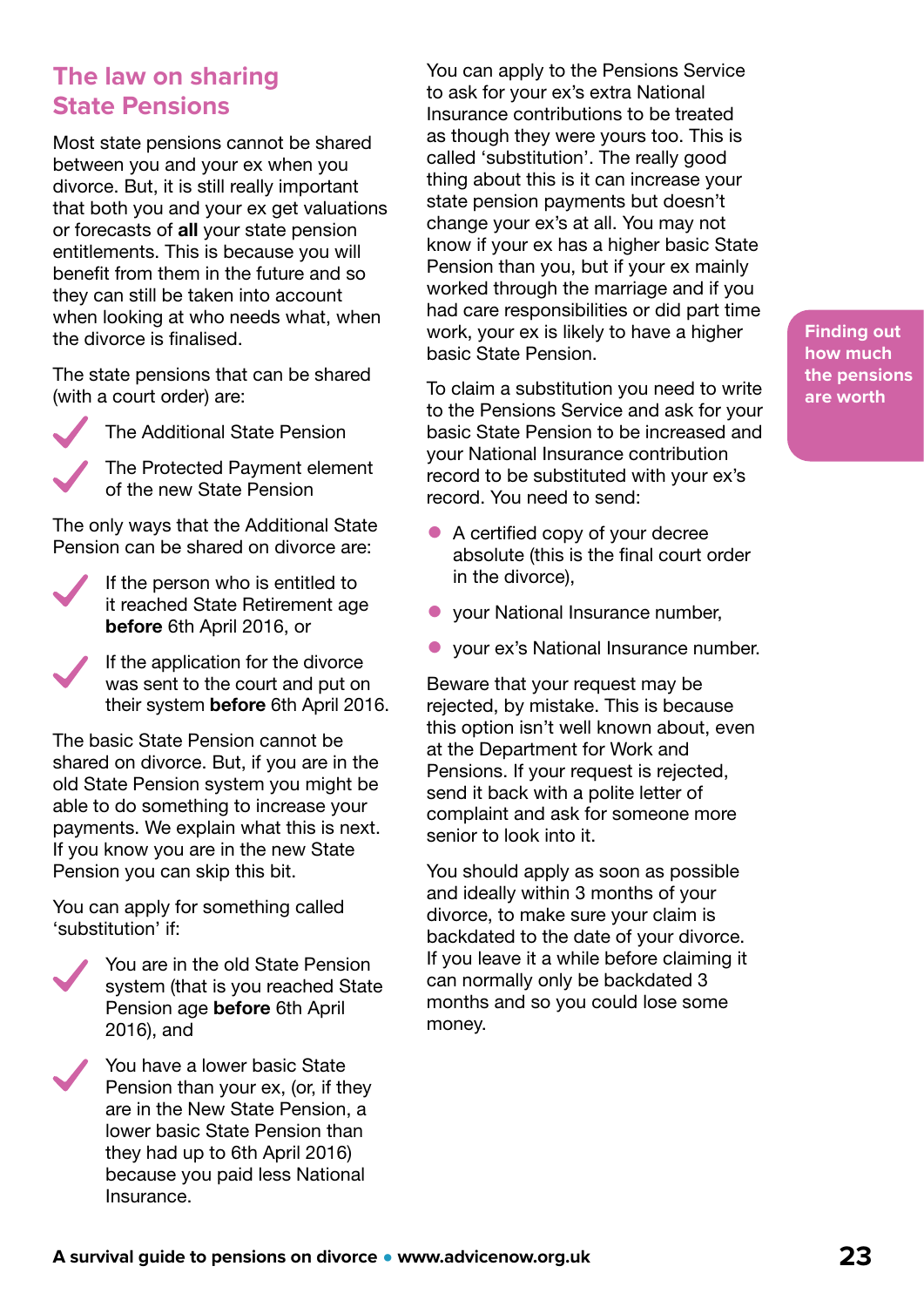## The law on sharing State Pensions

Most state pensions cannot be shared between you and your ex when you divorce. But, it is still really important that both you and your ex get valuations or forecasts of **all** your state pension entitlements. This is because you will benefit from them in the future and so they can still be taken into account when looking at who needs what, when the divorce is finalised.

The state pensions that can be shared (with a court order) are:

- The Additional State Pension
- The Protected Payment element of the new State Pension

The only ways that the Additional State Pension can be shared on divorce are:

- If the person who is entitled to it reached State Retirement age **before** 6th April 2016, or
- If the application for the divorce was sent to the court and put on their system **before** 6th April 2016.

The basic State Pension cannot be shared on divorce. But, if you are in the old State Pension system you might be able to do something to increase your payments. We explain what this is next. If you know you are in the new State Pension you can skip this bit.

You can apply for something called 'substitution' if:

- You are in the old State Pension system (that is you reached State Pension age **before** 6th April 2016), and
- You have a lower basic State Pension than your ex, (or, if they are in the New State Pension, a lower basic State Pension than they had up to 6th April 2016) because you paid less National Insurance.

You can apply to the Pensions Service to ask for your ex's extra National Insurance contributions to be treated as though they were yours too. This is called 'substitution'. The really good thing about this is it can increase your state pension payments but doesn't change your ex's at all. You may not know if your ex has a higher basic State Pension than you, but if your ex mainly worked through the marriage and if you had care responsibilities or did part time work, your ex is likely to have a higher basic State Pension.

To claim a substitution you need to write to the Pensions Service and ask for your basic State Pension to be increased and your National Insurance contribution record to be substituted with your ex's record. You need to send:

- A certified copy of your decree absolute (this is the final court order in the divorce),
- your National Insurance number,
- your ex's National Insurance number.

Beware that your request may be rejected, by mistake. This is because this option isn't well known about, even at the Department for Work and Pensions. If your request is rejected, send it back with a polite letter of complaint and ask for someone more senior to look into it.

You should apply as soon as possible and ideally within 3 months of your divorce, to make sure your claim is backdated to the date of your divorce. If you leave it a while before claiming it can normally only be backdated 3 months and so you could lose some money.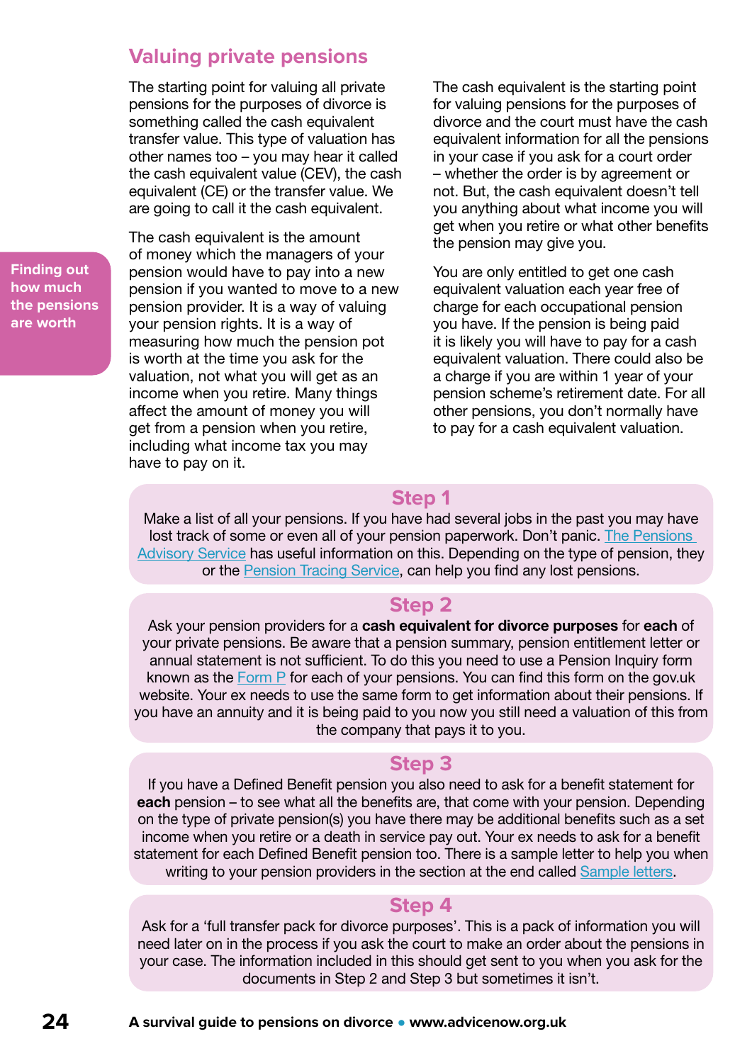## Valuing private pensions

**Finding out how much the pensions are worth**

The starting point for valuing all private pensions for the purposes of divorce is something called the cash equivalent transfer value. This type of valuation has other names too – you may hear it called the cash equivalent value (CEV), the cash equivalent (CE) or the transfer value. We are going to call it the cash equivalent.

The cash equivalent is the amount of money which the managers of your pension would have to pay into a new pension if you wanted to move to a new pension provider. It is a way of valuing your pension rights. It is a way of measuring how much the pension pot is worth at the time you ask for the valuation, not what you will get as an income when you retire. Many things affect the amount of money you will get from a pension when you retire, including what income tax you may have to pay on it.

The cash equivalent is the starting point for valuing pensions for the purposes of divorce and the court must have the cash equivalent information for all the pensions in your case if you ask for a court order – whether the order is by agreement or not. But, the cash equivalent doesn't tell you anything about what income you will get when you retire or what other benefits the pension may give you.

You are only entitled to get one cash equivalent valuation each year free of charge for each occupational pension you have. If the pension is being paid it is likely you will have to pay for a cash equivalent valuation. There could also be a charge if you are within 1 year of your pension scheme's retirement date. For all other pensions, you don't normally have to pay for a cash equivalent valuation.

### Step 1

Make a list of all your pensions. If you have had several jobs in the past you may have lost track of some or even all of your pension paperwork. Don't panic. The Pensions Advisory Service has useful information on this. Depending on the type of pension, they or the Pension Tracing Service, can help you find any lost pensions.

### Step 2

Ask your pension providers for a **cash equivalent for divorce purposes** for **each** of your private pensions. Be aware that a pension summary, pension entitlement letter or annual statement is not sufficient. To do this you need to use a Pension Inquiry form known as the Form P for each of your pensions. You can find this form on the gov.uk website. Your ex needs to use the same form to get information about their pensions. If you have an annuity and it is being paid to you now you still need a valuation of this from the company that pays it to you.

### Step 3

If you have a Defined Benefit pension you also need to ask for a benefit statement for **each** pension – to see what all the benefits are, that come with your pension. Depending on the type of private pension(s) you have there may be additional benefits such as a set income when you retire or a death in service pay out. Your ex needs to ask for a benefit statement for each Defined Benefit pension too. There is a sample letter to help you when writing to your pension providers in the section at the end called Sample letters.

### Step 4

Ask for a 'full transfer pack for divorce purposes'. This is a pack of information you will need later on in the process if you ask the court to make an order about the pensions in your case. The information included in this should get sent to you when you ask for the documents in Step 2 and Step 3 but sometimes it isn't.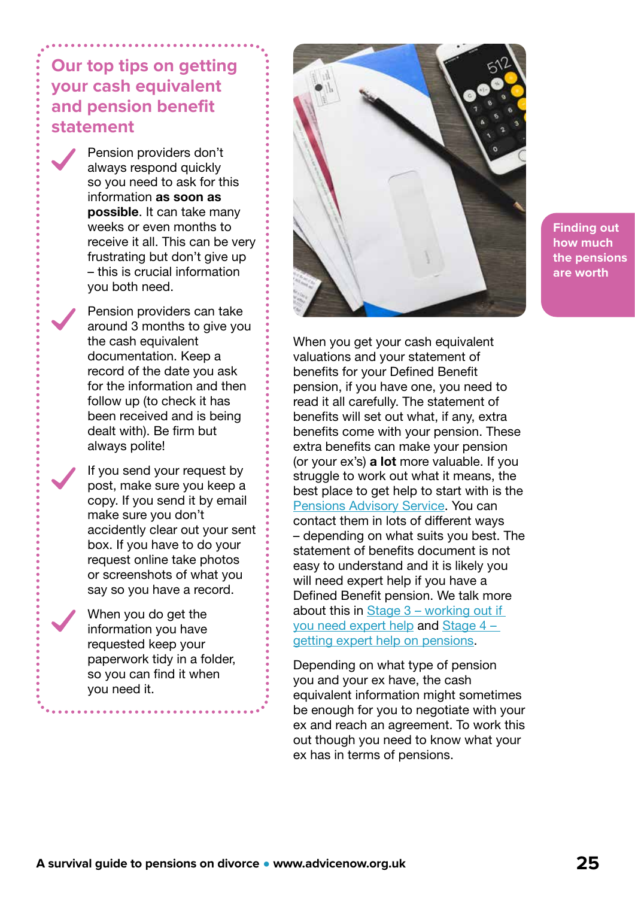## Our top tips on getting your cash equivalent and pension benefit statement

- Pension providers don't always respond quickly so you need to ask for this information **as soon as possible**. It can take many weeks or even months to receive it all. This can be very frustrating but don't give up – this is crucial information you both need.
- Pension providers can take around 3 months to give you the cash equivalent documentation. Keep a record of the date you ask for the information and then follow up (to check it has been received and is being dealt with). Be firm but always polite!
- If you send your request by post, make sure you keep a copy. If you send it by email make sure you don't accidently clear out your sent box. If you have to do your request online take photos or screenshots of what you say so you have a record.
- When you do get the information you have requested keep your paperwork tidy in a folder, so you can find it when you need it.

Finding out how much the pensions are worth

When you get your cash equivalent valuations and your statement of benefits for your Defined Benefit pension, if you have one, you need to read it all carefully. The statement of benefits will set out what, if any, extra benefits come with your pension. These extra benefits can make your pension (or your ex's) **a lot** more valuable. If you struggle to work out what it means, the best place to get help to start with is the Pensions Advisory Service. You can contact them in lots of different ways – depending on what suits you best. The statement of benefits document is not easy to understand and it is likely you will need expert help if you have a Defined Benefit pension. We talk more about this in Stage 3 – working out if you need expert help and Stage 4 – getting expert help on pensions.

Depending on what type of pension you and your ex have, the cash equivalent information might sometimes be enough for you to negotiate with your ex and reach an agreement. To work this out though you need to know what your ex has in terms of pensions.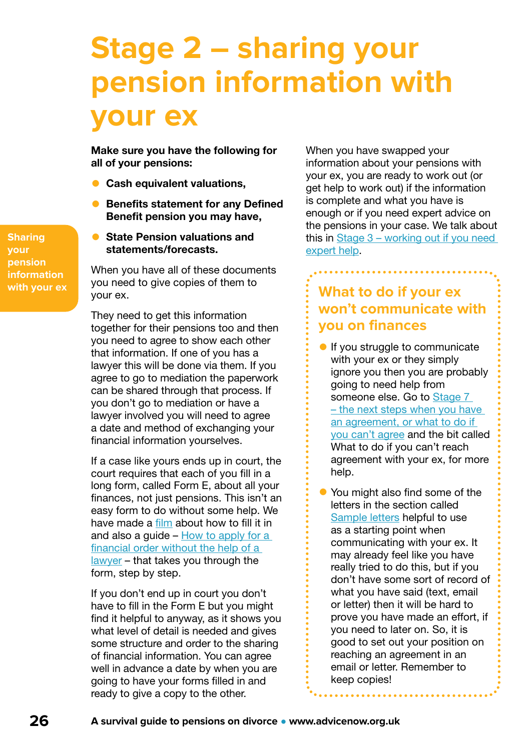# Stage 2 – sharing your pension information with your ex

**Make sure you have the following for all of your pensions:**

- **Cash equivalent valuations,**
- **Benefits statement for any Defined Benefit pension you may have,**
- **State Pension valuations and statements/forecasts.**

When you have all of these documents you need to give copies of them to your ex.

They need to get this information together for their pensions too and then you need to agree to show each other that information. If one of you has a lawyer this will be done via them. If you agree to go to mediation the paperwork can be shared through that process. If you don't go to mediation or have a lawyer involved you will need to agree a date and method of exchanging your financial information yourselves.

If a case like yours ends up in court, the court requires that each of you fill in a long form, called Form E, about all your finances, not just pensions. This isn't an easy form to do without some help. We have made a film about how to fill it in and also a guide – How to apply for a financial order without the help of a lawyer – that takes you through the form, step by step.

If you don't end up in court you don't have to fill in the Form E but you might find it helpful to anyway, as it shows you what level of detail is needed and gives some structure and order to the sharing of financial information. You can agree well in advance a date by when you are going to have your forms filled in and ready to give a copy to the other.

When you have swapped your information about your pensions with your ex, you are ready to work out (or get help to work out) if the information is complete and what you have is enough or if you need expert advice on the pensions in your case. We talk about this in Stage 3 – working out if you need expert help.

## What to do if your ex won't communicate with you on finances

- If you struggle to communicate with your ex or they simply ignore you then you are probably going to need help from someone else. Go to Stage 7 – the next steps when you have an agreement, or what to do if you can't agree and the bit called What to do if you can't reach agreement with your ex, for more help.
- You might also find some of the letters in the section called Sample letters helpful to use as a starting point when communicating with your ex. It may already feel like you have really tried to do this, but if you don't have some sort of record of what you have said (text, email or letter) then it will be hard to prove you have made an effort, if you need to later on. So, it is good to set out your position on reaching an agreement in an email or letter. Remember to keep copies!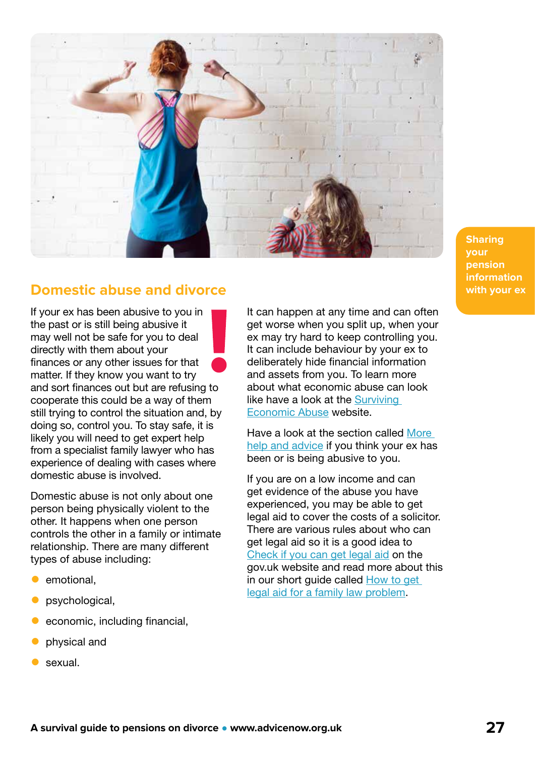## Domestic abuse and divorce

If your ex has been abusive to you in the past or is still being abusive it may well not be safe for you to deal directly with them about your finances or any other issues for that matter. If they know you want to try and sort finances out but are refusing to cooperate this could be a way of them still trying to control the situation and, by doing so, control you. To stay safe, it is likely you will need to get expert help from a specialist family lawyer who has experience of dealing with cases where domestic abuse is involved.

Domestic abuse is not only about one person being physically violent to the other. It happens when one person controls the other in a family or intimate relationship. There are many different types of abuse including:

- emotional,
- psychological,
- economic, including financial,
- physical and
- sexual.

It can happen at any time and can often get worse when you split up, when your ex may try hard to keep controlling you. It can include behaviour by your ex to deliberately hide financial information and assets from you. To learn more about what economic abuse can look like have a look at the Surviving Economic Abuse website.

Have a look at the section called More help and advice if you think your ex has been or is being abusive to you.

If you are on a low income and can get evidence of the abuse you have experienced, you may be able to get legal aid to cover the costs of a solicitor. There are various rules about who can get legal aid so it is a good idea to Check if you can get legal aid on the gov.uk website and read more about this in our short guide called How to get legal aid for a family law problem.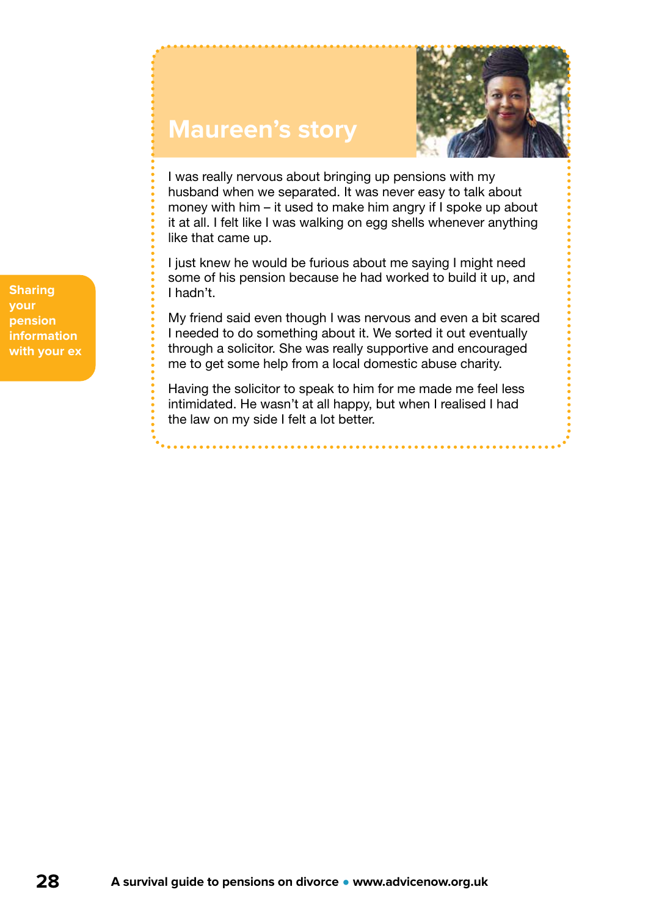Sharing your pension information with your ex

## Maureen's story

I was really nervous about bringing up pensions with my husband when we separated. It was never easy to talk about money with him – it used to make him angry if I spoke up about it at all. I felt like I was walking on egg shells whenever anything like that came up.

I just knew he would be furious about me saying I might need some of his pension because he had worked to build it up, and I hadn't.

My friend said even though I was nervous and even a bit scared I needed to do something about it. We sorted it out eventually through a solicitor. She was really supportive and encouraged me to get some help from a local domestic abuse charity.

Having the solicitor to speak to him for me made me feel less intimidated. He wasn't at all happy, but when I realised I had the law on my side I felt a lot better.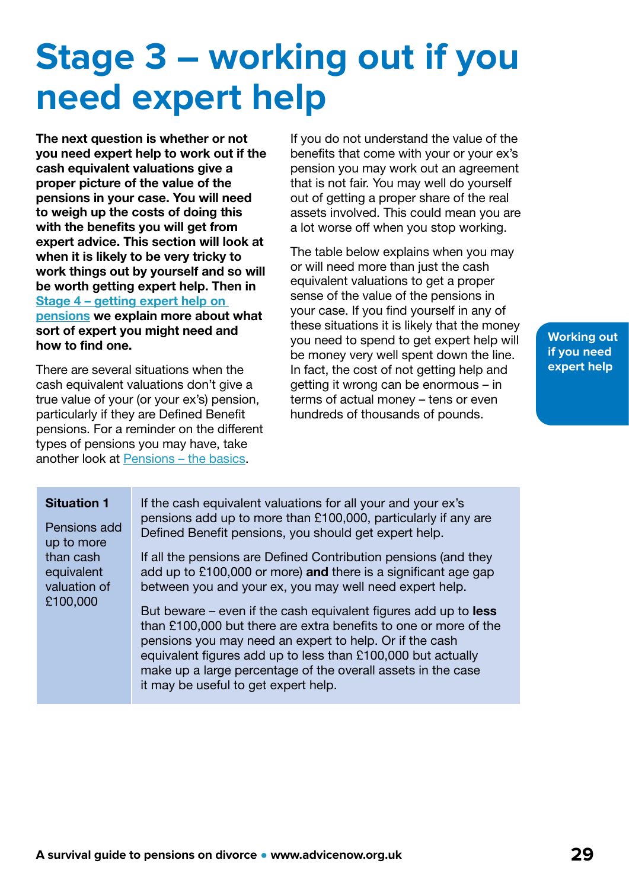# Stage 3 – working out if you need expert help

**The next question is whether or not you need expert help to work out if the cash equivalent valuations give a proper picture of the value of the pensions in your case. You will need to weigh up the costs of doing this with the benefits you will get from expert advice. This section will look at when it is likely to be very tricky to work things out by yourself and so will be worth getting expert help. Then in [Stage 4 – getting expert help on pensions] we explain more about what sort of expert you might need and how to find one.**

There are several situations when the cash equivalent valuations don't give a true value of your (or your ex's) pension, particularly if they are Defined Benefit pensions. For a reminder on the different types of pensions you may have, take another look at [Pensions – the basics].

If you do not understand the value of the benefits that come with your or your ex's pension you may work out an agreement that is not fair. You may well do yourself out of getting a proper share of the real assets involved. This could mean you are a lot worse off when you stop working.

The table below explains when you may or will need more than just the cash equivalent valuations to get a proper sense of the value of the pensions in your case. If you find yourself in any of these situations it is likely that the money you need to spend to get expert help will be money very well spent down the line. In fact, the cost of not getting help and getting it wrong can be enormous – in terms of actual money – tens or even hundreds of thousands of pounds.

Working out if you need expert help

| | |
|---|---|
| **Situation 1**<br><br>Pensions add up to more than cash equivalent valuation of £100,000 | If the cash equivalent valuations for all your and your ex's pensions add up to more than £100,000, particularly if any are Defined Benefit pensions, you should get expert help.<br><br>If all the pensions are Defined Contribution pensions (and they add up to £100,000 or more) **and** there is a significant age gap between you and your ex, you may well need expert help.<br><br>But beware – even if the cash equivalent figures add up to **less** than £100,000 but there are extra benefits to one or more of the pensions you may need an expert to help. Or if the cash equivalent figures add up to less than £100,000 but actually make up a large percentage of the overall assets in the case it may be useful to get expert help. |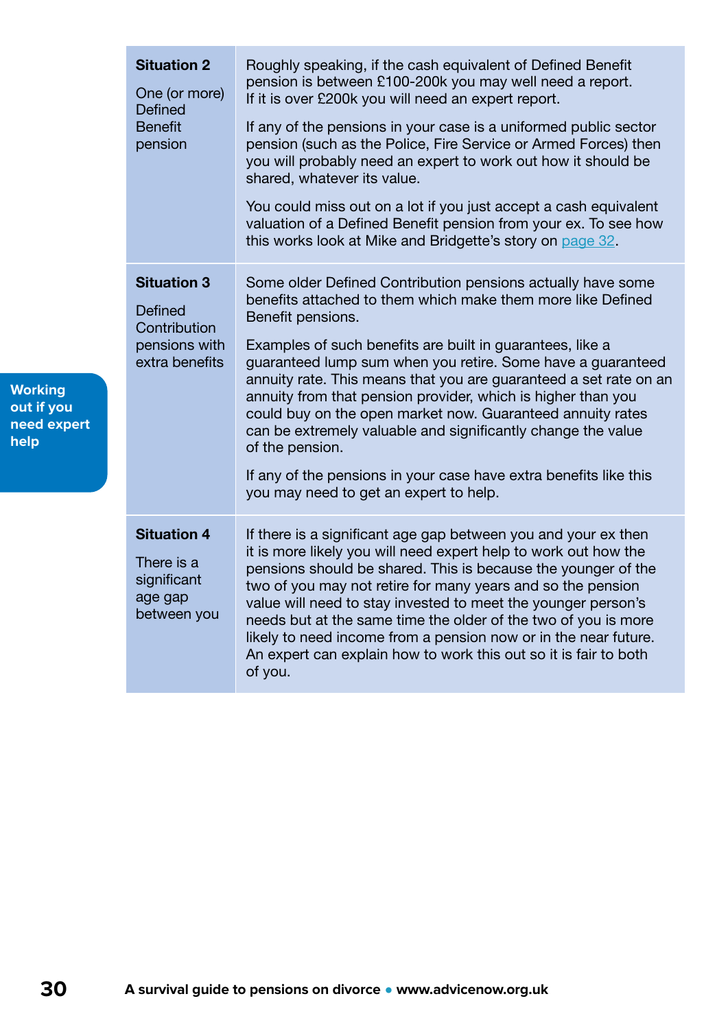| | |
|---|---|
| **Situation 2**<br><br>One (or more) Defined Benefit pension | Roughly speaking, if the cash equivalent of Defined Benefit pension is between £100-200k you may well need a report. If it is over £200k you will need an expert report.<br><br>If any of the pensions in your case is a uniformed public sector pension (such as the Police, Fire Service or Armed Forces) then you will probably need an expert to work out how it should be shared, whatever its value.<br><br>You could miss out on a lot if you just accept a cash equivalent valuation of a Defined Benefit pension from your ex. To see how this works look at Mike and Bridgette's story on page 32. |
| **Situation 3**<br><br>Defined Contribution pensions with extra benefits | Some older Defined Contribution pensions actually have some benefits attached to them which make them more like Defined Benefit pensions.<br><br>Examples of such benefits are built in guarantees, like a guaranteed lump sum when you retire. Some have a guaranteed annuity rate. This means that you are guaranteed a set rate on an annuity from that pension provider, which is higher than you could buy on the open market now. Guaranteed annuity rates can be extremely valuable and significantly change the value of the pension.<br><br>If any of the pensions in your case have extra benefits like this you may need to get an expert to help. |
| **Situation 4**<br><br>There is a significant age gap between you | If there is a significant age gap between you and your ex then it is more likely you will need expert help to work out how the pensions should be shared. This is because the younger of the two of you may not retire for many years and so the pension value will need to stay invested to meet the younger person's needs but at the same time the older of the two of you is more likely to need income from a pension now or in the near future. An expert can explain how to work this out so it is fair to both of you. |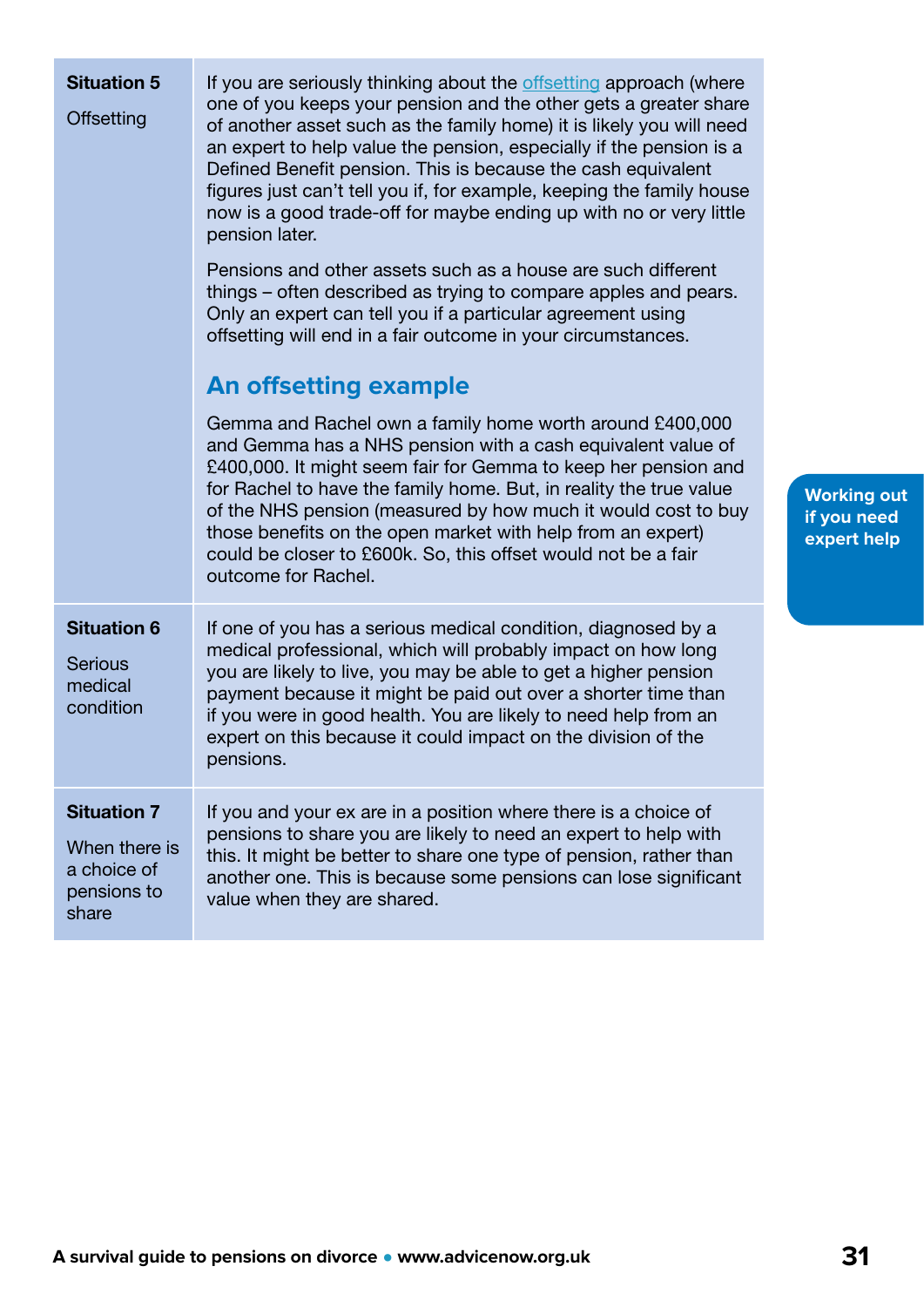| Situation | Details |
|---|---|
| **Situation 5**<br><br>Offsetting | If you are seriously thinking about the offsetting approach (where one of you keeps your pension and the other gets a greater share of another asset such as the family home) it is likely you will need an expert to help value the pension, especially if the pension is a Defined Benefit pension. This is because the cash equivalent figures just can't tell you if, for example, keeping the family house now is a good trade-off for maybe ending up with no or very little pension later.<br><br>Pensions and other assets such as a house are such different things – often described as trying to compare apples and pears. Only an expert can tell you if a particular agreement using offsetting will end in a fair outcome in your circumstances.<br><br>**An offsetting example**<br><br>Gemma and Rachel own a family home worth around £400,000 and Gemma has a NHS pension with a cash equivalent value of £400,000. It might seem fair for Gemma to keep her pension and for Rachel to have the family home. But, in reality the true value of the NHS pension (measured by how much it would cost to buy those benefits on the open market with help from an expert) could be closer to £600k. So, this offset would not be a fair outcome for Rachel. |
| **Situation 6**<br><br>Serious medical condition | If one of you has a serious medical condition, diagnosed by a medical professional, which will probably impact on how long you are likely to live, you may be able to get a higher pension payment because it might be paid out over a shorter time than if you were in good health. You are likely to need help from an expert on this because it could impact on the division of the pensions. |
| **Situation 7**<br><br>When there is a choice of pensions to share | If you and your ex are in a position where there is a choice of pensions to share you are likely to need an expert to help with this. It might be better to share one type of pension, rather than another one. This is because some pensions can lose significant value when they are shared. |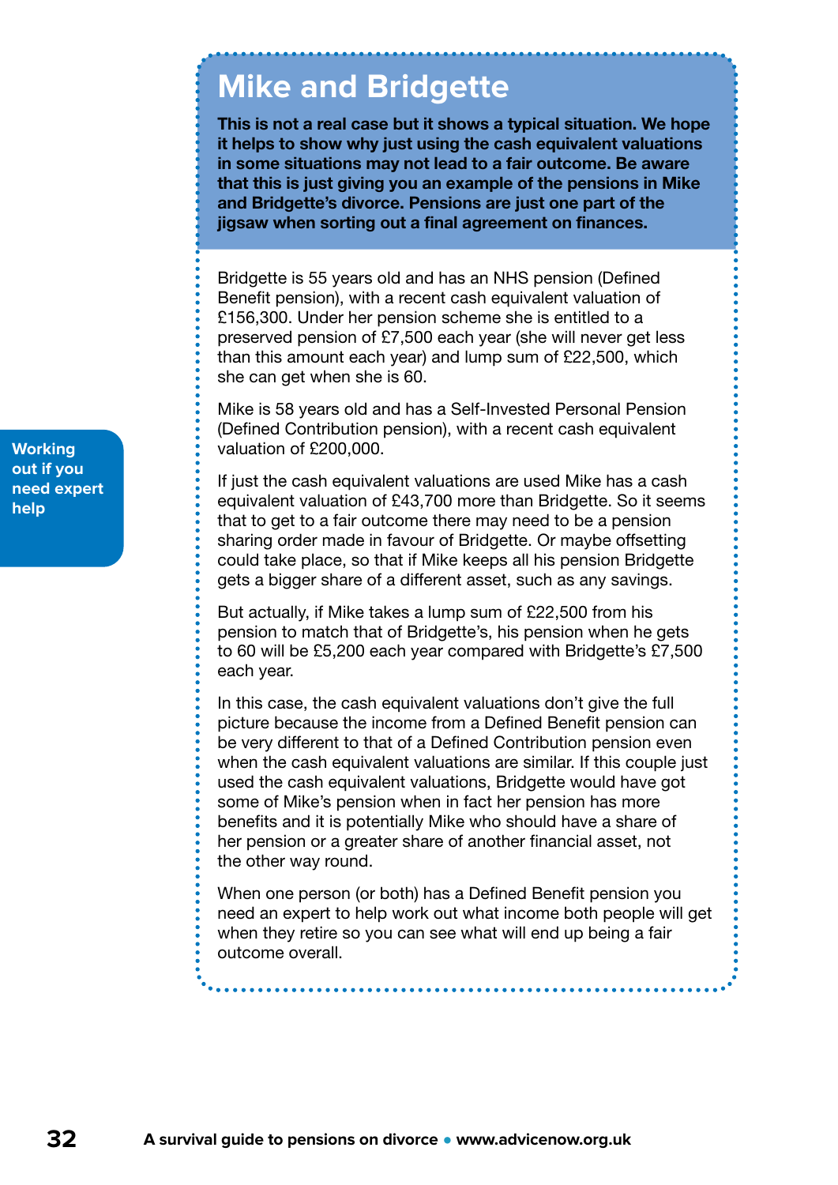Working out if you need expert help

## Mike and Bridgette

**This is not a real case but it shows a typical situation. We hope it helps to show why just using the cash equivalent valuations in some situations may not lead to a fair outcome. Be aware that this is just giving you an example of the pensions in Mike and Bridgette's divorce. Pensions are just one part of the jigsaw when sorting out a final agreement on finances.**

Bridgette is 55 years old and has an NHS pension (Defined Benefit pension), with a recent cash equivalent valuation of £156,300. Under her pension scheme she is entitled to a preserved pension of £7,500 each year (she will never get less than this amount each year) and lump sum of £22,500, which she can get when she is 60.

Mike is 58 years old and has a Self-Invested Personal Pension (Defined Contribution pension), with a recent cash equivalent valuation of £200,000.

If just the cash equivalent valuations are used Mike has a cash equivalent valuation of £43,700 more than Bridgette. So it seems that to get to a fair outcome there may need to be a pension sharing order made in favour of Bridgette. Or maybe offsetting could take place, so that if Mike keeps all his pension Bridgette gets a bigger share of a different asset, such as any savings.

But actually, if Mike takes a lump sum of £22,500 from his pension to match that of Bridgette's, his pension when he gets to 60 will be £5,200 each year compared with Bridgette's £7,500 each year.

In this case, the cash equivalent valuations don't give the full picture because the income from a Defined Benefit pension can be very different to that of a Defined Contribution pension even when the cash equivalent valuations are similar. If this couple just used the cash equivalent valuations, Bridgette would have got some of Mike's pension when in fact her pension has more benefits and it is potentially Mike who should have a share of her pension or a greater share of another financial asset, not the other way round.

When one person (or both) has a Defined Benefit pension you need an expert to help work out what income both people will get when they retire so you can see what will end up being a fair outcome overall.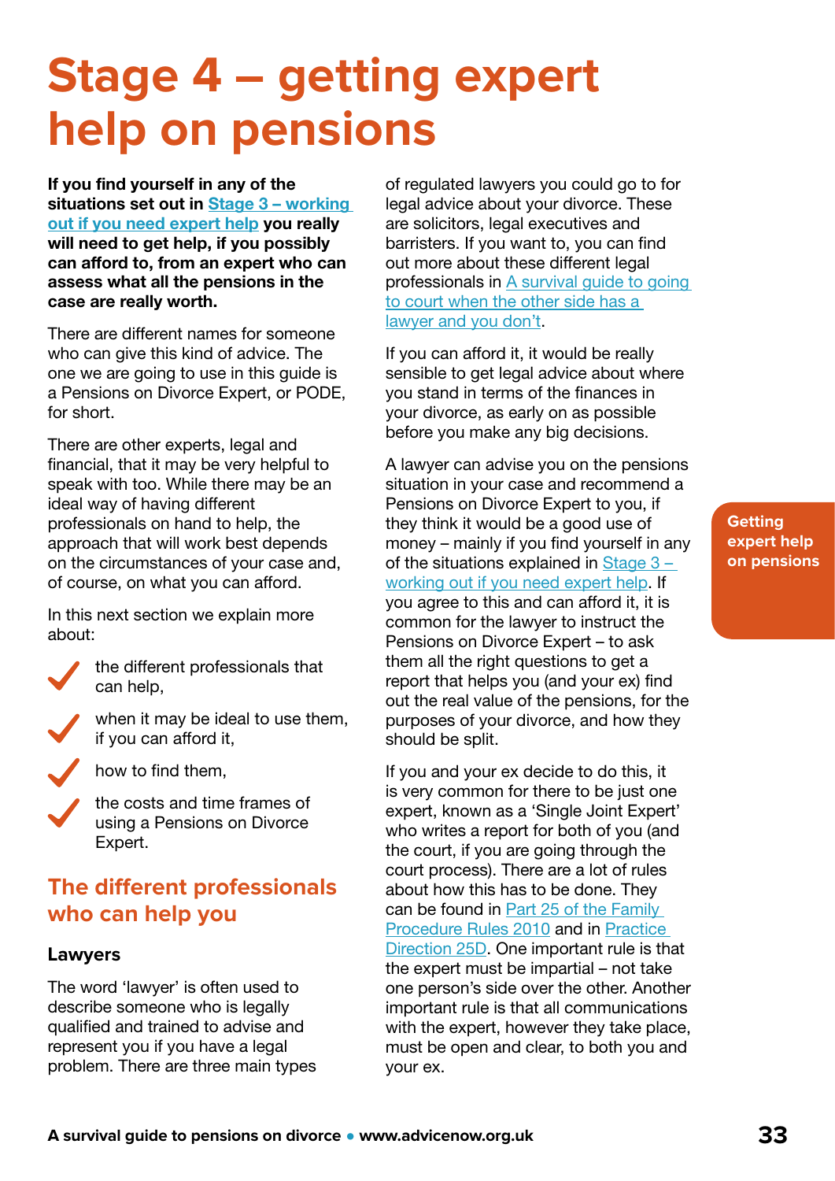# Stage 4 – getting expert help on pensions

**If you find yourself in any of the situations set out in Stage 3 – working out if you need expert help you really will need to get help, if you possibly can afford to, from an expert who can assess what all the pensions in the case are really worth.**

There are different names for someone who can give this kind of advice. The one we are going to use in this guide is a Pensions on Divorce Expert, or PODE, for short.

There are other experts, legal and financial, that it may be very helpful to speak with too. While there may be an ideal way of having different professionals on hand to help, the approach that will work best depends on the circumstances of your case and, of course, on what you can afford.

In this next section we explain more about:

- the different professionals that can help,
- when it may be ideal to use them, if you can afford it,
- how to find them,
- the costs and time frames of using a Pensions on Divorce Expert.

## The different professionals who can help you

### Lawyers

The word 'lawyer' is often used to describe someone who is legally qualified and trained to advise and represent you if you have a legal problem. There are three main types of regulated lawyers you could go to for legal advice about your divorce. These are solicitors, legal executives and barristers. If you want to, you can find out more about these different legal professionals in A survival guide to going to court when the other side has a lawyer and you don't.

If you can afford it, it would be really sensible to get legal advice about where you stand in terms of the finances in your divorce, as early on as possible before you make any big decisions.

A lawyer can advise you on the pensions situation in your case and recommend a Pensions on Divorce Expert to you, if they think it would be a good use of money – mainly if you find yourself in any of the situations explained in Stage 3 – working out if you need expert help. If you agree to this and can afford it, it is common for the lawyer to instruct the Pensions on Divorce Expert – to ask them all the right questions to get a report that helps you (and your ex) find out the real value of the pensions, for the purposes of your divorce, and how they should be split.

If you and your ex decide to do this, it is very common for there to be just one expert, known as a 'Single Joint Expert' who writes a report for both of you (and the court, if you are going through the court process). There are a lot of rules about how this has to be done. They can be found in Part 25 of the Family Procedure Rules 2010 and in Practice Direction 25D. One important rule is that the expert must be impartial – not take one person's side over the other. Another important rule is that all communications with the expert, however they take place, must be open and clear, to both you and your ex.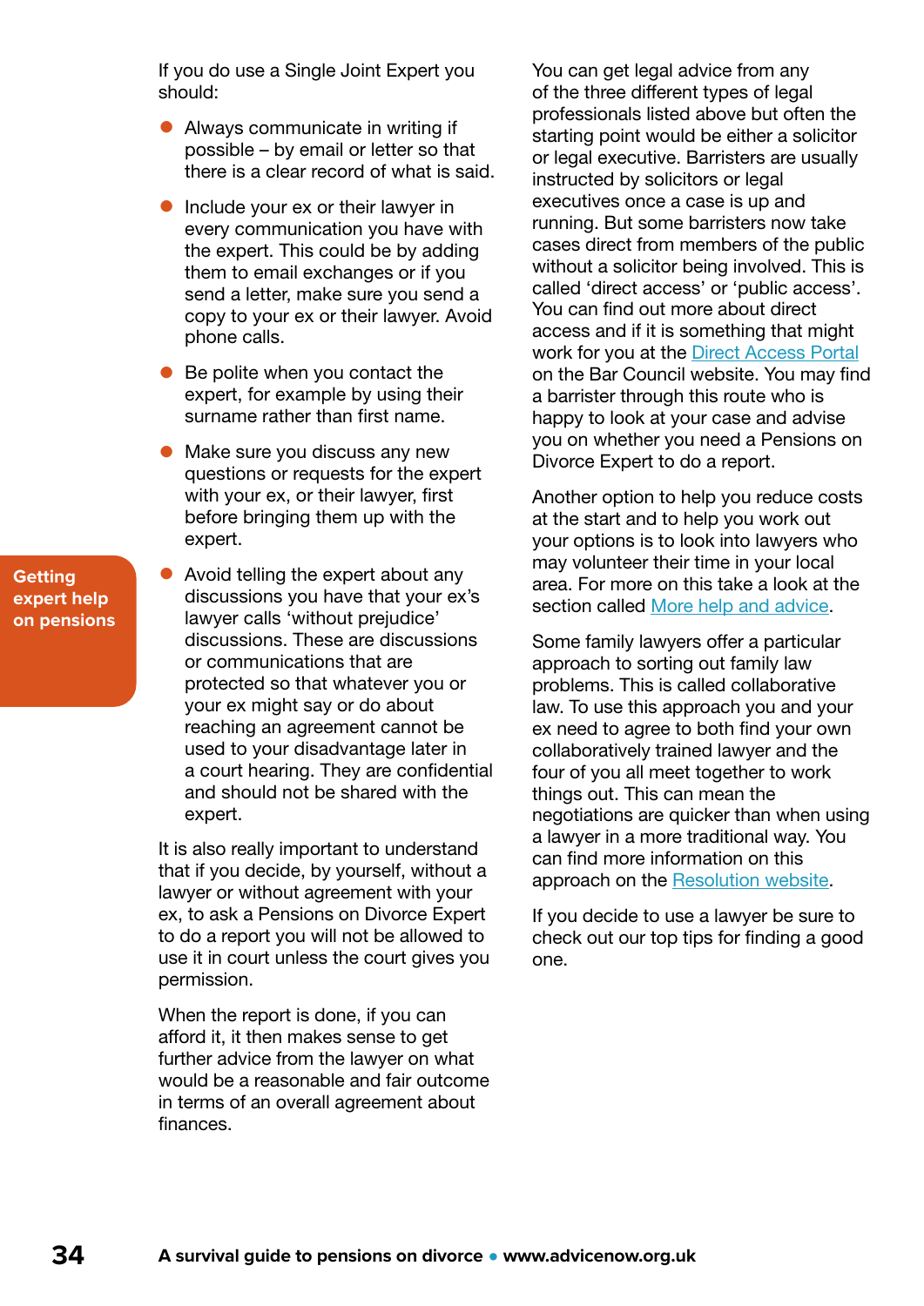If you do use a Single Joint Expert you should:

- Always communicate in writing if possible – by email or letter so that there is a clear record of what is said.
- Include your ex or their lawyer in every communication you have with the expert. This could be by adding them to email exchanges or if you send a letter, make sure you send a copy to your ex or their lawyer. Avoid phone calls.
- Be polite when you contact the expert, for example by using their surname rather than first name.
- Make sure you discuss any new questions or requests for the expert with your ex, or their lawyer, first before bringing them up with the expert.
- Avoid telling the expert about any discussions you have that your ex's lawyer calls 'without prejudice' discussions. These are discussions or communications that are protected so that whatever you or your ex might say or do about reaching an agreement cannot be used to your disadvantage later in a court hearing. They are confidential and should not be shared with the expert.

It is also really important to understand that if you decide, by yourself, without a lawyer or without agreement with your ex, to ask a Pensions on Divorce Expert to do a report you will not be allowed to use it in court unless the court gives you permission.

When the report is done, if you can afford it, it then makes sense to get further advice from the lawyer on what would be a reasonable and fair outcome in terms of an overall agreement about finances.

You can get legal advice from any of the three different types of legal professionals listed above but often the starting point would be either a solicitor or legal executive. Barristers are usually instructed by solicitors or legal executives once a case is up and running. But some barristers now take cases direct from members of the public without a solicitor being involved. This is called 'direct access' or 'public access'. You can find out more about direct access and if it is something that might work for you at the Direct Access Portal on the Bar Council website. You may find a barrister through this route who is happy to look at your case and advise you on whether you need a Pensions on Divorce Expert to do a report.

Another option to help you reduce costs at the start and to help you work out your options is to look into lawyers who may volunteer their time in your local area. For more on this take a look at the section called More help and advice.

Some family lawyers offer a particular approach to sorting out family law problems. This is called collaborative law. To use this approach you and your ex need to agree to both find your own collaboratively trained lawyer and the four of you all meet together to work things out. This can mean the negotiations are quicker than when using a lawyer in a more traditional way. You can find more information on this approach on the Resolution website.

If you decide to use a lawyer be sure to check out our top tips for finding a good one.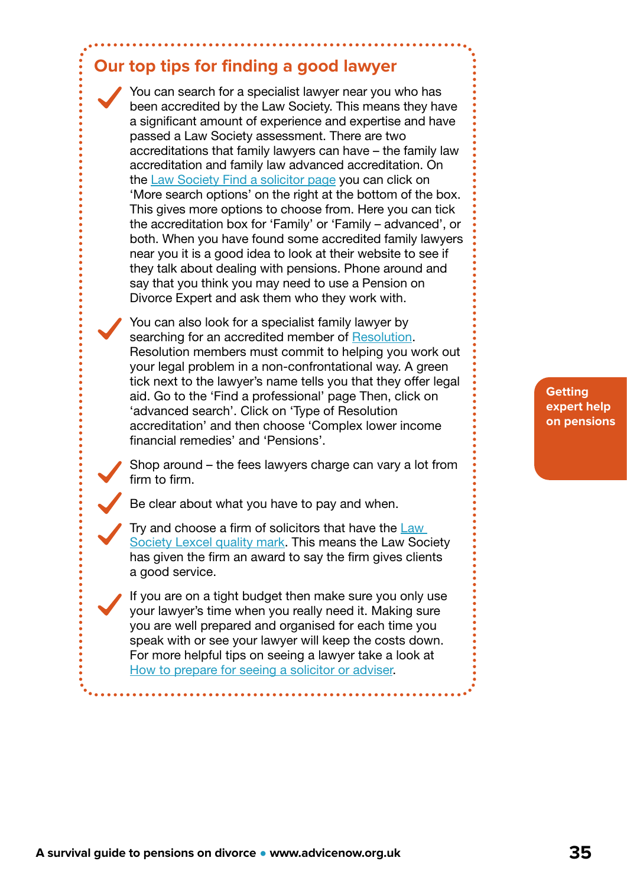## Our top tips for finding a good lawyer

- You can search for a specialist lawyer near you who has been accredited by the Law Society. This means they have a significant amount of experience and expertise and have passed a Law Society assessment. There are two accreditations that family lawyers can have – the family law accreditation and family law advanced accreditation. On the Law Society Find a solicitor page you can click on 'More search options' on the right at the bottom of the box. This gives more options to choose from. Here you can tick the accreditation box for 'Family' or 'Family – advanced', or both. When you have found some accredited family lawyers near you it is a good idea to look at their website to see if they talk about dealing with pensions. Phone around and say that you think you may need to use a Pension on Divorce Expert and ask them who they work with.
- You can also look for a specialist family lawyer by searching for an accredited member of Resolution. Resolution members must commit to helping you work out your legal problem in a non-confrontational way. A green tick next to the lawyer's name tells you that they offer legal aid. Go to the 'Find a professional' page Then, click on 'advanced search'. Click on 'Type of Resolution accreditation' and then choose 'Complex lower income financial remedies' and 'Pensions'.
- Shop around – the fees lawyers charge can vary a lot from firm to firm.
- Be clear about what you have to pay and when.
- Try and choose a firm of solicitors that have the Law Society Lexcel quality mark. This means the Law Society has given the firm an award to say the firm gives clients a good service.
- If you are on a tight budget then make sure you only use your lawyer's time when you really need it. Making sure you are well prepared and organised for each time you speak with or see your lawyer will keep the costs down. For more helpful tips on seeing a lawyer take a look at How to prepare for seeing a solicitor or adviser.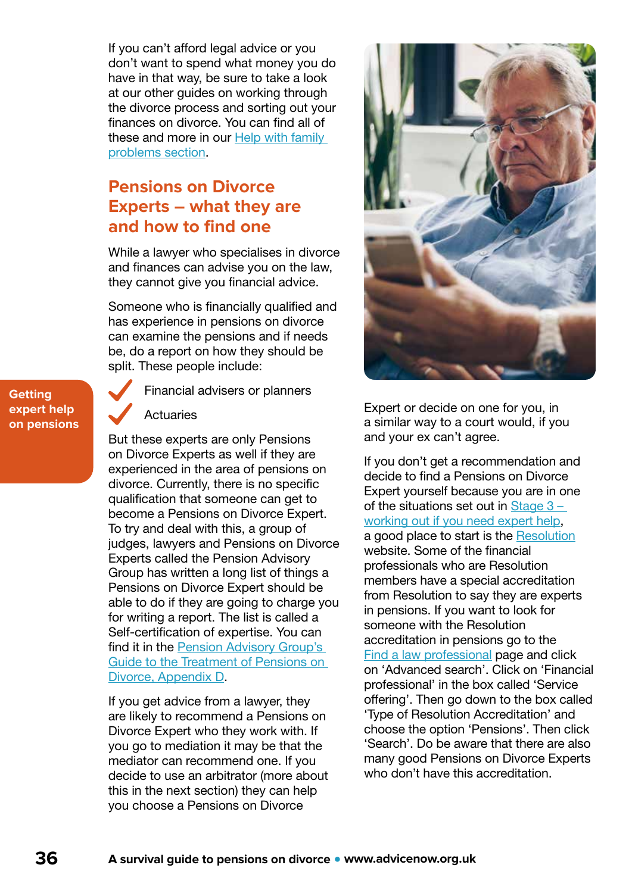If you can't afford legal advice or you don't want to spend what money you do have in that way, be sure to take a look at our other guides on working through the divorce process and sorting out your finances on divorce. You can find all of these and more in our Help with family problems section.

Getting expert help on pensions

## Pensions on Divorce Experts – what they are and how to find one

While a lawyer who specialises in divorce and finances can advise you on the law, they cannot give you financial advice.

Someone who is financially qualified and has experience in pensions on divorce can examine the pensions and if needs be, do a report on how they should be split. These people include:

- Financial advisers or planners
- Actuaries

But these experts are only Pensions on Divorce Experts as well if they are experienced in the area of pensions on divorce. Currently, there is no specific qualification that someone can get to become a Pensions on Divorce Expert. To try and deal with this, a group of judges, lawyers and Pensions on Divorce Experts called the Pension Advisory Group has written a long list of things a Pensions on Divorce Expert should be able to do if they are going to charge you for writing a report. The list is called a Self-certification of expertise. You can find it in the Pension Advisory Group's Guide to the Treatment of Pensions on Divorce, Appendix D.

If you get advice from a lawyer, they are likely to recommend a Pensions on Divorce Expert who they work with. If you go to mediation it may be that the mediator can recommend one. If you decide to use an arbitrator (more about this in the next section) they can help you choose a Pensions on Divorce Expert or decide on one for you, in a similar way to a court would, if you and your ex can't agree.

If you don't get a recommendation and decide to find a Pensions on Divorce Expert yourself because you are in one of the situations set out in Stage 3 – working out if you need expert help, a good place to start is the Resolution website. Some of the financial professionals who are Resolution members have a special accreditation from Resolution to say they are experts in pensions. If you want to look for someone with the Resolution accreditation in pensions go to the Find a law professional page and click on 'Advanced search'. Click on 'Financial professional' in the box called 'Service offering'. Then go down to the box called 'Type of Resolution Accreditation' and choose the option 'Pensions'. Then click 'Search'. Do be aware that there are also many good Pensions on Divorce Experts who don't have this accreditation.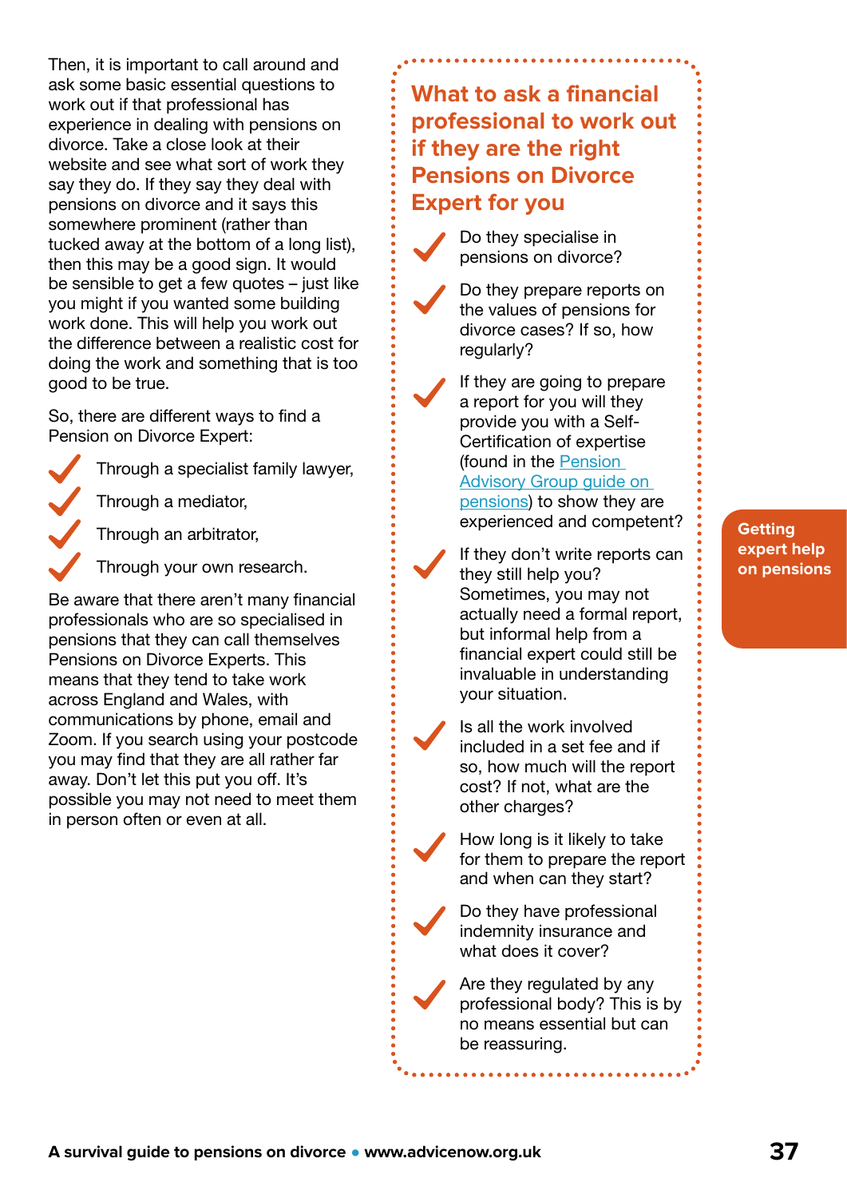Then, it is important to call around and ask some basic essential questions to work out if that professional has experience in dealing with pensions on divorce. Take a close look at their website and see what sort of work they say they do. If they say they deal with pensions on divorce and it says this somewhere prominent (rather than tucked away at the bottom of a long list), then this may be a good sign. It would be sensible to get a few quotes – just like you might if you wanted some building work done. This will help you work out the difference between a realistic cost for doing the work and something that is too good to be true.

So, there are different ways to find a Pension on Divorce Expert:

- Through a specialist family lawyer,
- Through a mediator,
- Through an arbitrator,
- Through your own research.

Be aware that there aren't many financial professionals who are so specialised in pensions that they can call themselves Pensions on Divorce Experts. This means that they tend to take work across England and Wales, with communications by phone, email and Zoom. If you search using your postcode you may find that they are all rather far away. Don't let this put you off. It's possible you may not need to meet them in person often or even at all.

## What to ask a financial professional to work out if they are the right Pensions on Divorce Expert for you

- Do they specialise in pensions on divorce?
- Do they prepare reports on the values of pensions for divorce cases? If so, how regularly?
- If they are going to prepare a report for you will they provide you with a Self-Certification of expertise (found in the Pension Advisory Group guide on pensions) to show they are experienced and competent?
- If they don't write reports can they still help you? Sometimes, you may not actually need a formal report, but informal help from a financial expert could still be invaluable in understanding your situation.
- Is all the work involved included in a set fee and if so, how much will the report cost? If not, what are the other charges?
- How long is it likely to take for them to prepare the report and when can they start?
- Do they have professional indemnity insurance and what does it cover?
- Are they regulated by any professional body? This is by no means essential but can be reassuring.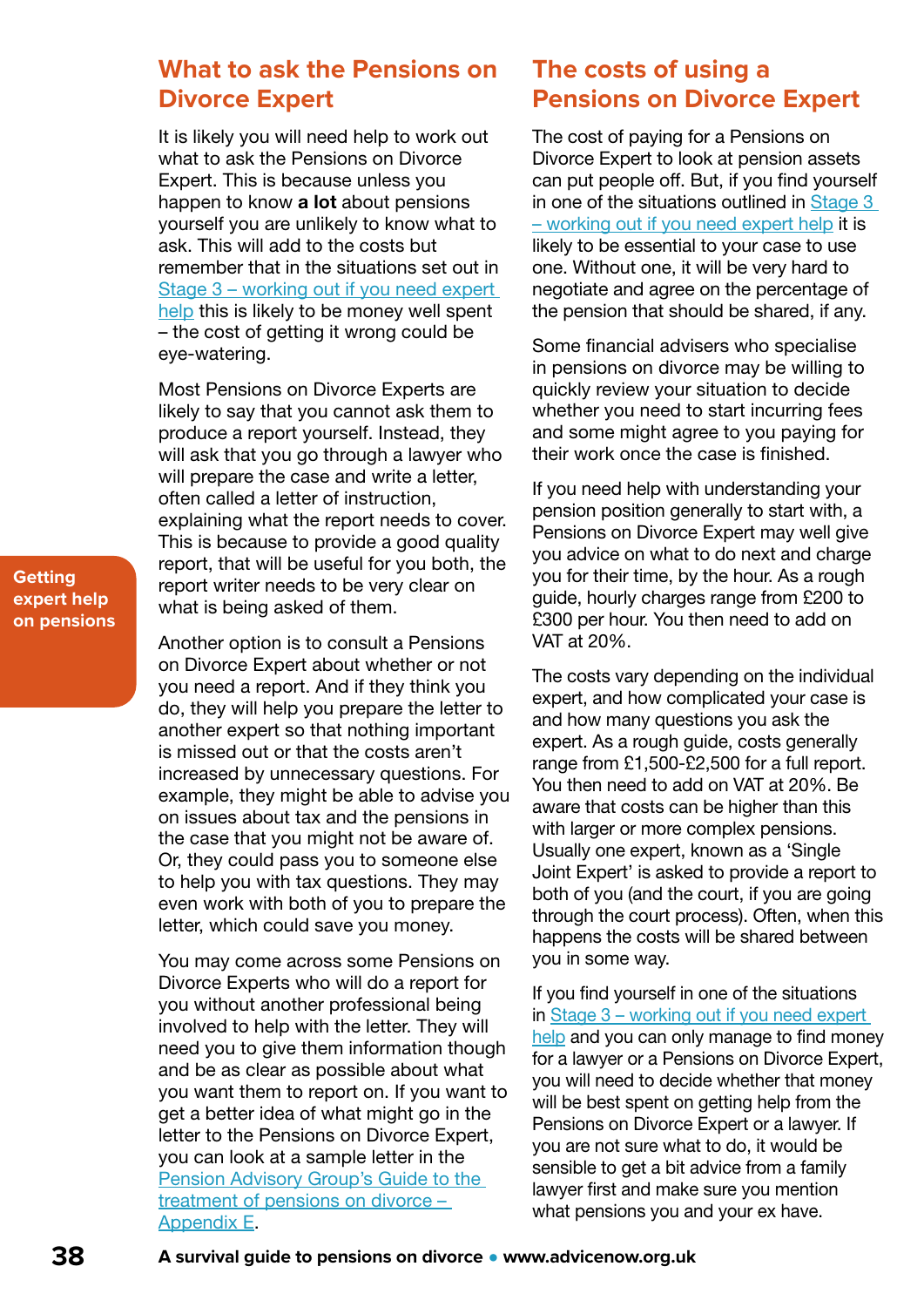## What to ask the Pensions on Divorce Expert

It is likely you will need help to work out what to ask the Pensions on Divorce Expert. This is because unless you happen to know **a lot** about pensions yourself you are unlikely to know what to ask. This will add to the costs but remember that in the situations set out in [Stage 3 – working out if you need expert help]() this is likely to be money well spent – the cost of getting it wrong could be eye-watering.

Most Pensions on Divorce Experts are likely to say that you cannot ask them to produce a report yourself. Instead, they will ask that you go through a lawyer who will prepare the case and write a letter, often called a letter of instruction, explaining what the report needs to cover. This is because to provide a good quality report, that will be useful for you both, the report writer needs to be very clear on what is being asked of them.

Another option is to consult a Pensions on Divorce Expert about whether or not you need a report. And if they think you do, they will help you prepare the letter to another expert so that nothing important is missed out or that the costs aren't increased by unnecessary questions. For example, they might be able to advise you on issues about tax and the pensions in the case that you might not be aware of. Or, they could pass you to someone else to help you with tax questions. They may even work with both of you to prepare the letter, which could save you money.

You may come across some Pensions on Divorce Experts who will do a report for you without another professional being involved to help with the letter. They will need you to give them information though and be as clear as possible about what you want them to report on. If you want to get a better idea of what might go in the letter to the Pensions on Divorce Expert, you can look at a sample letter in the [Pension Advisory Group's Guide to the treatment of pensions on divorce – Appendix E]().

## The costs of using a Pensions on Divorce Expert

The cost of paying for a Pensions on Divorce Expert to look at pension assets can put people off. But, if you find yourself in one of the situations outlined in [Stage 3 – working out if you need expert help]() it is likely to be essential to your case to use one. Without one, it will be very hard to negotiate and agree on the percentage of the pension that should be shared, if any.

Some financial advisers who specialise in pensions on divorce may be willing to quickly review your situation to decide whether you need to start incurring fees and some might agree to you paying for their work once the case is finished.

If you need help with understanding your pension position generally to start with, a Pensions on Divorce Expert may well give you advice on what to do next and charge you for their time, by the hour. As a rough guide, hourly charges range from £200 to £300 per hour. You then need to add on VAT at 20%.

The costs vary depending on the individual expert, and how complicated your case is and how many questions you ask the expert. As a rough guide, costs generally range from £1,500-£2,500 for a full report. You then need to add on VAT at 20%. Be aware that costs can be higher than this with larger or more complex pensions. Usually one expert, known as a 'Single Joint Expert' is asked to provide a report to both of you (and the court, if you are going through the court process). Often, when this happens the costs will be shared between you in some way.

If you find yourself in one of the situations in [Stage 3 – working out if you need expert help]() and you can only manage to find money for a lawyer or a Pensions on Divorce Expert, you will need to decide whether that money will be best spent on getting help from the Pensions on Divorce Expert or a lawyer. If you are not sure what to do, it would be sensible to get a bit advice from a family lawyer first and make sure you mention what pensions you and your ex have.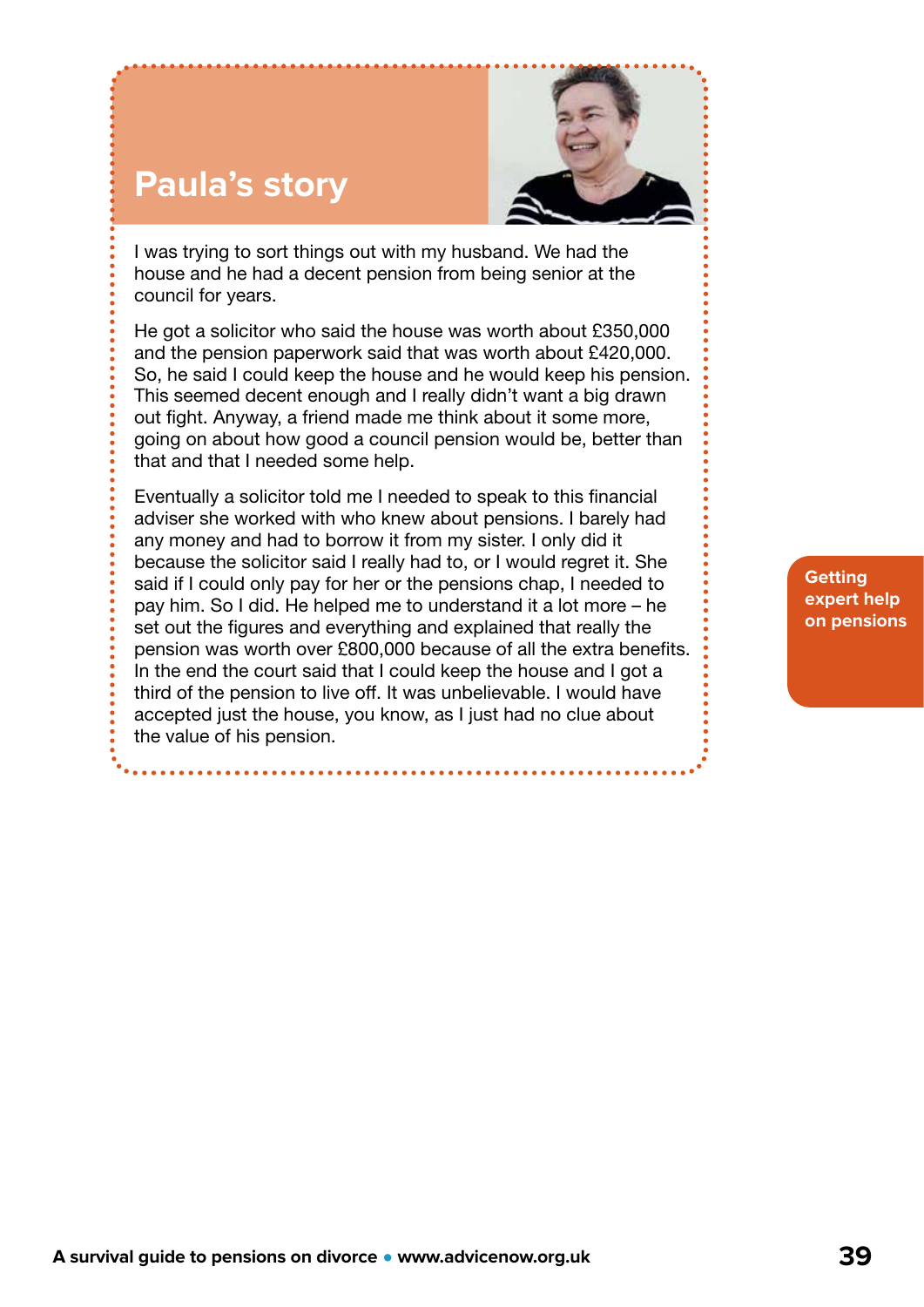## Paula's story

I was trying to sort things out with my husband. We had the house and he had a decent pension from being senior at the council for years.

He got a solicitor who said the house was worth about £350,000 and the pension paperwork said that was worth about £420,000. So, he said I could keep the house and he would keep his pension. This seemed decent enough and I really didn't want a big drawn out fight. Anyway, a friend made me think about it some more, going on about how good a council pension would be, better than that and that I needed some help.

Eventually a solicitor told me I needed to speak to this financial adviser she worked with who knew about pensions. I barely had any money and had to borrow it from my sister. I only did it because the solicitor said I really had to, or I would regret it. She said if I could only pay for her or the pensions chap, I needed to pay him. So I did. He helped me to understand it a lot more – he set out the figures and everything and explained that really the pension was worth over £800,000 because of all the extra benefits. In the end the court said that I could keep the house and I got a third of the pension to live off. It was unbelievable. I would have accepted just the house, you know, as I just had no clue about the value of his pension.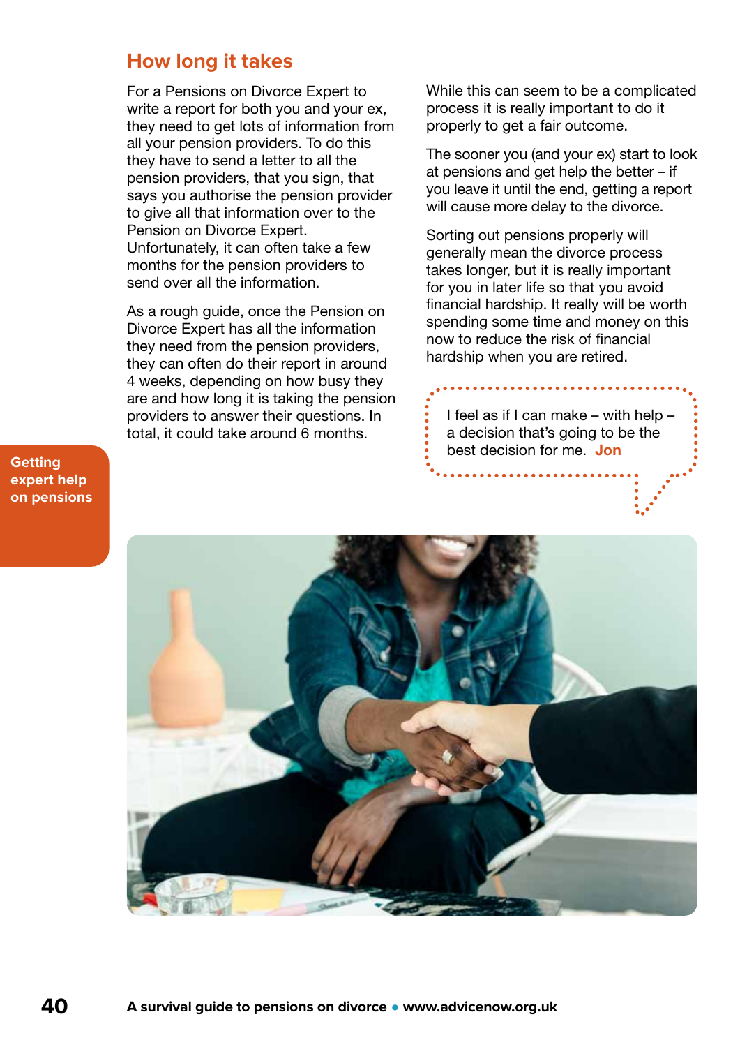## How long it takes

For a Pensions on Divorce Expert to write a report for both you and your ex, they need to get lots of information from all your pension providers. To do this they have to send a letter to all the pension providers, that you sign, that says you authorise the pension provider to give all that information over to the Pension on Divorce Expert. Unfortunately, it can often take a few months for the pension providers to send over all the information.

As a rough guide, once the Pension on Divorce Expert has all the information they need from the pension providers, they can often do their report in around 4 weeks, depending on how busy they are and how long it is taking the pension providers to answer their questions. In total, it could take around 6 months.

While this can seem to be a complicated process it is really important to do it properly to get a fair outcome.

The sooner you (and your ex) start to look at pensions and get help the better – if you leave it until the end, getting a report will cause more delay to the divorce.

Sorting out pensions properly will generally mean the divorce process takes longer, but it is really important for you in later life so that you avoid financial hardship. It really will be worth spending some time and money on this now to reduce the risk of financial hardship when you are retired.

> I feel as if I can make – with help – a decision that's going to be the best decision for me. **Jon**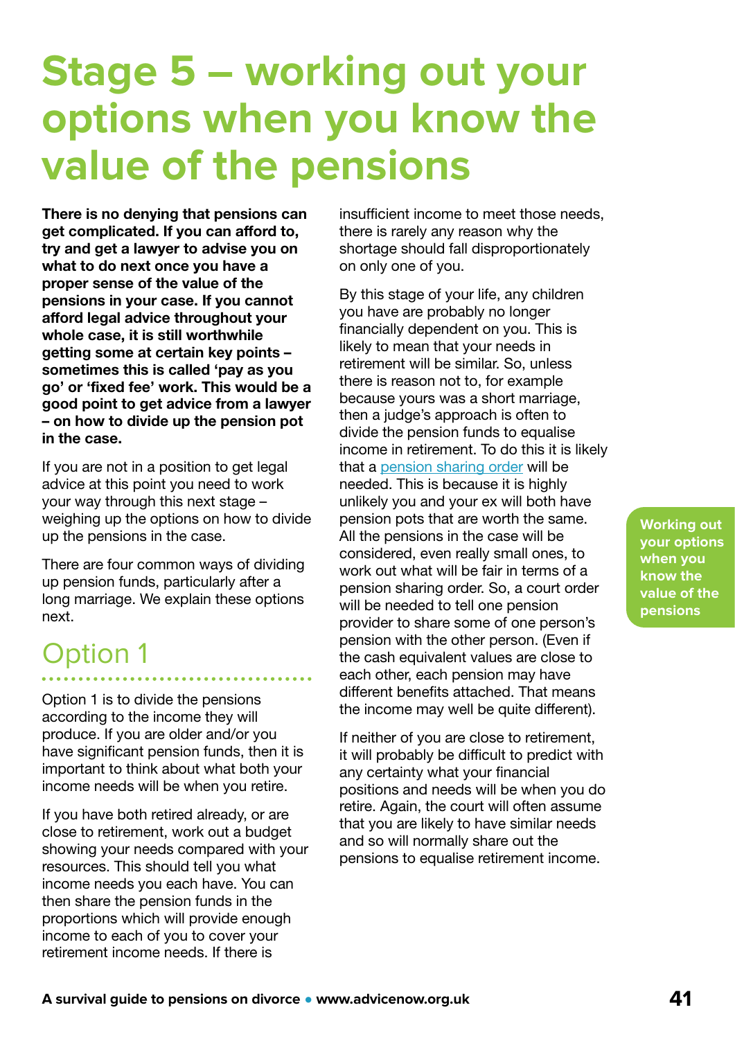# Stage 5 – working out your options when you know the value of the pensions

**There is no denying that pensions can get complicated. If you can afford to, try and get a lawyer to advise you on what to do next once you have a proper sense of the value of the pensions in your case. If you cannot afford legal advice throughout your whole case, it is still worthwhile getting some at certain key points – sometimes this is called 'pay as you go' or 'fixed fee' work. This would be a good point to get advice from a lawyer – on how to divide up the pension pot in the case.**

If you are not in a position to get legal advice at this point you need to work your way through this next stage – weighing up the options on how to divide up the pensions in the case.

There are four common ways of dividing up pension funds, particularly after a long marriage. We explain these options next.

## Option 1

Option 1 is to divide the pensions according to the income they will produce. If you are older and/or you have significant pension funds, then it is important to think about what both your income needs will be when you retire.

If you have both retired already, or are close to retirement, work out a budget showing your needs compared with your resources. This should tell you what income needs you each have. You can then share the pension funds in the proportions which will provide enough income to each of you to cover your retirement income needs. If there is insufficient income to meet those needs, there is rarely any reason why the shortage should fall disproportionately on only one of you.

By this stage of your life, any children you have are probably no longer financially dependent on you. This is likely to mean that your needs in retirement will be similar. So, unless there is reason not to, for example because yours was a short marriage, then a judge's approach is often to divide the pension funds to equalise income in retirement. To do this it is likely that a pension sharing order will be needed. This is because it is highly unlikely you and your ex will both have pension pots that are worth the same. All the pensions in the case will be considered, even really small ones, to work out what will be fair in terms of a pension sharing order. So, a court order will be needed to tell one pension provider to share some of one person's pension with the other person. (Even if the cash equivalent values are close to each other, each pension may have different benefits attached. That means the income may well be quite different).

If neither of you are close to retirement, it will probably be difficult to predict with any certainty what your financial positions and needs will be when you do retire. Again, the court will often assume that you are likely to have similar needs and so will normally share out the pensions to equalise retirement income.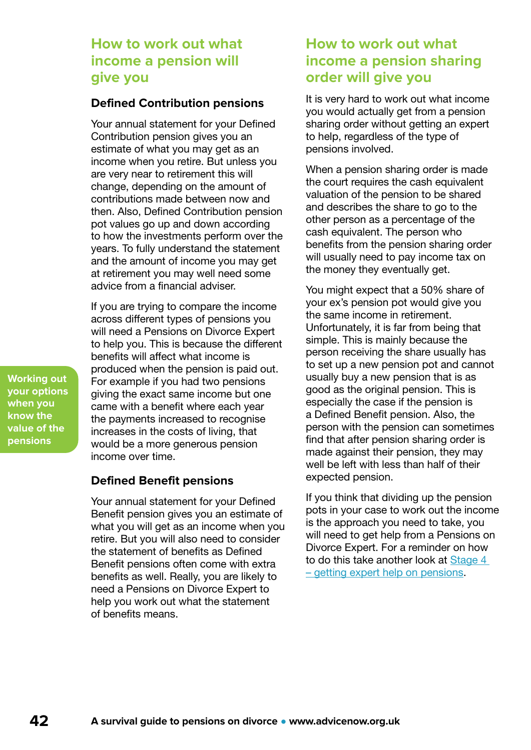## How to work out what income a pension will give you

### Defined Contribution pensions

Your annual statement for your Defined Contribution pension gives you an estimate of what you may get as an income when you retire. But unless you are very near to retirement this will change, depending on the amount of contributions made between now and then. Also, Defined Contribution pension pot values go up and down according to how the investments perform over the years. To fully understand the statement and the amount of income you may get at retirement you may well need some advice from a financial adviser.

If you are trying to compare the income across different types of pensions you will need a Pensions on Divorce Expert to help you. This is because the different benefits will affect what income is produced when the pension is paid out. For example if you had two pensions giving the exact same income but one came with a benefit where each year the payments increased to recognise increases in the costs of living, that would be a more generous pension income over time.

### Defined Benefit pensions

Your annual statement for your Defined Benefit pension gives you an estimate of what you will get as an income when you retire. But you will also need to consider the statement of benefits as Defined Benefit pensions often come with extra benefits as well. Really, you are likely to need a Pensions on Divorce Expert to help you work out what the statement of benefits means.

## How to work out what income a pension sharing order will give you

It is very hard to work out what income you would actually get from a pension sharing order without getting an expert to help, regardless of the type of pensions involved.

When a pension sharing order is made the court requires the cash equivalent valuation of the pension to be shared and describes the share to go to the other person as a percentage of the cash equivalent. The person who benefits from the pension sharing order will usually need to pay income tax on the money they eventually get.

You might expect that a 50% share of your ex's pension pot would give you the same income in retirement. Unfortunately, it is far from being that simple. This is mainly because the person receiving the share usually has to set up a new pension pot and cannot usually buy a new pension that is as good as the original pension. This is especially the case if the pension is a Defined Benefit pension. Also, the person with the pension can sometimes find that after pension sharing order is made against their pension, they may well be left with less than half of their expected pension.

If you think that dividing up the pension pots in your case to work out the income is the approach you need to take, you will need to get help from a Pensions on Divorce Expert. For a reminder on how to do this take another look at Stage 4 – getting expert help on pensions.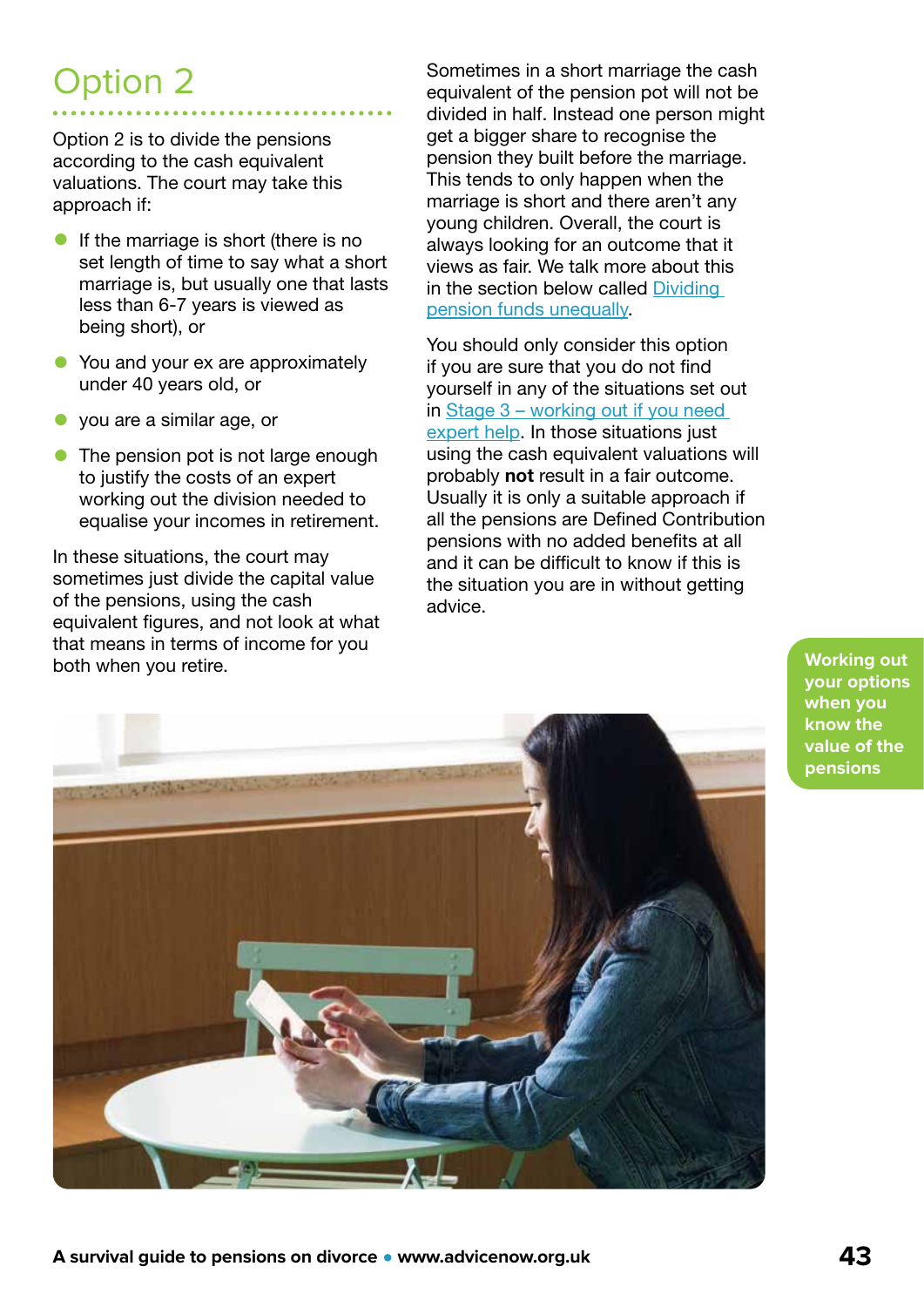## Option 2

Option 2 is to divide the pensions according to the cash equivalent valuations. The court may take this approach if:

- If the marriage is short (there is no set length of time to say what a short marriage is, but usually one that lasts less than 6-7 years is viewed as being short), or
- You and your ex are approximately under 40 years old, or
- you are a similar age, or
- The pension pot is not large enough to justify the costs of an expert working out the division needed to equalise your incomes in retirement.

In these situations, the court may sometimes just divide the capital value of the pensions, using the cash equivalent figures, and not look at what that means in terms of income for you both when you retire.

Sometimes in a short marriage the cash equivalent of the pension pot will not be divided in half. Instead one person might get a bigger share to recognise the pension they built before the marriage. This tends to only happen when the marriage is short and there aren't any young children. Overall, the court is always looking for an outcome that it views as fair. We talk more about this in the section below called Dividing pension funds unequally.

You should only consider this option if you are sure that you do not find yourself in any of the situations set out in Stage 3 – working out if you need expert help. In those situations just using the cash equivalent valuations will probably **not** result in a fair outcome. Usually it is only a suitable approach if all the pensions are Defined Contribution pensions with no added benefits at all and it can be difficult to know if this is the situation you are in without getting advice.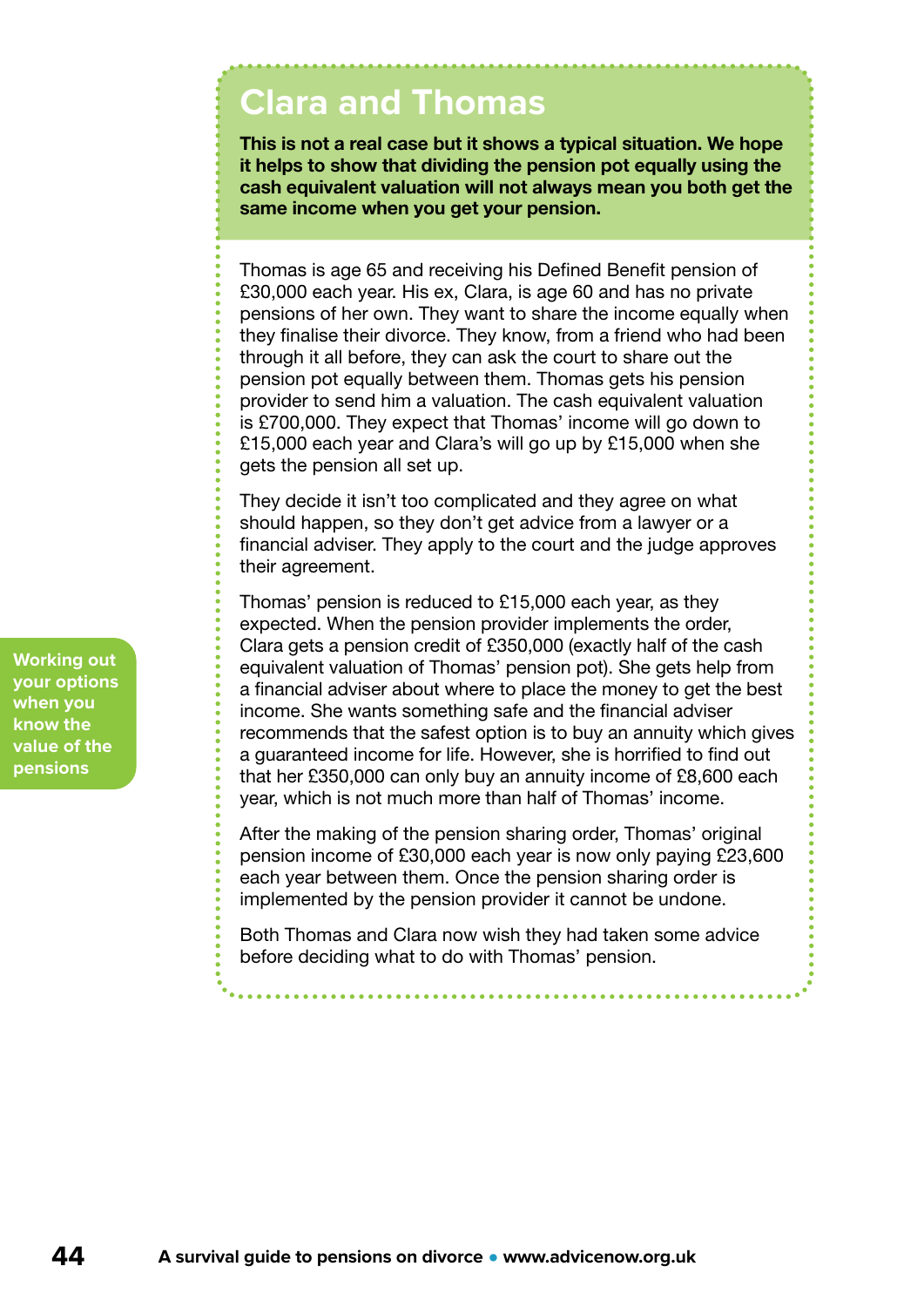Working out your options when you know the value of the pensions

## Clara and Thomas

**This is not a real case but it shows a typical situation. We hope it helps to show that dividing the pension pot equally using the cash equivalent valuation will not always mean you both get the same income when you get your pension.**

Thomas is age 65 and receiving his Defined Benefit pension of £30,000 each year. His ex, Clara, is age 60 and has no private pensions of her own. They want to share the income equally when they finalise their divorce. They know, from a friend who had been through it all before, they can ask the court to share out the pension pot equally between them. Thomas gets his pension provider to send him a valuation. The cash equivalent valuation is £700,000. They expect that Thomas' income will go down to £15,000 each year and Clara's will go up by £15,000 when she gets the pension all set up.

They decide it isn't too complicated and they agree on what should happen, so they don't get advice from a lawyer or a financial adviser. They apply to the court and the judge approves their agreement.

Thomas' pension is reduced to £15,000 each year, as they expected. When the pension provider implements the order, Clara gets a pension credit of £350,000 (exactly half of the cash equivalent valuation of Thomas' pension pot). She gets help from a financial adviser about where to place the money to get the best income. She wants something safe and the financial adviser recommends that the safest option is to buy an annuity which gives a guaranteed income for life. However, she is horrified to find out that her £350,000 can only buy an annuity income of £8,600 each year, which is not much more than half of Thomas' income.

After the making of the pension sharing order, Thomas' original pension income of £30,000 each year is now only paying £23,600 each year between them. Once the pension sharing order is implemented by the pension provider it cannot be undone.

Both Thomas and Clara now wish they had taken some advice before deciding what to do with Thomas' pension.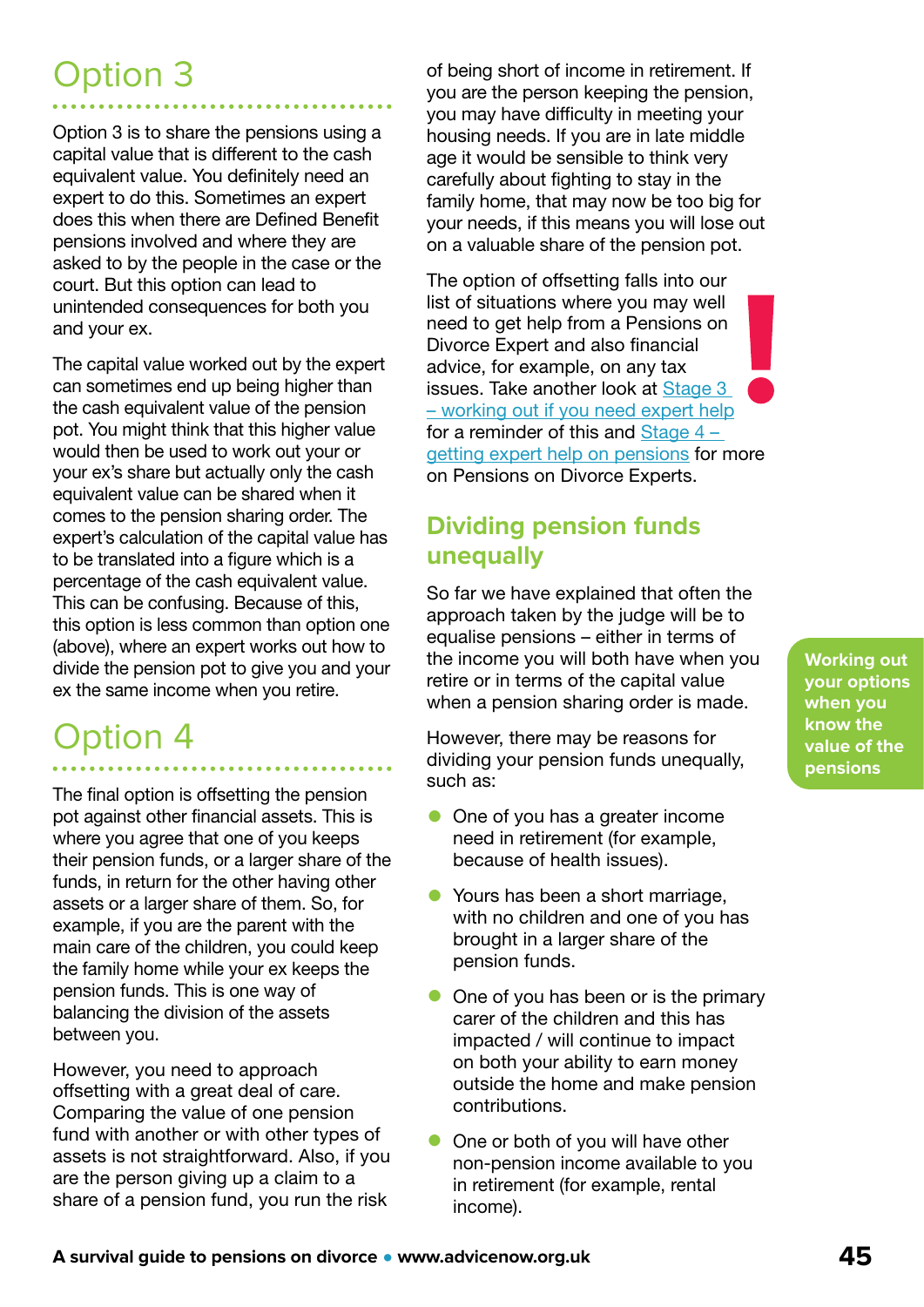## Option 3

Option 3 is to share the pensions using a capital value that is different to the cash equivalent value. You definitely need an expert to do this. Sometimes an expert does this when there are Defined Benefit pensions involved and where they are asked to by the people in the case or the court. But this option can lead to unintended consequences for both you and your ex.

The capital value worked out by the expert can sometimes end up being higher than the cash equivalent value of the pension pot. You might think that this higher value would then be used to work out your or your ex's share but actually only the cash equivalent value can be shared when it comes to the pension sharing order. The expert's calculation of the capital value has to be translated into a figure which is a percentage of the cash equivalent value. This can be confusing. Because of this, this option is less common than option one (above), where an expert works out how to divide the pension pot to give you and your ex the same income when you retire.

## Option 4

The final option is offsetting the pension pot against other financial assets. This is where you agree that one of you keeps their pension funds, or a larger share of the funds, in return for the other having other assets or a larger share of them. So, for example, if you are the parent with the main care of the children, you could keep the family home while your ex keeps the pension funds. This is one way of balancing the division of the assets between you.

However, you need to approach offsetting with a great deal of care. Comparing the value of one pension fund with another or with other types of assets is not straightforward. Also, if you are the person giving up a claim to a share of a pension fund, you run the risk of being short of income in retirement. If you are the person keeping the pension, you may have difficulty in meeting your housing needs. If you are in late middle age it would be sensible to think very carefully about fighting to stay in the family home, that may now be too big for your needs, if this means you will lose out on a valuable share of the pension pot.

The option of offsetting falls into our list of situations where you may well need to get help from a Pensions on Divorce Expert and also financial advice, for example, on any tax issues. Take another look at Stage 3 – working out if you need expert help for a reminder of this and Stage 4 – getting expert help on pensions for more on Pensions on Divorce Experts.

## Dividing pension funds unequally

So far we have explained that often the approach taken by the judge will be to equalise pensions – either in terms of the income you will both have when you retire or in terms of the capital value when a pension sharing order is made.

However, there may be reasons for dividing your pension funds unequally, such as:

- One of you has a greater income need in retirement (for example, because of health issues).
- Yours has been a short marriage, with no children and one of you has brought in a larger share of the pension funds.
- One of you has been or is the primary carer of the children and this has impacted / will continue to impact on both your ability to earn money outside the home and make pension contributions.
- One or both of you will have other non-pension income available to you in retirement (for example, rental income).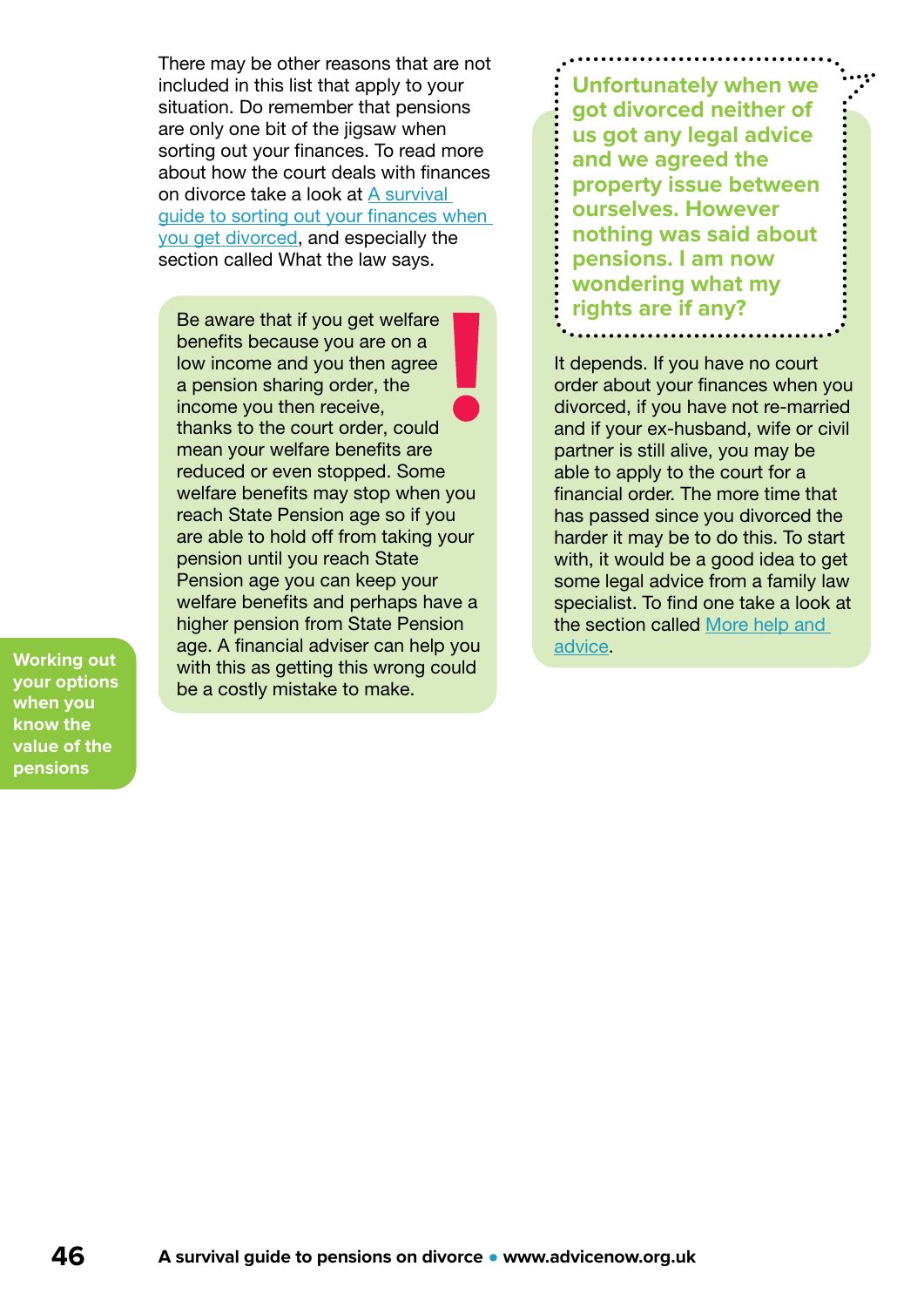There may be other reasons that are not included in this list that apply to your situation. Do remember that pensions are only one bit of the jigsaw when sorting out your finances. To read more about how the court deals with finances on divorce take a look at A survival guide to sorting out your finances when you get divorced, and especially the section called What the law says.

> Be aware that if you get welfare benefits because you are on a low income and you then agree a pension sharing order, the income you then receive, thanks to the court order, could mean your welfare benefits are reduced or even stopped. Some welfare benefits may stop when you reach State Pension age so if you are able to hold off from taking your pension until you reach State Pension age you can keep your welfare benefits and perhaps have a higher pension from State Pension age. A financial adviser can help you with this as getting this wrong could be a costly mistake to make.

**Working out your options when you know the value of the pensions**

**Unfortunately when we got divorced neither of us got any legal advice and we agreed the property issue between ourselves. However nothing was said about pensions. I am now wondering what my rights are if any?**

It depends. If you have no court order about your finances when you divorced, if you have not re-married and if your ex-husband, wife or civil partner is still alive, you may be able to apply to the court for a financial order. The more time that has passed since you divorced the harder it may be to do this. To start with, it would be a good idea to get some legal advice from a family law specialist. To find one take a look at the section called More help and advice.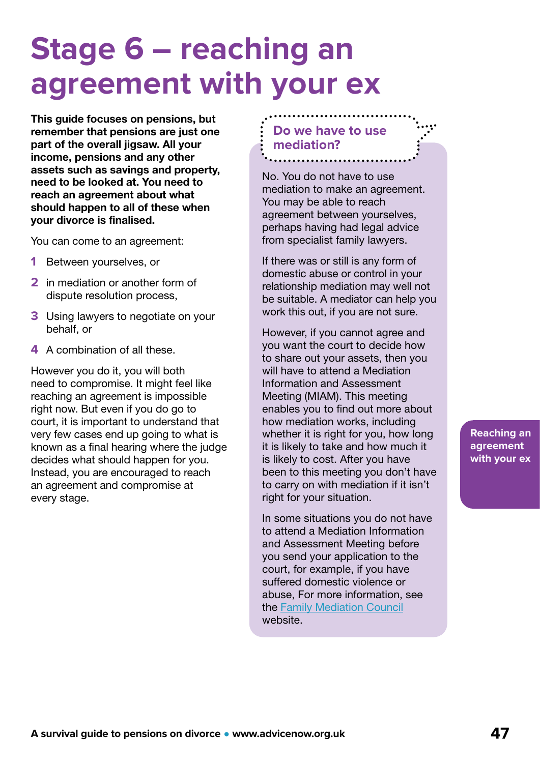# Stage 6 – reaching an agreement with your ex

**This guide focuses on pensions, but remember that pensions are just one part of the overall jigsaw. All your income, pensions and any other assets such as savings and property, need to be looked at. You need to reach an agreement about what should happen to all of these when your divorce is finalised.**

You can come to an agreement:

1. Between yourselves, or
2. in mediation or another form of dispute resolution process,
3. Using lawyers to negotiate on your behalf, or
4. A combination of all these.

However you do it, you will both need to compromise. It might feel like reaching an agreement is impossible right now. But even if you do go to court, it is important to understand that very few cases end up going to what is known as a final hearing where the judge decides what should happen for you. Instead, you are encouraged to reach an agreement and compromise at every stage.

## Do we have to use mediation?

No. You do not have to use mediation to make an agreement. You may be able to reach agreement between yourselves, perhaps having had legal advice from specialist family lawyers.

If there was or still is any form of domestic abuse or control in your relationship mediation may well not be suitable. A mediator can help you work this out, if you are not sure.

However, if you cannot agree and you want the court to decide how to share out your assets, then you will have to attend a Mediation Information and Assessment Meeting (MIAM). This meeting enables you to find out more about how mediation works, including whether it is right for you, how long it is likely to take and how much it is likely to cost. After you have been to this meeting you don't have to carry on with mediation if it isn't right for your situation.

In some situations you do not have to attend a Mediation Information and Assessment Meeting before you send your application to the court, for example, if you have suffered domestic violence or abuse, For more information, see the Family Mediation Council website.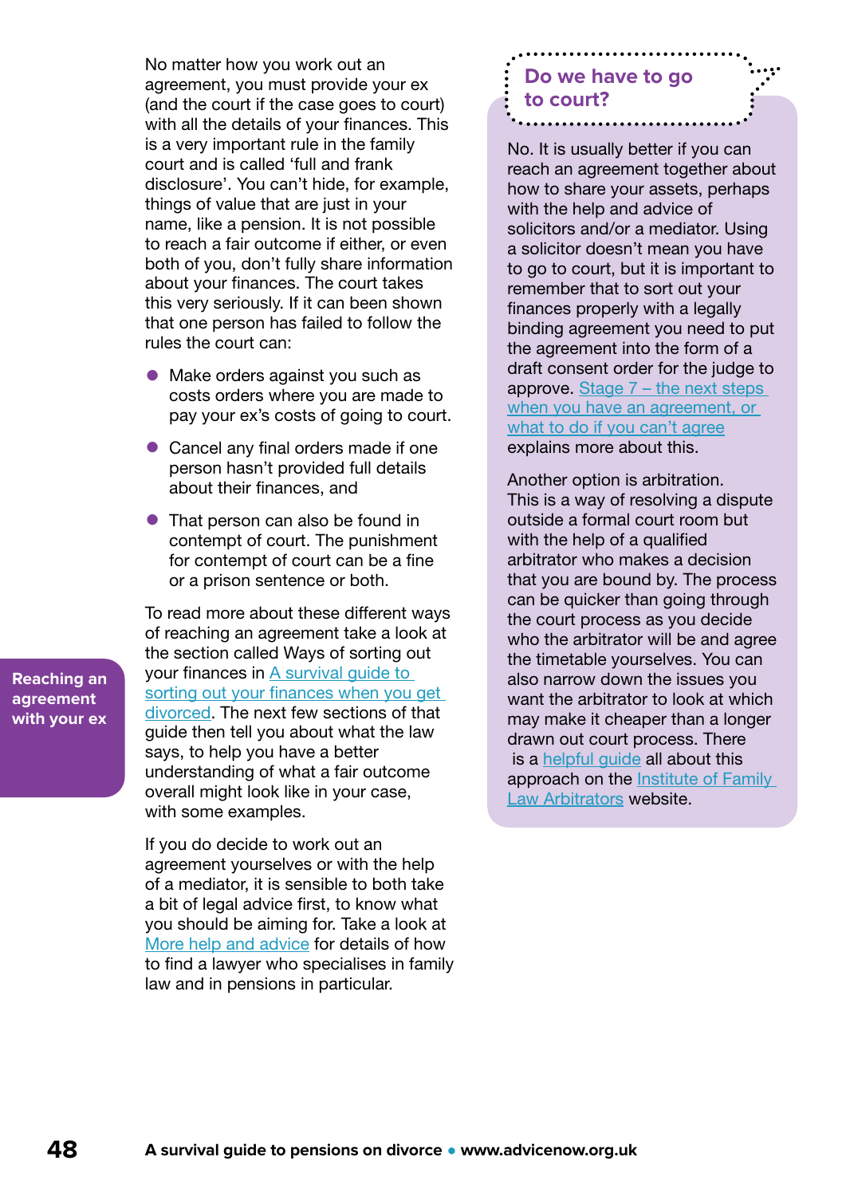## Reaching an agreement with your ex

No matter how you work out an agreement, you must provide your ex (and the court if the case goes to court) with all the details of your finances. This is a very important rule in the family court and is called 'full and frank disclosure'. You can't hide, for example, things of value that are just in your name, like a pension. It is not possible to reach a fair outcome if either, or even both of you, don't fully share information about your finances. The court takes this very seriously. If it can been shown that one person has failed to follow the rules the court can:

- Make orders against you such as costs orders where you are made to pay your ex's costs of going to court.
- Cancel any final orders made if one person hasn't provided full details about their finances, and
- That person can also be found in contempt of court. The punishment for contempt of court can be a fine or a prison sentence or both.

To read more about these different ways of reaching an agreement take a look at the section called Ways of sorting out your finances in A survival guide to sorting out your finances when you get divorced. The next few sections of that guide then tell you about what the law says, to help you have a better understanding of what a fair outcome overall might look like in your case, with some examples.

If you do decide to work out an agreement yourselves or with the help of a mediator, it is sensible to both take a bit of legal advice first, to know what you should be aiming for. Take a look at More help and advice for details of how to find a lawyer who specialises in family law and in pensions in particular.

### Do we have to go to court?

No. It is usually better if you can reach an agreement together about how to share your assets, perhaps with the help and advice of solicitors and/or a mediator. Using a solicitor doesn't mean you have to go to court, but it is important to remember that to sort out your finances properly with a legally binding agreement you need to put the agreement into the form of a draft consent order for the judge to approve. Stage 7 – the next steps when you have an agreement, or what to do if you can't agree explains more about this.

Another option is arbitration. This is a way of resolving a dispute outside a formal court room but with the help of a qualified arbitrator who makes a decision that you are bound by. The process can be quicker than going through the court process as you decide who the arbitrator will be and agree the timetable yourselves. You can also narrow down the issues you want the arbitrator to look at which may make it cheaper than a longer drawn out court process. There is a helpful guide all about this approach on the Institute of Family Law Arbitrators website.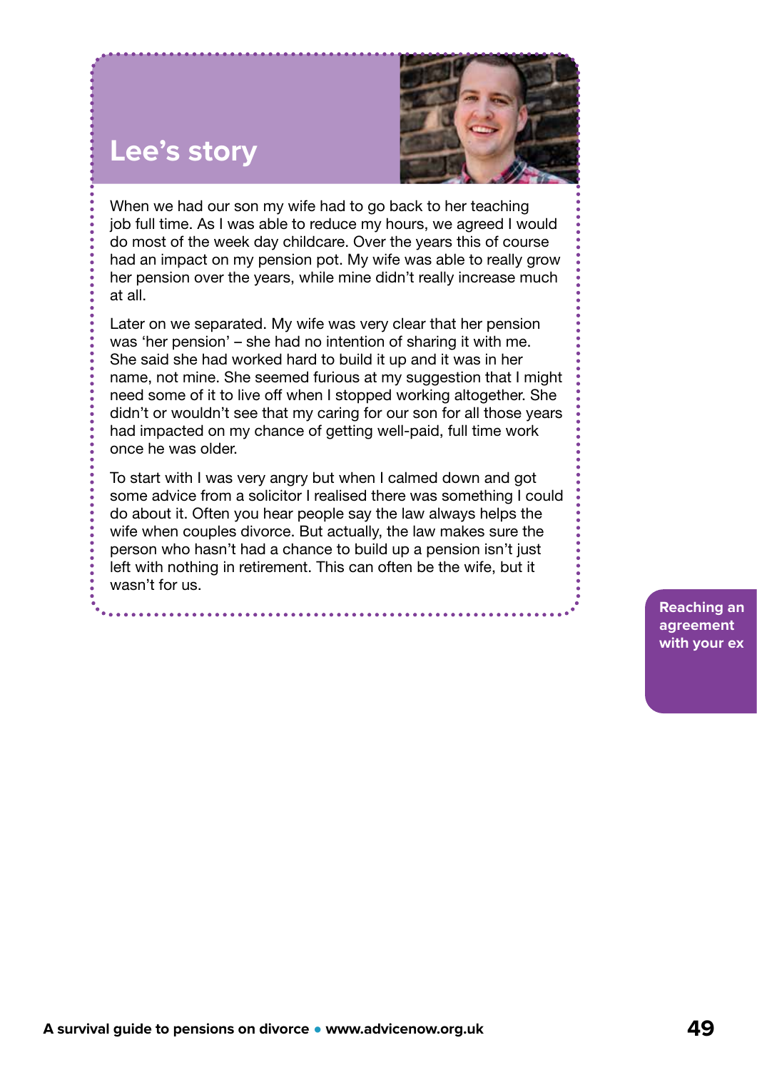## Lee's story

When we had our son my wife had to go back to her teaching job full time. As I was able to reduce my hours, we agreed I would do most of the week day childcare. Over the years this of course had an impact on my pension pot. My wife was able to really grow her pension over the years, while mine didn't really increase much at all.

Later on we separated. My wife was very clear that her pension was 'her pension' – she had no intention of sharing it with me. She said she had worked hard to build it up and it was in her name, not mine. She seemed furious at my suggestion that I might need some of it to live off when I stopped working altogether. She didn't or wouldn't see that my caring for our son for all those years had impacted on my chance of getting well-paid, full time work once he was older.

To start with I was very angry but when I calmed down and got some advice from a solicitor I realised there was something I could do about it. Often you hear people say the law always helps the wife when couples divorce. But actually, the law makes sure the person who hasn't had a chance to build up a pension isn't just left with nothing in retirement. This can often be the wife, but it wasn't for us.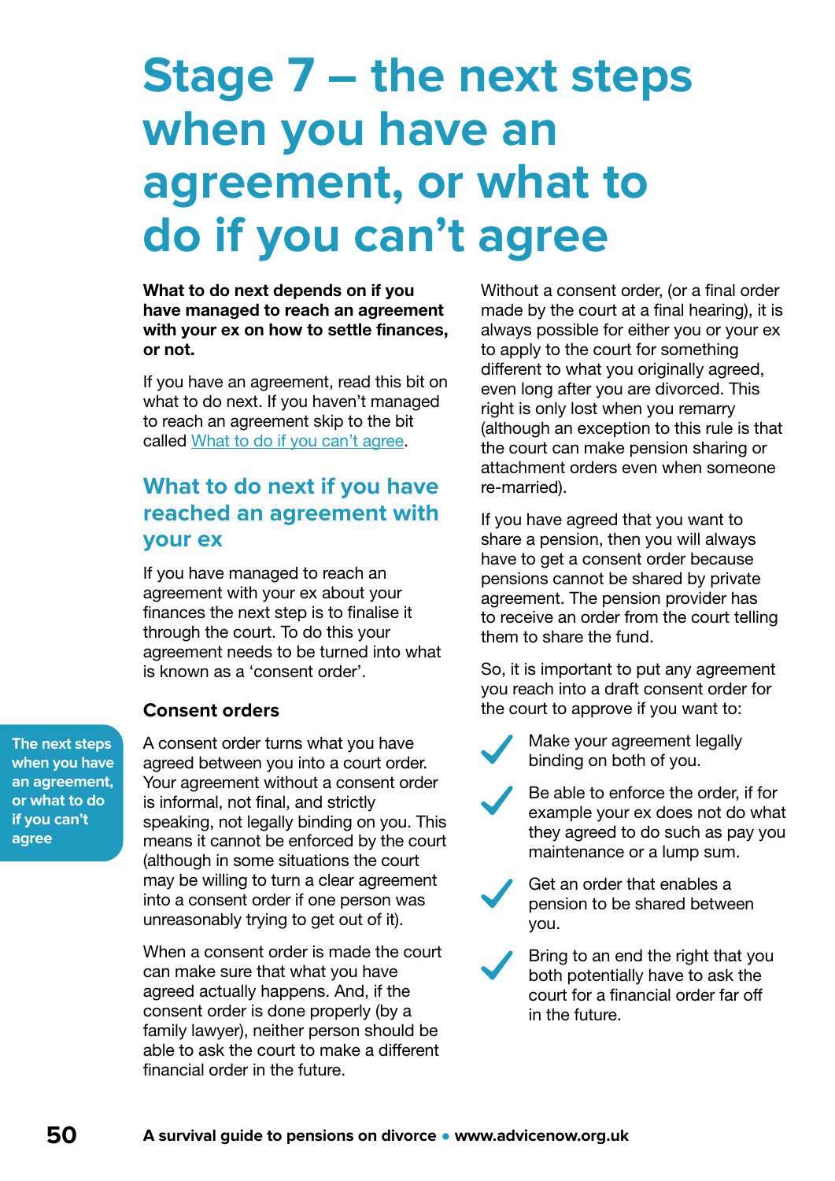# Stage 7 – the next steps when you have an agreement, or what to do if you can't agree

**What to do next depends on if you have managed to reach an agreement with your ex on how to settle finances, or not.**

If you have an agreement, read this bit on what to do next. If you haven't managed to reach an agreement skip to the bit called What to do if you can't agree.

## What to do next if you have reached an agreement with your ex

If you have managed to reach an agreement with your ex about your finances the next step is to finalise it through the court. To do this your agreement needs to be turned into what is known as a 'consent order'.

### Consent orders

A consent order turns what you have agreed between you into a court order. Your agreement without a consent order is informal, not final, and strictly speaking, not legally binding on you. This means it cannot be enforced by the court (although in some situations the court may be willing to turn a clear agreement into a consent order if one person was unreasonably trying to get out of it).

When a consent order is made the court can make sure that what you have agreed actually happens. And, if the consent order is done properly (by a family lawyer), neither person should be able to ask the court to make a different financial order in the future.

Without a consent order, (or a final order made by the court at a final hearing), it is always possible for either you or your ex to apply to the court for something different to what you originally agreed, even long after you are divorced. This right is only lost when you remarry (although an exception to this rule is that the court can make pension sharing or attachment orders even when someone re-married).

If you have agreed that you want to share a pension, then you will always have to get a consent order because pensions cannot be shared by private agreement. The pension provider has to receive an order from the court telling them to share the fund.

So, it is important to put any agreement you reach into a draft consent order for the court to approve if you want to:

- ✔ Make your agreement legally binding on both of you.
- ✔ Be able to enforce the order, if for example your ex does not do what they agreed to do such as pay you maintenance or a lump sum.
- ✔ Get an order that enables a pension to be shared between you.
- ✔ Bring to an end the right that you both potentially have to ask the court for a financial order far off in the future.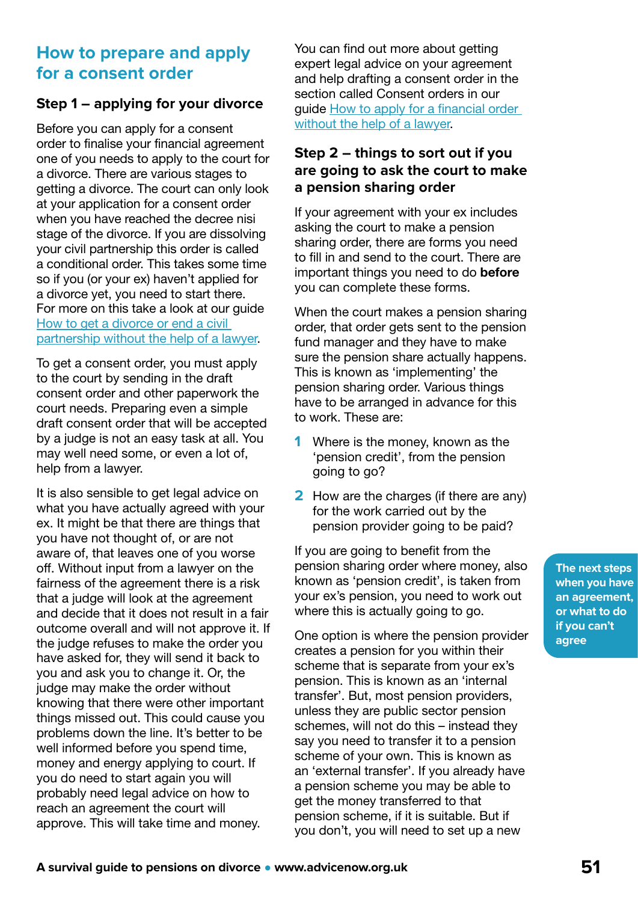## How to prepare and apply for a consent order

### Step 1 – applying for your divorce

Before you can apply for a consent order to finalise your financial agreement one of you needs to apply to the court for a divorce. There are various stages to getting a divorce. The court can only look at your application for a consent order when you have reached the decree nisi stage of the divorce. If you are dissolving your civil partnership this order is called a conditional order. This takes some time so if you (or your ex) haven't applied for a divorce yet, you need to start there. For more on this take a look at our guide How to get a divorce or end a civil partnership without the help of a lawyer.

To get a consent order, you must apply to the court by sending in the draft consent order and other paperwork the court needs. Preparing even a simple draft consent order that will be accepted by a judge is not an easy task at all. You may well need some, or even a lot of, help from a lawyer.

It is also sensible to get legal advice on what you have actually agreed with your ex. It might be that there are things that you have not thought of, or are not aware of, that leaves one of you worse off. Without input from a lawyer on the fairness of the agreement there is a risk that a judge will look at the agreement and decide that it does not result in a fair outcome overall and will not approve it. If the judge refuses to make the order you have asked for, they will send it back to you and ask you to change it. Or, the judge may make the order without knowing that there were other important things missed out. This could cause you problems down the line. It's better to be well informed before you spend time, money and energy applying to court. If you do need to start again you will probably need legal advice on how to reach an agreement the court will approve. This will take time and money.

You can find out more about getting expert legal advice on your agreement and help drafting a consent order in the section called Consent orders in our guide How to apply for a financial order without the help of a lawyer.

### Step 2 – things to sort out if you are going to ask the court to make a pension sharing order

If your agreement with your ex includes asking the court to make a pension sharing order, there are forms you need to fill in and send to the court. There are important things you need to do **before** you can complete these forms.

When the court makes a pension sharing order, that order gets sent to the pension fund manager and they have to make sure the pension share actually happens. This is known as 'implementing' the pension sharing order. Various things have to be arranged in advance for this to work. These are:

1. Where is the money, known as the 'pension credit', from the pension going to go?
2. How are the charges (if there are any) for the work carried out by the pension provider going to be paid?

If you are going to benefit from the pension sharing order where money, also known as 'pension credit', is taken from your ex's pension, you need to work out where this is actually going to go.

One option is where the pension provider creates a pension for you within their scheme that is separate from your ex's pension. This is known as an 'internal transfer'. But, most pension providers, unless they are public sector pension schemes, will not do this – instead they say you need to transfer it to a pension scheme of your own. This is known as an 'external transfer'. If you already have a pension scheme you may be able to get the money transferred to that pension scheme, if it is suitable. But if you don't, you will need to set up a new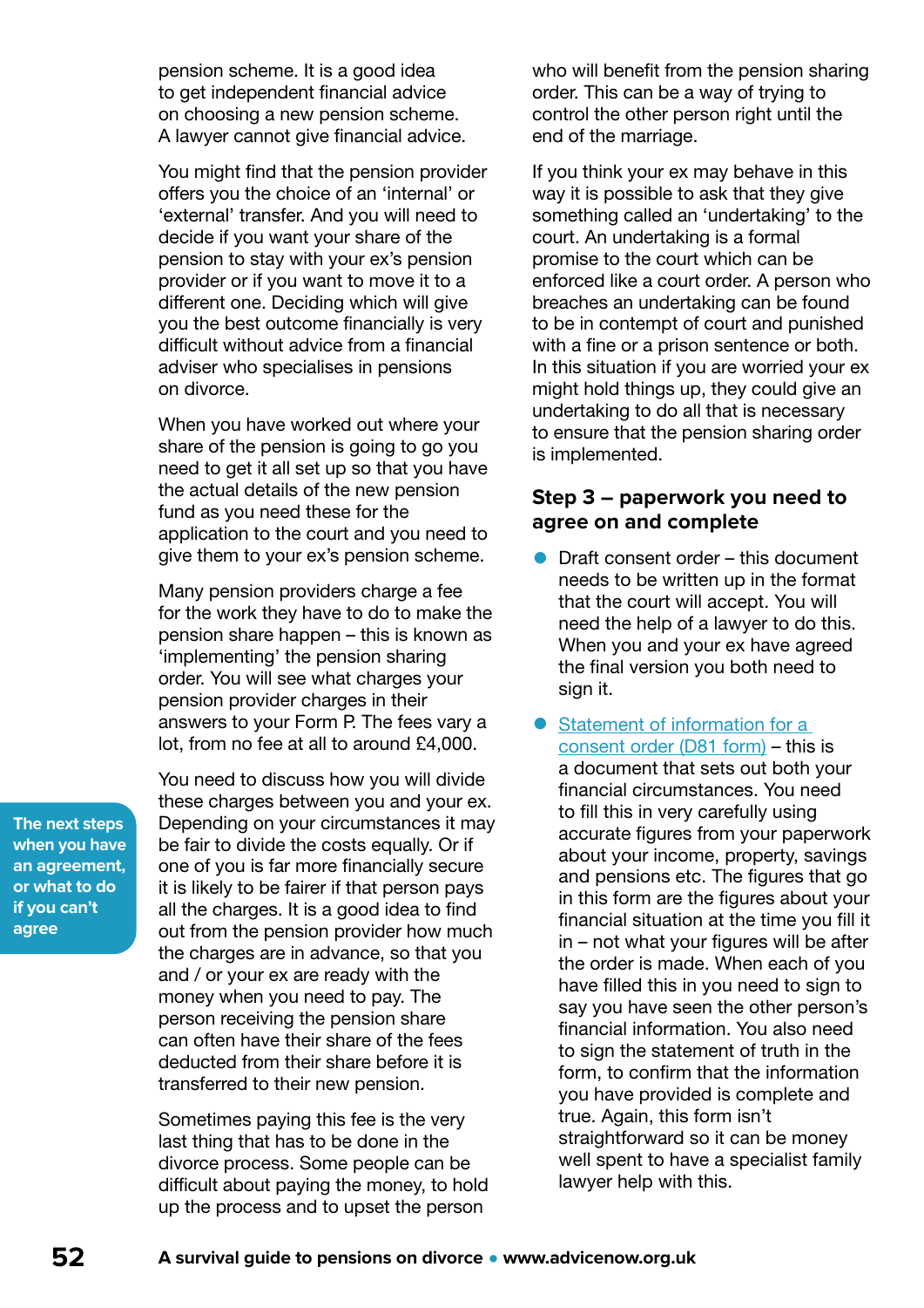pension scheme. It is a good idea to get independent financial advice on choosing a new pension scheme. A lawyer cannot give financial advice.

You might find that the pension provider offers you the choice of an 'internal' or 'external' transfer. And you will need to decide if you want your share of the pension to stay with your ex's pension provider or if you want to move it to a different one. Deciding which will give you the best outcome financially is very difficult without advice from a financial adviser who specialises in pensions on divorce.

When you have worked out where your share of the pension is going to go you need to get it all set up so that you have the actual details of the new pension fund as you need these for the application to the court and you need to give them to your ex's pension scheme.

Many pension providers charge a fee for the work they have to do to make the pension share happen – this is known as 'implementing' the pension sharing order. You will see what charges your pension provider charges in their answers to your Form P. The fees vary a lot, from no fee at all to around £4,000.

You need to discuss how you will divide these charges between you and your ex. Depending on your circumstances it may be fair to divide the costs equally. Or if one of you is far more financially secure it is likely to be fairer if that person pays all the charges. It is a good idea to find out from the pension provider how much the charges are in advance, so that you and / or your ex are ready with the money when you need to pay. The person receiving the pension share can often have their share of the fees deducted from their share before it is transferred to their new pension.

Sometimes paying this fee is the very last thing that has to be done in the divorce process. Some people can be difficult about paying the money, to hold up the process and to upset the person who will benefit from the pension sharing order. This can be a way of trying to control the other person right until the end of the marriage.

If you think your ex may behave in this way it is possible to ask that they give something called an 'undertaking' to the court. An undertaking is a formal promise to the court which can be enforced like a court order. A person who breaches an undertaking can be found to be in contempt of court and punished with a fine or a prison sentence or both. In this situation if you are worried your ex might hold things up, they could give an undertaking to do all that is necessary to ensure that the pension sharing order is implemented.

## Step 3 – paperwork you need to agree on and complete

- Draft consent order – this document needs to be written up in the format that the court will accept. You will need the help of a lawyer to do this. When you and your ex have agreed the final version you both need to sign it.
- Statement of information for a consent order (D81 form) – this is a document that sets out both your financial circumstances. You need to fill this in very carefully using accurate figures from your paperwork about your income, property, savings and pensions etc. The figures that go in this form are the figures about your financial situation at the time you fill it in – not what your figures will be after the order is made. When each of you have filled this in you need to sign to say you have seen the other person's financial information. You also need to sign the statement of truth in the form, to confirm that the information you have provided is complete and true. Again, this form isn't straightforward so it can be money well spent to have a specialist family lawyer help with this.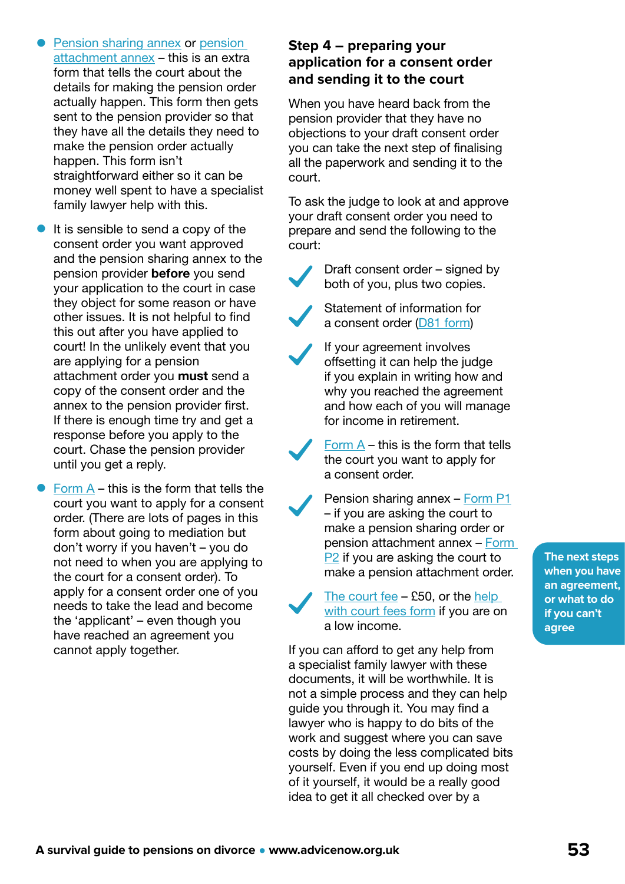- Pension sharing annex or pension attachment annex – this is an extra form that tells the court about the details for making the pension order actually happen. This form then gets sent to the pension provider so that they have all the details they need to make the pension order actually happen. This form isn't straightforward either so it can be money well spent to have a specialist family lawyer help with this.
- It is sensible to send a copy of the consent order you want approved and the pension sharing annex to the pension provider **before** you send your application to the court in case they object for some reason or have other issues. It is not helpful to find this out after you have applied to court! In the unlikely event that you are applying for a pension attachment order you **must** send a copy of the consent order and the annex to the pension provider first. If there is enough time try and get a response before you apply to the court. Chase the pension provider until you get a reply.
- Form A – this is the form that tells the court you want to apply for a consent order. (There are lots of pages in this form about going to mediation but don't worry if you haven't – you do not need to when you are applying to the court for a consent order). To apply for a consent order one of you needs to take the lead and become the 'applicant' – even though you have reached an agreement you cannot apply together.

## Step 4 – preparing your application for a consent order and sending it to the court

When you have heard back from the pension provider that they have no objections to your draft consent order you can take the next step of finalising all the paperwork and sending it to the court.

To ask the judge to look at and approve your draft consent order you need to prepare and send the following to the court:

- ✓ Draft consent order – signed by both of you, plus two copies.
- ✓ Statement of information for a consent order (D81 form)
- ✓ If your agreement involves offsetting it can help the judge if you explain in writing how and why you reached the agreement and how each of you will manage for income in retirement.
- ✓ Form A – this is the form that tells the court you want to apply for a consent order.
- ✓ Pension sharing annex – Form P1 – if you are asking the court to make a pension sharing order or pension attachment annex – Form P2 if you are asking the court to make a pension attachment order.
- ✓ The court fee – £50, or the help with court fees form if you are on a low income.

If you can afford to get any help from a specialist family lawyer with these documents, it will be worthwhile. It is not a simple process and they can help guide you through it. You may find a lawyer who is happy to do bits of the work and suggest where you can save costs by doing the less complicated bits yourself. Even if you end up doing most of it yourself, it would be a really good idea to get it all checked over by a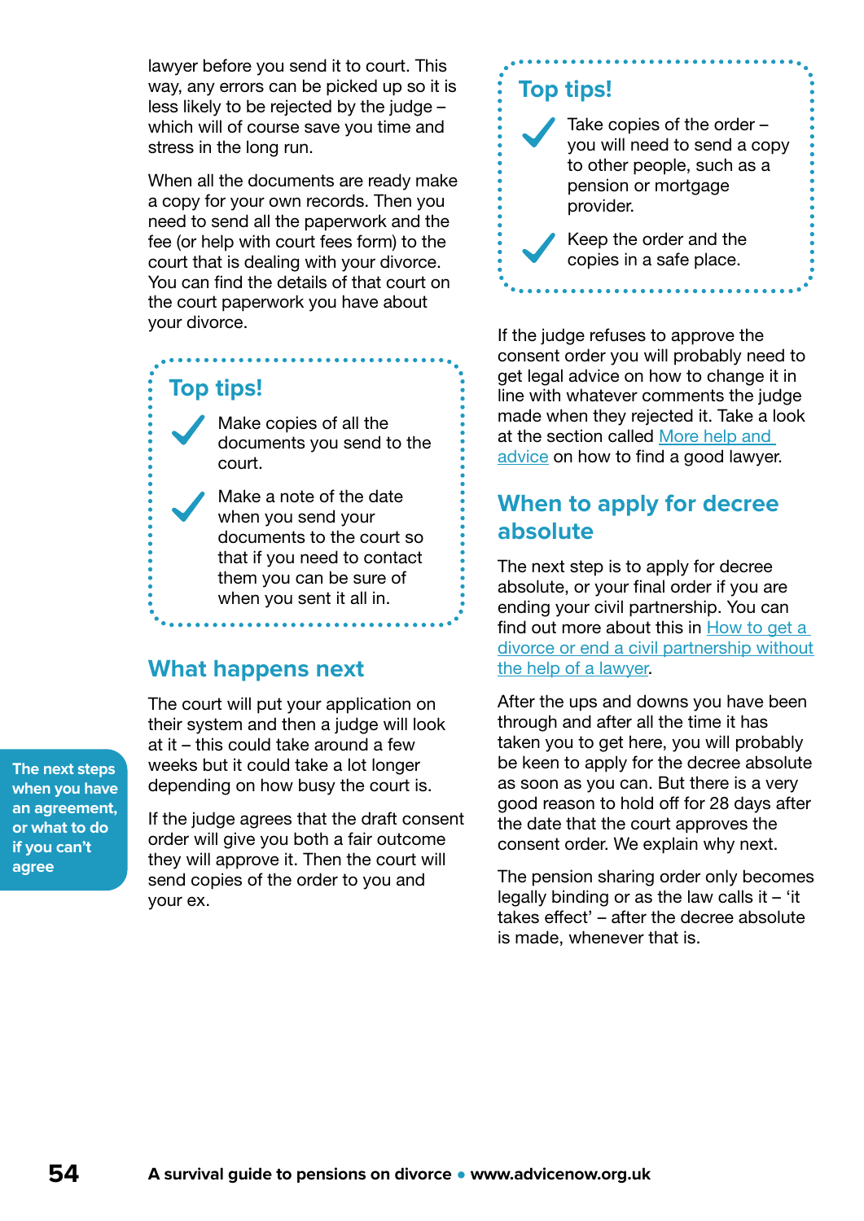lawyer before you send it to court. This way, any errors can be picked up so it is less likely to be rejected by the judge – which will of course save you time and stress in the long run.

When all the documents are ready make a copy for your own records. Then you need to send all the paperwork and the fee (or help with court fees form) to the court that is dealing with your divorce. You can find the details of that court on the court paperwork you have about your divorce.

**Top tips!**

- Make copies of all the documents you send to the court.
- Make a note of the date when you send your documents to the court so that if you need to contact them you can be sure of when you sent it all in.

## What happens next

The court will put your application on their system and then a judge will look at it – this could take around a few weeks but it could take a lot longer depending on how busy the court is.

If the judge agrees that the draft consent order will give you both a fair outcome they will approve it. Then the court will send copies of the order to you and your ex.

**Top tips!**

- Take copies of the order – you will need to send a copy to other people, such as a pension or mortgage provider.
- Keep the order and the copies in a safe place.

If the judge refuses to approve the consent order you will probably need to get legal advice on how to change it in line with whatever comments the judge made when they rejected it. Take a look at the section called More help and advice on how to find a good lawyer.

## When to apply for decree absolute

The next step is to apply for decree absolute, or your final order if you are ending your civil partnership. You can find out more about this in How to get a divorce or end a civil partnership without the help of a lawyer.

After the ups and downs you have been through and after all the time it has taken you to get here, you will probably be keen to apply for the decree absolute as soon as you can. But there is a very good reason to hold off for 28 days after the date that the court approves the consent order. We explain why next.

The pension sharing order only becomes legally binding or as the law calls it – 'it takes effect' – after the decree absolute is made, whenever that is.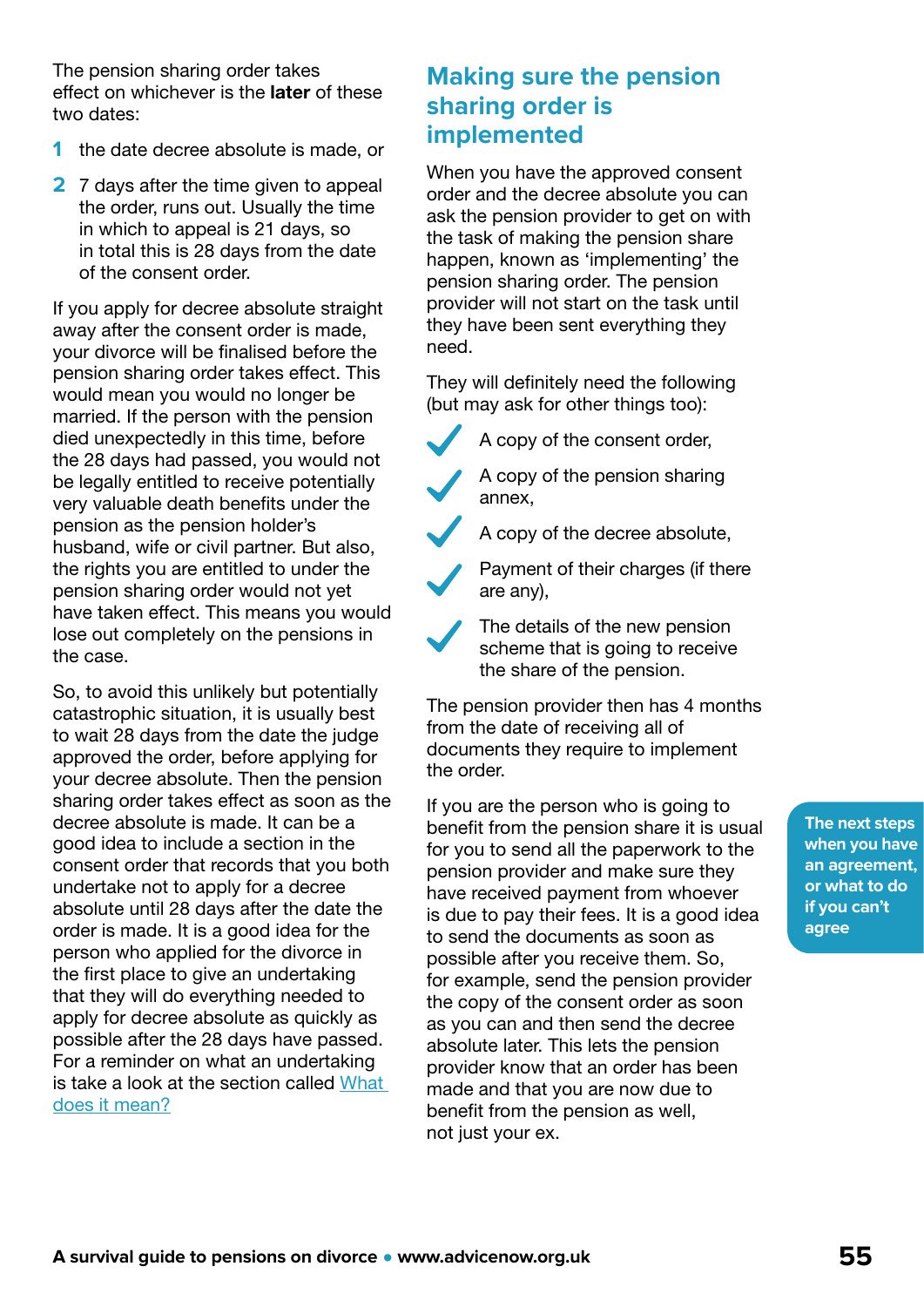The pension sharing order takes effect on whichever is the **later** of these two dates:

1. the date decree absolute is made, or
2. 7 days after the time given to appeal the order, runs out. Usually the time in which to appeal is 21 days, so in total this is 28 days from the date of the consent order.

If you apply for decree absolute straight away after the consent order is made, your divorce will be finalised before the pension sharing order takes effect. This would mean you would no longer be married. If the person with the pension died unexpectedly in this time, before the 28 days had passed, you would not be legally entitled to receive potentially very valuable death benefits under the pension as the pension holder's husband, wife or civil partner. But also, the rights you are entitled to under the pension sharing order would not yet have taken effect. This means you would lose out completely on the pensions in the case.

So, to avoid this unlikely but potentially catastrophic situation, it is usually best to wait 28 days from the date the judge approved the order, before applying for your decree absolute. Then the pension sharing order takes effect as soon as the decree absolute is made. It can be a good idea to include a section in the consent order that records that you both undertake not to apply for a decree absolute until 28 days after the date the order is made. It is a good idea for the person who applied for the divorce in the first place to give an undertaking that they will do everything needed to apply for decree absolute as quickly as possible after the 28 days have passed. For a reminder on what an undertaking is take a look at the section called [What does it mean?]

## Making sure the pension sharing order is implemented

When you have the approved consent order and the decree absolute you can ask the pension provider to get on with the task of making the pension share happen, known as 'implementing' the pension sharing order. The pension provider will not start on the task until they have been sent everything they need.

They will definitely need the following (but may ask for other things too):

- A copy of the consent order,
- A copy of the pension sharing annex,
- A copy of the decree absolute,
- Payment of their charges (if there are any),
- The details of the new pension scheme that is going to receive the share of the pension.

The pension provider then has 4 months from the date of receiving all of documents they require to implement the order.

If you are the person who is going to benefit from the pension share it is usual for you to send all the paperwork to the pension provider and make sure they have received payment from whoever is due to pay their fees. It is a good idea to send the documents as soon as possible after you receive them. So, for example, send the pension provider the copy of the consent order as soon as you can and then send the decree absolute later. This lets the pension provider know that an order has been made and that you are now due to benefit from the pension as well, not just your ex.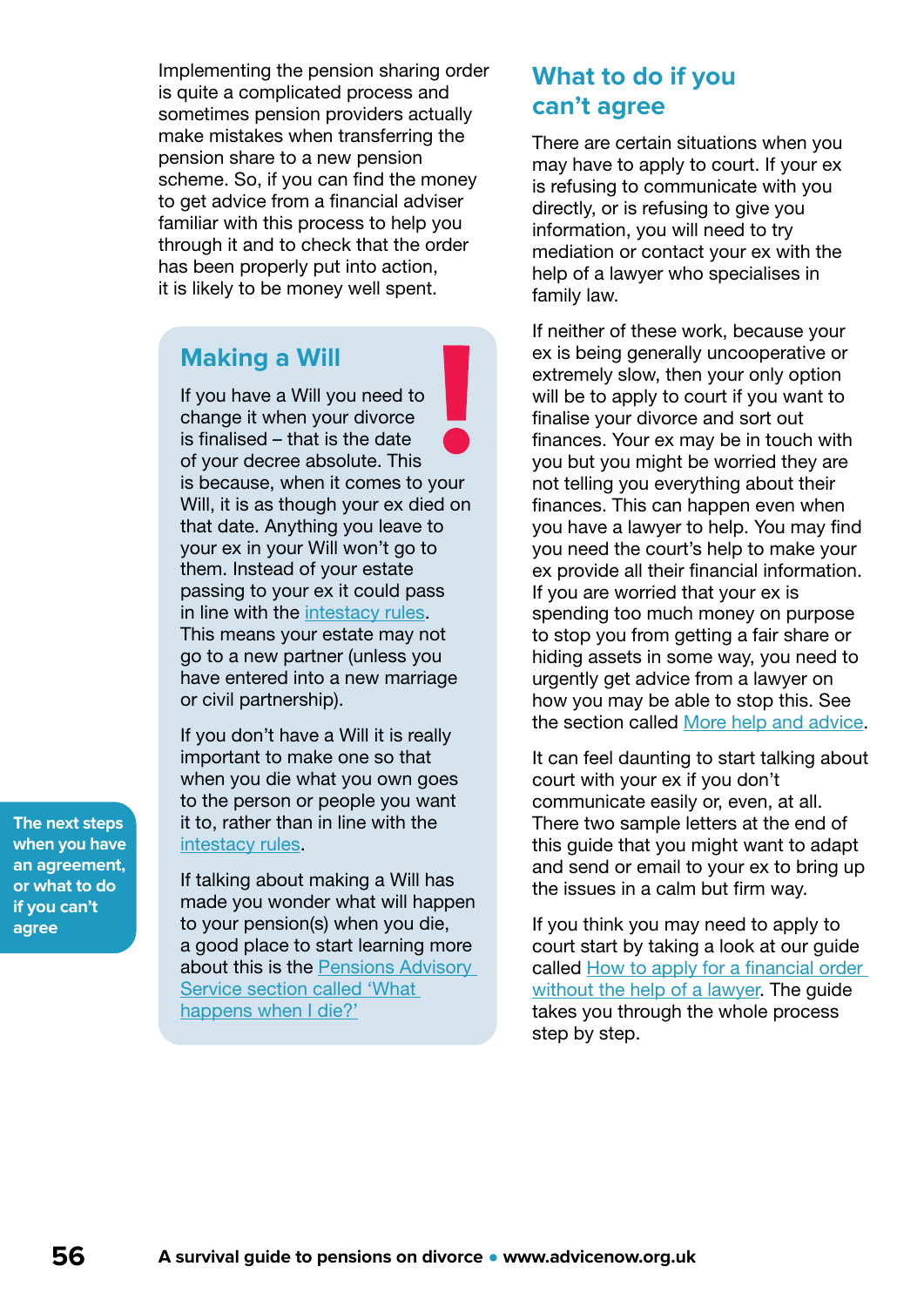Implementing the pension sharing order is quite a complicated process and sometimes pension providers actually make mistakes when transferring the pension share to a new pension scheme. So, if you can find the money to get advice from a financial adviser familiar with this process to help you through it and to check that the order has been properly put into action, it is likely to be money well spent.

## Making a Will

If you have a Will you need to change it when your divorce is finalised – that is the date of your decree absolute. This is because, when it comes to your Will, it is as though your ex died on that date. Anything you leave to your ex in your Will won't go to them. Instead of your estate passing to your ex it could pass in line with the intestacy rules. This means your estate may not go to a new partner (unless you have entered into a new marriage or civil partnership).

If you don't have a Will it is really important to make one so that when you die what you own goes to the person or people you want it to, rather than in line with the intestacy rules.

If talking about making a Will has made you wonder what will happen to your pension(s) when you die, a good place to start learning more about this is the Pensions Advisory Service section called 'What happens when I die?'

## What to do if you can't agree

There are certain situations when you may have to apply to court. If your ex is refusing to communicate with you directly, or is refusing to give you information, you will need to try mediation or contact your ex with the help of a lawyer who specialises in family law.

If neither of these work, because your ex is being generally uncooperative or extremely slow, then your only option will be to apply to court if you want to finalise your divorce and sort out finances. Your ex may be in touch with you but you might be worried they are not telling you everything about their finances. This can happen even when you have a lawyer to help. You may find you need the court's help to make your ex provide all their financial information. If you are worried that your ex is spending too much money on purpose to stop you from getting a fair share or hiding assets in some way, you need to urgently get advice from a lawyer on how you may be able to stop this. See the section called More help and advice.

It can feel daunting to start talking about court with your ex if you don't communicate easily or, even, at all. There two sample letters at the end of this guide that you might want to adapt and send or email to your ex to bring up the issues in a calm but firm way.

If you think you may need to apply to court start by taking a look at our guide called How to apply for a financial order without the help of a lawyer. The guide takes you through the whole process step by step.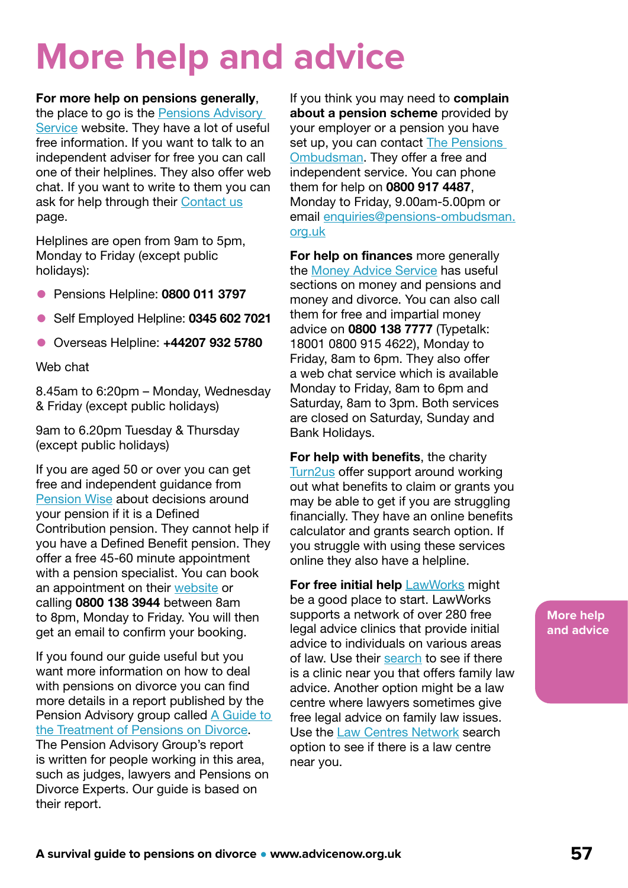# More help and advice

**For more help on pensions generally**, the place to go is the Pensions Advisory Service website. They have a lot of useful free information. If you want to talk to an independent adviser for free you can call one of their helplines. They also offer web chat. If you want to write to them you can ask for help through their Contact us page.

Helplines are open from 9am to 5pm, Monday to Friday (except public holidays):

- Pensions Helpline: **0800 011 3797**
- Self Employed Helpline: **0345 602 7021**
- Overseas Helpline: **+44207 932 5780**

Web chat

8.45am to 6:20pm – Monday, Wednesday & Friday (except public holidays)

9am to 6.20pm Tuesday & Thursday (except public holidays)

If you are aged 50 or over you can get free and independent guidance from Pension Wise about decisions around your pension if it is a Defined Contribution pension. They cannot help if you have a Defined Benefit pension. They offer a free 45-60 minute appointment with a pension specialist. You can book an appointment on their website or calling **0800 138 3944** between 8am to 8pm, Monday to Friday. You will then get an email to confirm your booking.

If you found our guide useful but you want more information on how to deal with pensions on divorce you can find more details in a report published by the Pension Advisory group called A Guide to the Treatment of Pensions on Divorce. The Pension Advisory Group's report is written for people working in this area, such as judges, lawyers and Pensions on Divorce Experts. Our guide is based on their report.

If you think you may need to **complain about a pension scheme** provided by your employer or a pension you have set up, you can contact The Pensions Ombudsman. They offer a free and independent service. You can phone them for help on **0800 917 4487**, Monday to Friday, 9.00am-5.00pm or email enquiries@pensions-ombudsman.org.uk

**For help on finances** more generally the Money Advice Service has useful sections on money and pensions and money and divorce. You can also call them for free and impartial money advice on **0800 138 7777** (Typetalk: 18001 0800 915 4622), Monday to Friday, 8am to 6pm. They also offer a web chat service which is available Monday to Friday, 8am to 6pm and Saturday, 8am to 3pm. Both services are closed on Saturday, Sunday and Bank Holidays.

**For help with benefits**, the charity Turn2us offer support around working out what benefits to claim or grants you may be able to get if you are struggling financially. They have an online benefits calculator and grants search option. If you struggle with using these services online they also have a helpline.

**For free initial help** LawWorks might be a good place to start. LawWorks supports a network of over 280 free legal advice clinics that provide initial advice to individuals on various areas of law. Use their search to see if there is a clinic near you that offers family law advice. Another option might be a law centre where lawyers sometimes give free legal advice on family law issues. Use the Law Centres Network search option to see if there is a law centre near you.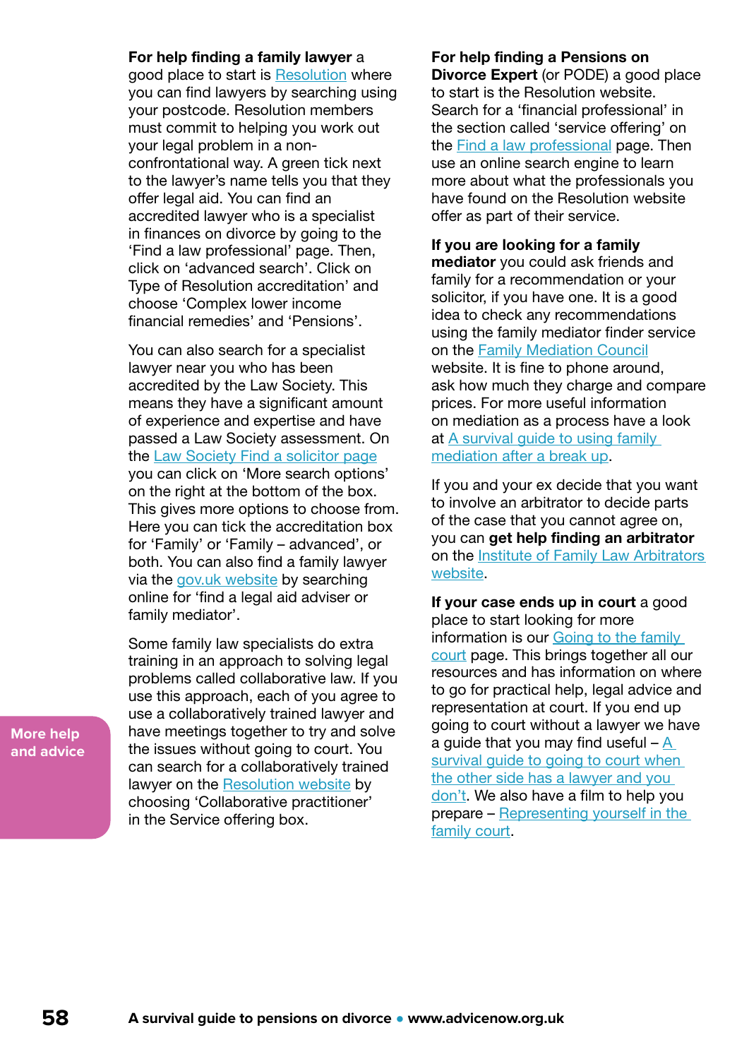**For help finding a family lawyer** a good place to start is Resolution where you can find lawyers by searching using your postcode. Resolution members must commit to helping you work out your legal problem in a non-confrontational way. A green tick next to the lawyer's name tells you that they offer legal aid. You can find an accredited lawyer who is a specialist in finances on divorce by going to the 'Find a law professional' page. Then, click on 'advanced search'. Click on Type of Resolution accreditation' and choose 'Complex lower income financial remedies' and 'Pensions'.

You can also search for a specialist lawyer near you who has been accredited by the Law Society. This means they have a significant amount of experience and expertise and have passed a Law Society assessment. On the Law Society Find a solicitor page you can click on 'More search options' on the right at the bottom of the box. This gives more options to choose from. Here you can tick the accreditation box for 'Family' or 'Family – advanced', or both. You can also find a family lawyer via the gov.uk website by searching online for 'find a legal aid adviser or family mediator'.

Some family law specialists do extra training in an approach to solving legal problems called collaborative law. If you use this approach, each of you agree to use a collaboratively trained lawyer and have meetings together to try and solve the issues without going to court. You can search for a collaboratively trained lawyer on the Resolution website by choosing 'Collaborative practitioner' in the Service offering box.

**For help finding a Pensions on Divorce Expert** (or PODE) a good place to start is the Resolution website. Search for a 'financial professional' in the section called 'service offering' on the Find a law professional page. Then use an online search engine to learn more about what the professionals you have found on the Resolution website offer as part of their service.

**If you are looking for a family mediator** you could ask friends and family for a recommendation or your solicitor, if you have one. It is a good idea to check any recommendations using the family mediator finder service on the Family Mediation Council website. It is fine to phone around, ask how much they charge and compare prices. For more useful information on mediation as a process have a look at A survival guide to using family mediation after a break up.

If you and your ex decide that you want to involve an arbitrator to decide parts of the case that you cannot agree on, you can **get help finding an arbitrator** on the Institute of Family Law Arbitrators website.

**If your case ends up in court** a good place to start looking for more information is our Going to the family court page. This brings together all our resources and has information on where to go for practical help, legal advice and representation at court. If you end up going to court without a lawyer we have a guide that you may find useful – A survival guide to going to court when the other side has a lawyer and you don't. We also have a film to help you prepare – Representing yourself in the family court.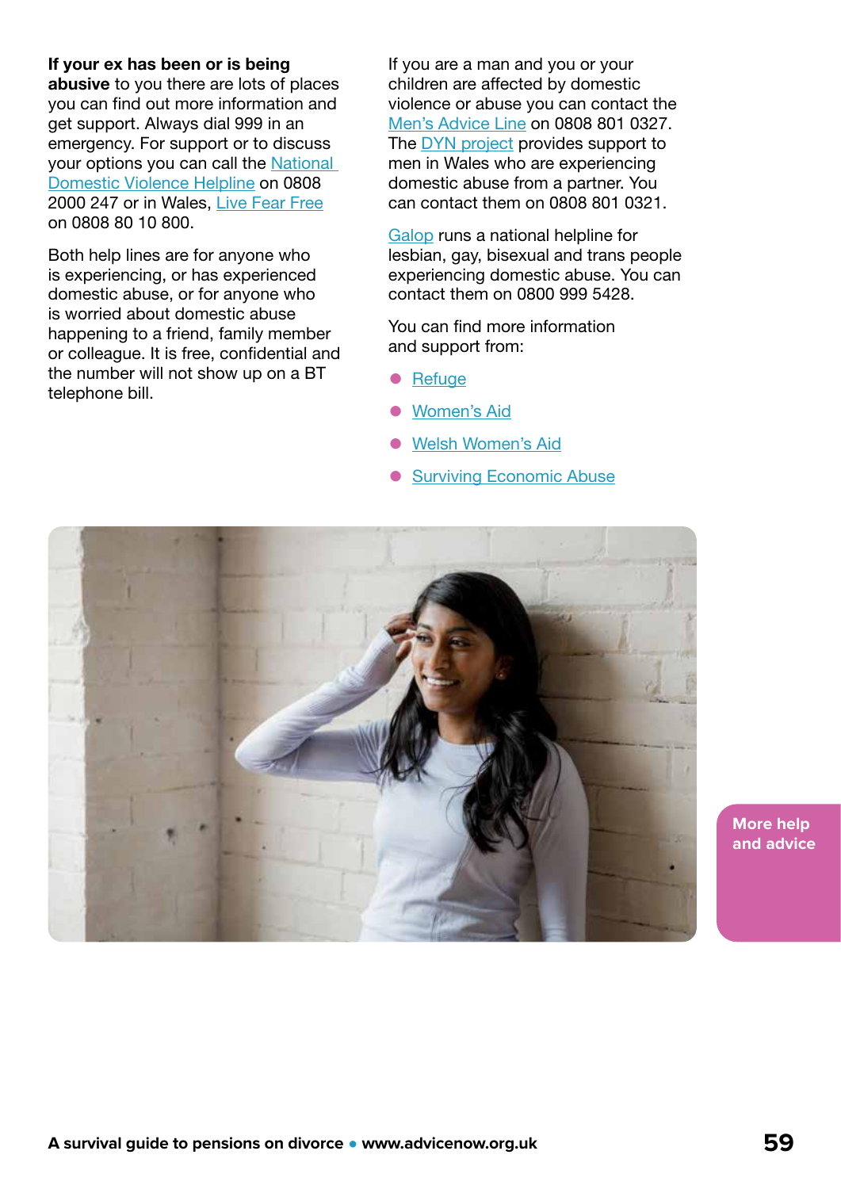**If your ex has been or is being abusive** to you there are lots of places you can find out more information and get support. Always dial 999 in an emergency. For support or to discuss your options you can call the National Domestic Violence Helpline on 0808 2000 247 or in Wales, Live Fear Free on 0808 80 10 800.

Both help lines are for anyone who is experiencing, or has experienced domestic abuse, or for anyone who is worried about domestic abuse happening to a friend, family member or colleague. It is free, confidential and the number will not show up on a BT telephone bill.

If you are a man and you or your children are affected by domestic violence or abuse you can contact the Men's Advice Line on 0808 801 0327. The DYN project provides support to men in Wales who are experiencing domestic abuse from a partner. You can contact them on 0808 801 0321.

Galop runs a national helpline for lesbian, gay, bisexual and trans people experiencing domestic abuse. You can contact them on 0800 999 5428.

You can find more information and support from:

- Refuge
- Women's Aid
- Welsh Women's Aid
- Surviving Economic Abuse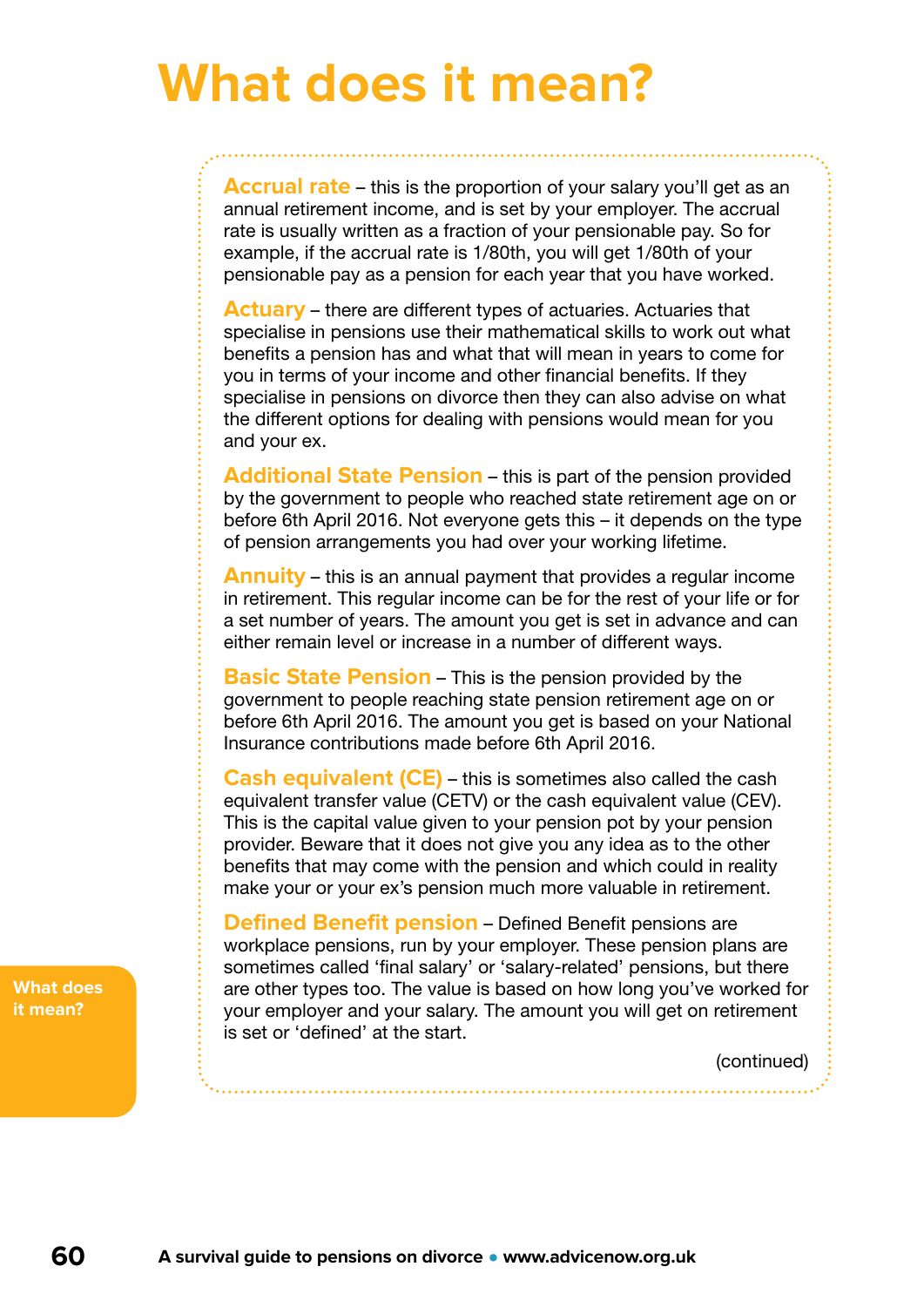# What does it mean?

**Accrual rate** – this is the proportion of your salary you'll get as an annual retirement income, and is set by your employer. The accrual rate is usually written as a fraction of your pensionable pay. So for example, if the accrual rate is 1/80th, you will get 1/80th of your pensionable pay as a pension for each year that you have worked.

**Actuary** – there are different types of actuaries. Actuaries that specialise in pensions use their mathematical skills to work out what benefits a pension has and what that will mean in years to come for you in terms of your income and other financial benefits. If they specialise in pensions on divorce then they can also advise on what the different options for dealing with pensions would mean for you and your ex.

**Additional State Pension** – this is part of the pension provided by the government to people who reached state retirement age on or before 6th April 2016. Not everyone gets this – it depends on the type of pension arrangements you had over your working lifetime.

**Annuity** – this is an annual payment that provides a regular income in retirement. This regular income can be for the rest of your life or for a set number of years. The amount you get is set in advance and can either remain level or increase in a number of different ways.

**Basic State Pension** – This is the pension provided by the government to people reaching state pension retirement age on or before 6th April 2016. The amount you get is based on your National Insurance contributions made before 6th April 2016.

**Cash equivalent (CE)** – this is sometimes also called the cash equivalent transfer value (CETV) or the cash equivalent value (CEV). This is the capital value given to your pension pot by your pension provider. Beware that it does not give you any idea as to the other benefits that may come with the pension and which could in reality make your or your ex's pension much more valuable in retirement.

**Defined Benefit pension** – Defined Benefit pensions are workplace pensions, run by your employer. These pension plans are sometimes called 'final salary' or 'salary-related' pensions, but there are other types too. The value is based on how long you've worked for your employer and your salary. The amount you will get on retirement is set or 'defined' at the start.

(continued)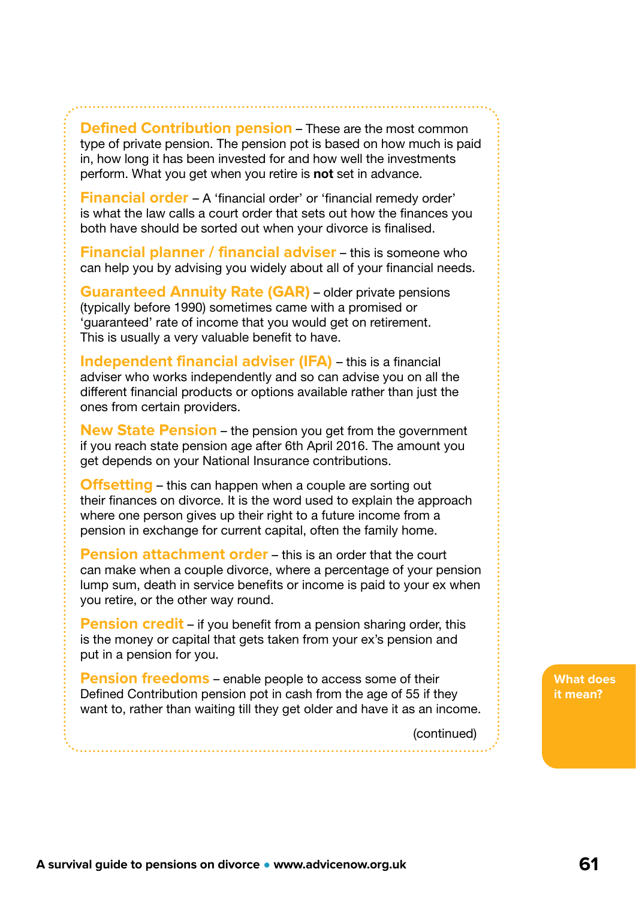**Defined Contribution pension** – These are the most common type of private pension. The pension pot is based on how much is paid in, how long it has been invested for and how well the investments perform. What you get when you retire is **not** set in advance.

**Financial order** – A 'financial order' or 'financial remedy order' is what the law calls a court order that sets out how the finances you both have should be sorted out when your divorce is finalised.

**Financial planner / financial adviser** – this is someone who can help you by advising you widely about all of your financial needs.

**Guaranteed Annuity Rate (GAR)** – older private pensions (typically before 1990) sometimes came with a promised or 'guaranteed' rate of income that you would get on retirement. This is usually a very valuable benefit to have.

**Independent financial adviser (IFA)** – this is a financial adviser who works independently and so can advise you on all the different financial products or options available rather than just the ones from certain providers.

**New State Pension** – the pension you get from the government if you reach state pension age after 6th April 2016. The amount you get depends on your National Insurance contributions.

**Offsetting** – this can happen when a couple are sorting out their finances on divorce. It is the word used to explain the approach where one person gives up their right to a future income from a pension in exchange for current capital, often the family home.

**Pension attachment order** – this is an order that the court can make when a couple divorce, where a percentage of your pension lump sum, death in service benefits or income is paid to your ex when you retire, or the other way round.

**Pension credit** – if you benefit from a pension sharing order, this is the money or capital that gets taken from your ex's pension and put in a pension for you.

**Pension freedoms** – enable people to access some of their Defined Contribution pension pot in cash from the age of 55 if they want to, rather than waiting till they get older and have it as an income.

(continued)

What does it mean?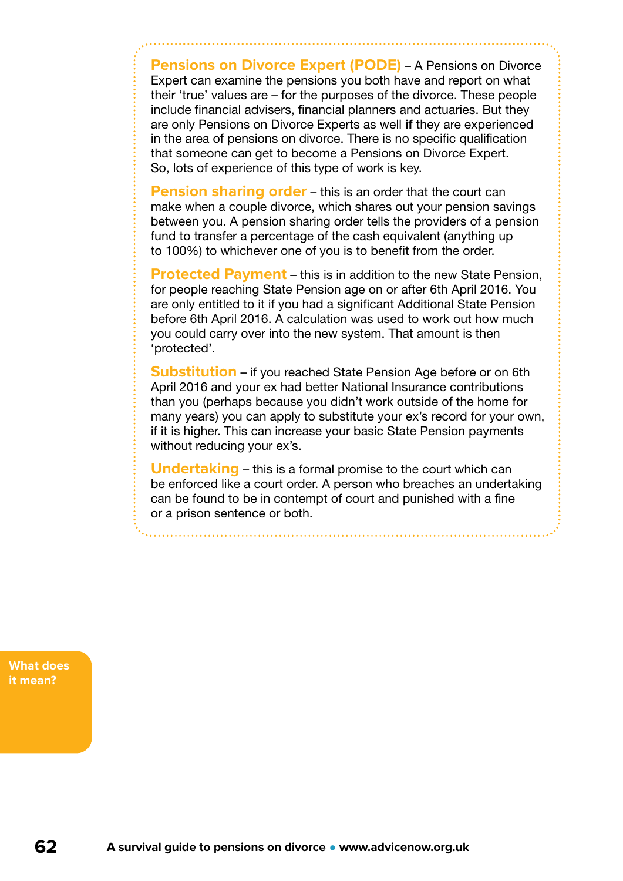**Pensions on Divorce Expert (PODE)** – A Pensions on Divorce Expert can examine the pensions you both have and report on what their 'true' values are – for the purposes of the divorce. These people include financial advisers, financial planners and actuaries. But they are only Pensions on Divorce Experts as well **if** they are experienced in the area of pensions on divorce. There is no specific qualification that someone can get to become a Pensions on Divorce Expert. So, lots of experience of this type of work is key.

**Pension sharing order** – this is an order that the court can make when a couple divorce, which shares out your pension savings between you. A pension sharing order tells the providers of a pension fund to transfer a percentage of the cash equivalent (anything up to 100%) to whichever one of you is to benefit from the order.

**Protected Payment** – this is in addition to the new State Pension, for people reaching State Pension age on or after 6th April 2016. You are only entitled to it if you had a significant Additional State Pension before 6th April 2016. A calculation was used to work out how much you could carry over into the new system. That amount is then 'protected'.

**Substitution** – if you reached State Pension Age before or on 6th April 2016 and your ex had better National Insurance contributions than you (perhaps because you didn't work outside of the home for many years) you can apply to substitute your ex's record for your own, if it is higher. This can increase your basic State Pension payments without reducing your ex's.

**Undertaking** – this is a formal promise to the court which can be enforced like a court order. A person who breaches an undertaking can be found to be in contempt of court and punished with a fine or a prison sentence or both.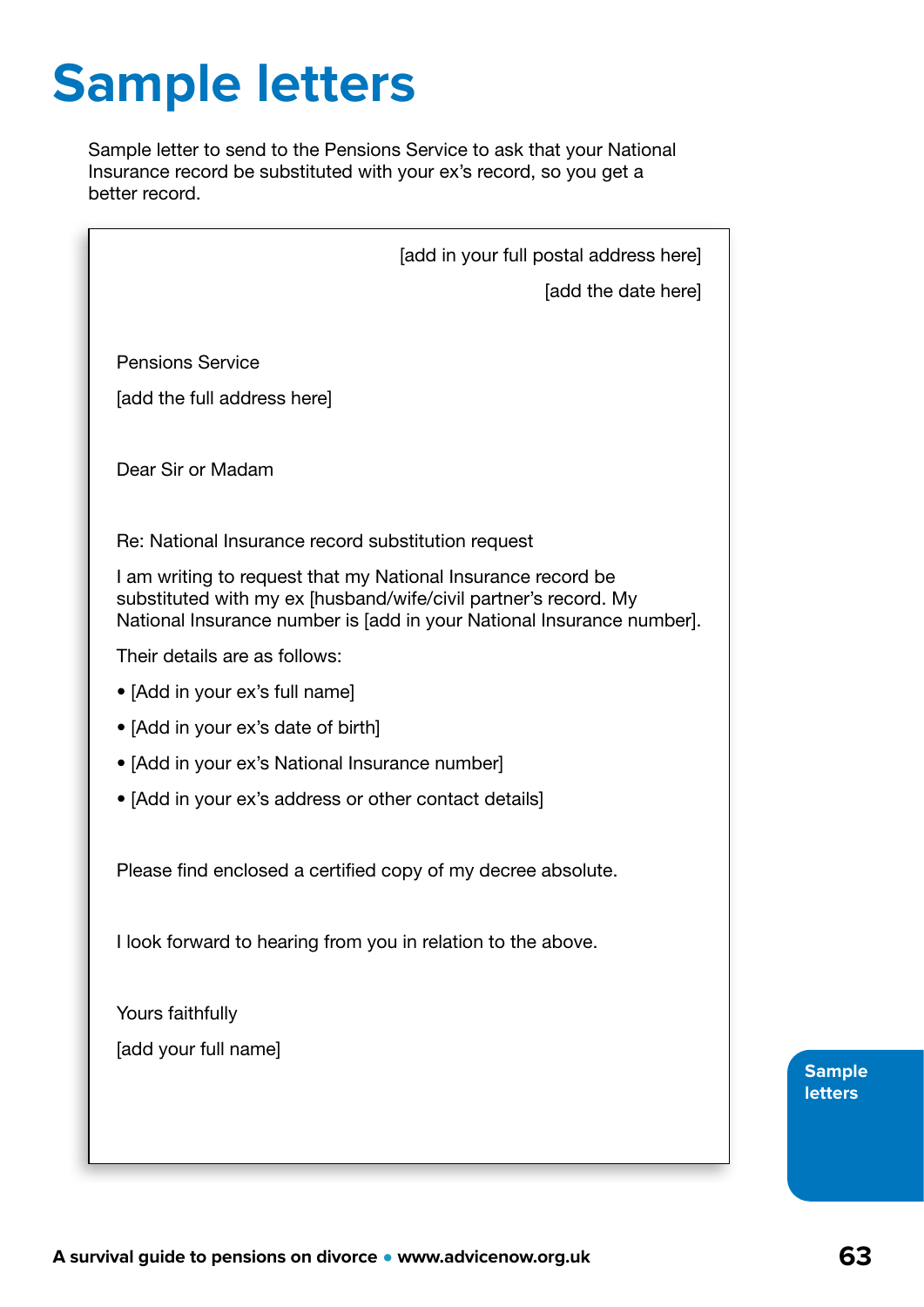# Sample letters

Sample letter to send to the Pensions Service to ask that your National Insurance record be substituted with your ex's record, so you get a better record.

[add in your full postal address here]

[add the date here]

Pensions Service

[add the full address here]

Dear Sir or Madam

Re: National Insurance record substitution request

I am writing to request that my National Insurance record be substituted with my ex [husband/wife/civil partner's record. My National Insurance number is [add in your National Insurance number].

Their details are as follows:

- [Add in your ex's full name]
- [Add in your ex's date of birth]
- [Add in your ex's National Insurance number]
- [Add in your ex's address or other contact details]

Please find enclosed a certified copy of my decree absolute.

I look forward to hearing from you in relation to the above.

Yours faithfully

[add your full name]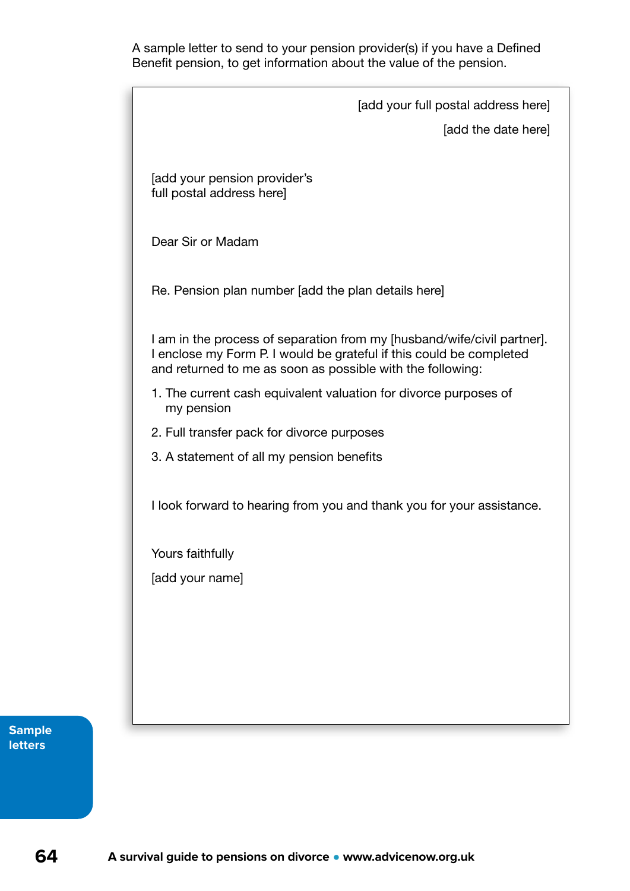A sample letter to send to your pension provider(s) if you have a Defined Benefit pension, to get information about the value of the pension.

[add your full postal address here]

[add the date here]

[add your pension provider's full postal address here]

Dear Sir or Madam

Re. Pension plan number [add the plan details here]

I am in the process of separation from my [husband/wife/civil partner]. I enclose my Form P. I would be grateful if this could be completed and returned to me as soon as possible with the following:

1. The current cash equivalent valuation for divorce purposes of my pension
2. Full transfer pack for divorce purposes
3. A statement of all my pension benefits

I look forward to hearing from you and thank you for your assistance.

Yours faithfully

[add your name]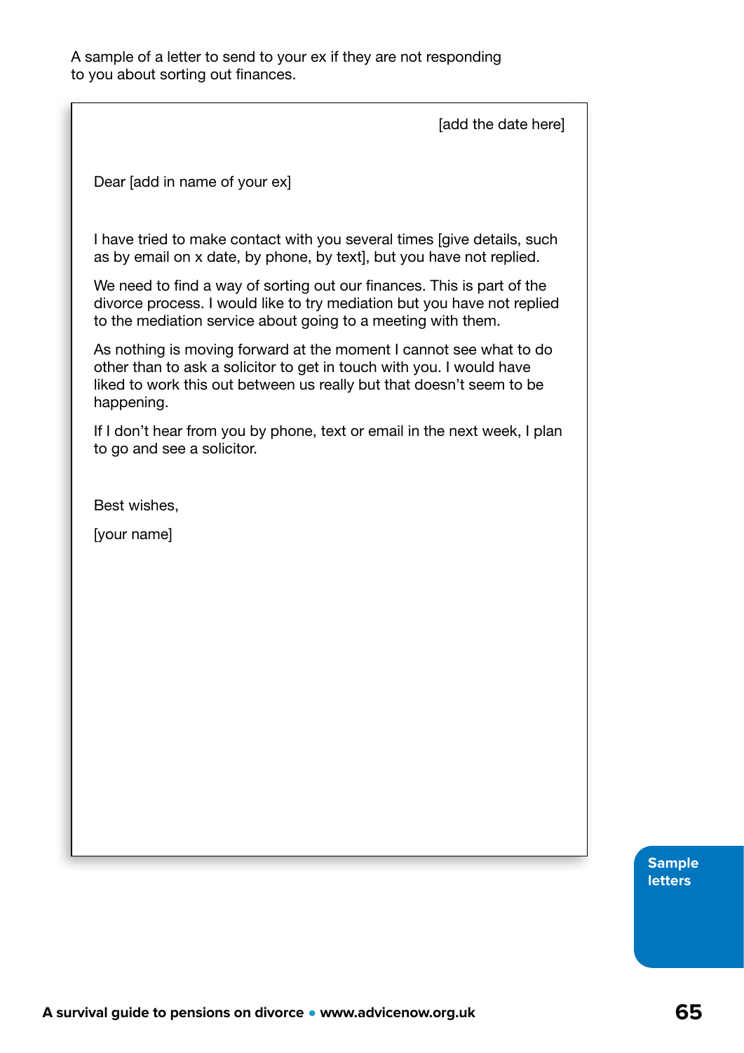A sample of a letter to send to your ex if they are not responding to you about sorting out finances.

[add the date here]

Dear [add in name of your ex]

I have tried to make contact with you several times [give details, such as by email on x date, by phone, by text], but you have not replied.

We need to find a way of sorting out our finances. This is part of the divorce process. I would like to try mediation but you have not replied to the mediation service about going to a meeting with them.

As nothing is moving forward at the moment I cannot see what to do other than to ask a solicitor to get in touch with you. I would have liked to work this out between us really but that doesn't seem to be happening.

If I don't hear from you by phone, text or email in the next week, I plan to go and see a solicitor.

Best wishes,

[your name]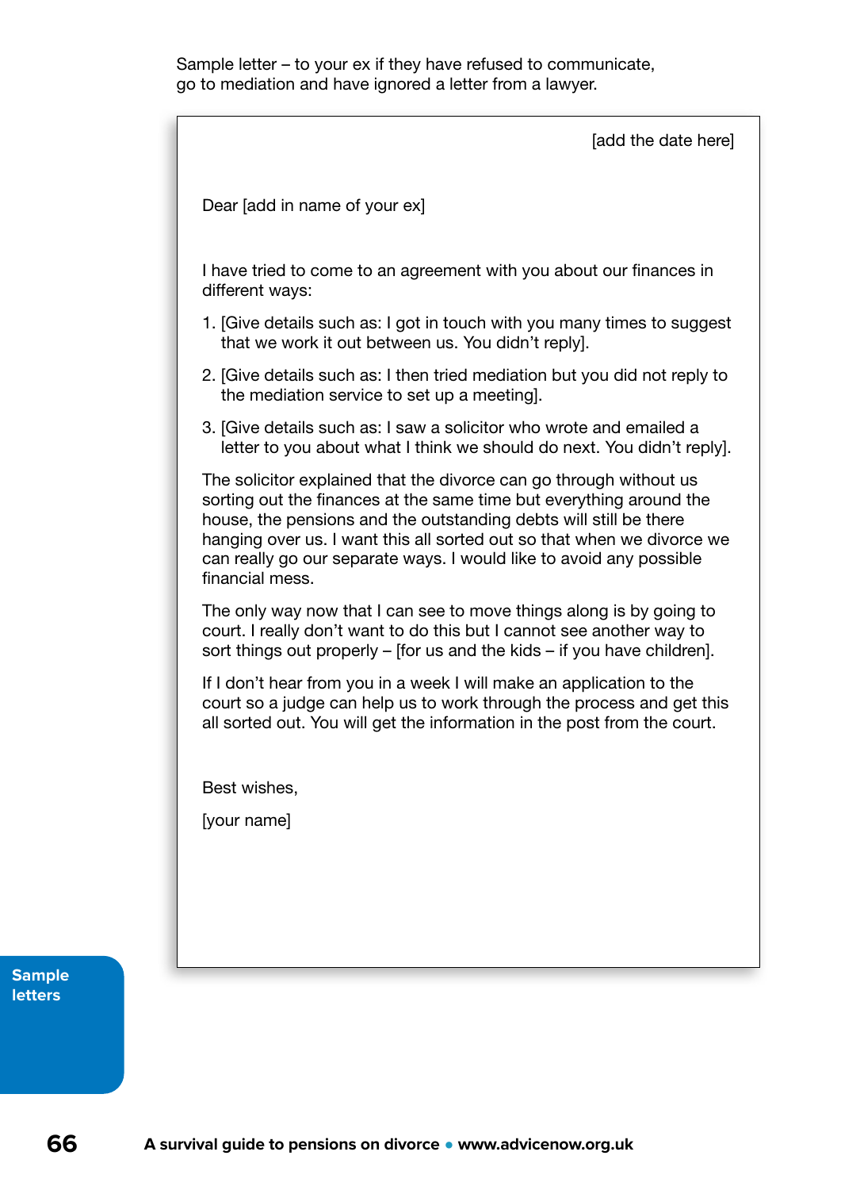Sample letter – to your ex if they have refused to communicate, go to mediation and have ignored a letter from a lawyer.

[add the date here]

Dear [add in name of your ex]

I have tried to come to an agreement with you about our finances in different ways:

1. [Give details such as: I got in touch with you many times to suggest that we work it out between us. You didn't reply].
2. [Give details such as: I then tried mediation but you did not reply to the mediation service to set up a meeting].
3. [Give details such as: I saw a solicitor who wrote and emailed a letter to you about what I think we should do next. You didn't reply].

The solicitor explained that the divorce can go through without us sorting out the finances at the same time but everything around the house, the pensions and the outstanding debts will still be there hanging over us. I want this all sorted out so that when we divorce we can really go our separate ways. I would like to avoid any possible financial mess.

The only way now that I can see to move things along is by going to court. I really don't want to do this but I cannot see another way to sort things out properly – [for us and the kids – if you have children].

If I don't hear from you in a week I will make an application to the court so a judge can help us to work through the process and get this all sorted out. You will get the information in the post from the court.

Best wishes,

[your name]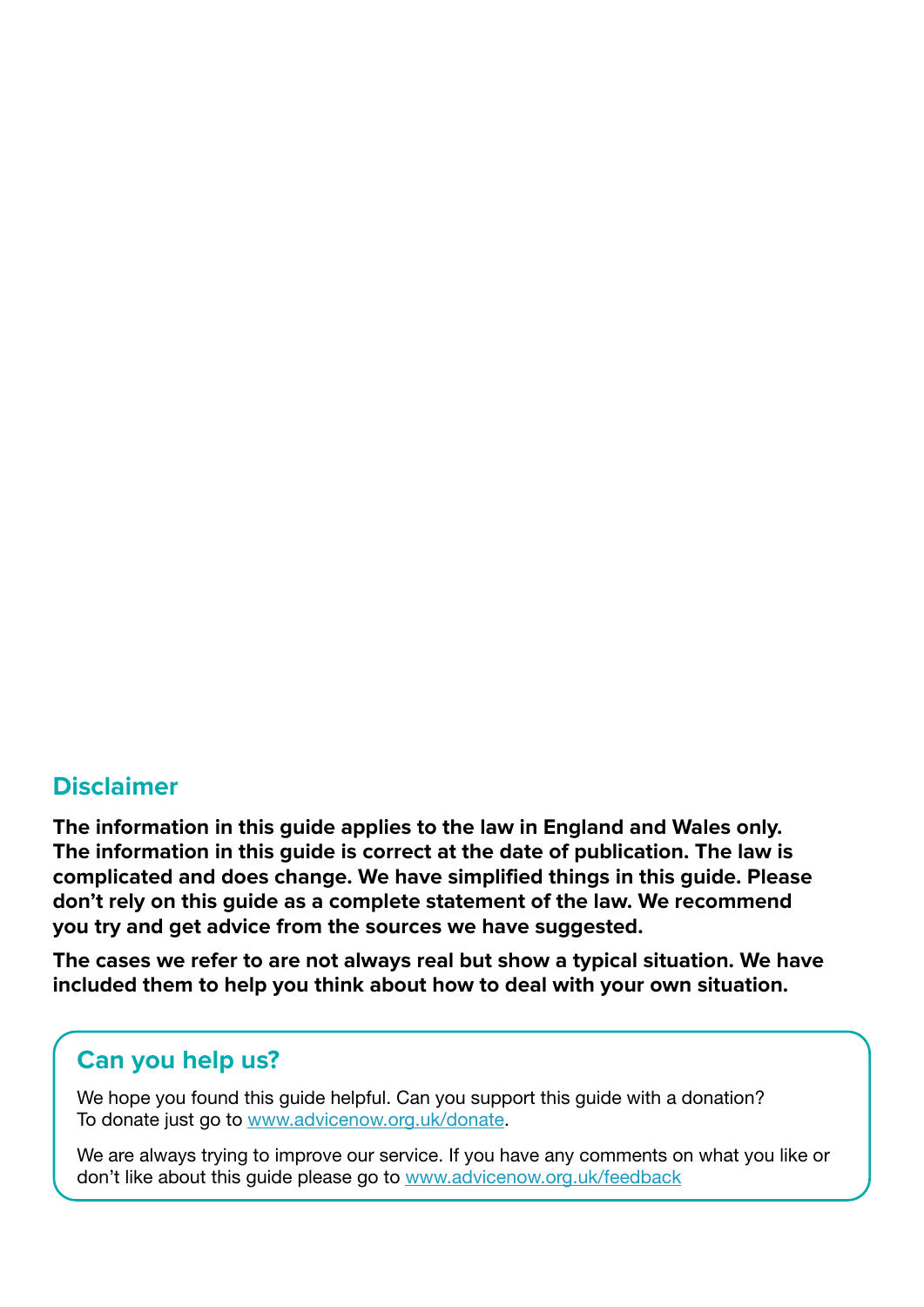## Disclaimer

**The information in this guide applies to the law in England and Wales only. The information in this guide is correct at the date of publication. The law is complicated and does change. We have simplified things in this guide. Please don't rely on this guide as a complete statement of the law. We recommend you try and get advice from the sources we have suggested.**

**The cases we refer to are not always real but show a typical situation. We have included them to help you think about how to deal with your own situation.**

## Can you help us?

We hope you found this guide helpful. Can you support this guide with a donation? To donate just go to www.advicenow.org.uk/donate.

We are always trying to improve our service. If you have any comments on what you like or don't like about this guide please go to www.advicenow.org.uk/feedback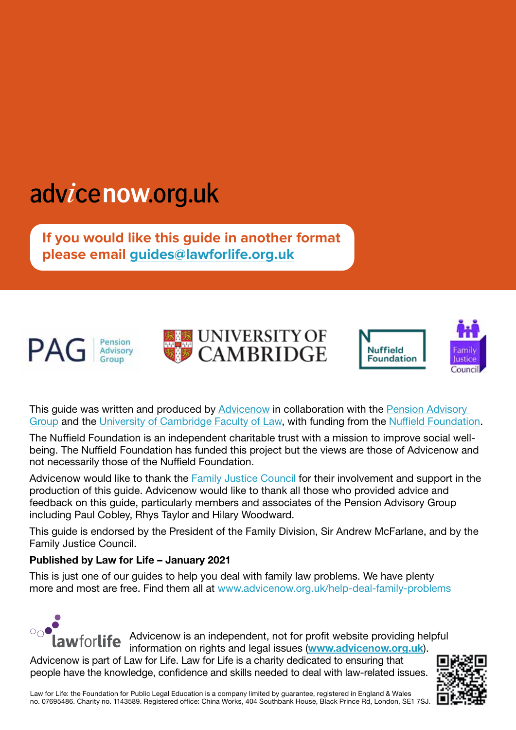advicenow.org.uk

**If you would like this guide in another format please email guides@lawforlife.org.uk**

PAG Pension Advisory Group

UNIVERSITY OF CAMBRIDGE

Nuffield Foundation

Family Justice Council

This guide was written and produced by Advicenow in collaboration with the Pension Advisory Group and the University of Cambridge Faculty of Law, with funding from the Nuffield Foundation.

The Nuffield Foundation is an independent charitable trust with a mission to improve social well-being. The Nuffield Foundation has funded this project but the views are those of Advicenow and not necessarily those of the Nuffield Foundation.

Advicenow would like to thank the Family Justice Council for their involvement and support in the production of this guide. Advicenow would like to thank all those who provided advice and feedback on this guide, particularly members and associates of the Pension Advisory Group including Paul Cobley, Rhys Taylor and Hilary Woodward.

This guide is endorsed by the President of the Family Division, Sir Andrew McFarlane, and by the Family Justice Council.

**Published by Law for Life – January 2021**

This is just one of our guides to help you deal with family law problems. We have plenty more and most are free. Find them all at www.advicenow.org.uk/help-deal-family-problems

lawforlife

Advicenow is an independent, not for profit website providing helpful information on rights and legal issues (**www.advicenow.org.uk**).

Advicenow is part of Law for Life. Law for Life is a charity dedicated to ensuring that people have the knowledge, confidence and skills needed to deal with law-related issues.

Law for Life: the Foundation for Public Legal Education is a company limited by guarantee, registered in England & Wales no. 07695486. Charity no. 1143589. Registered office: China Works, 404 Southbank House, Black Prince Rd, London, SE1 7SJ.